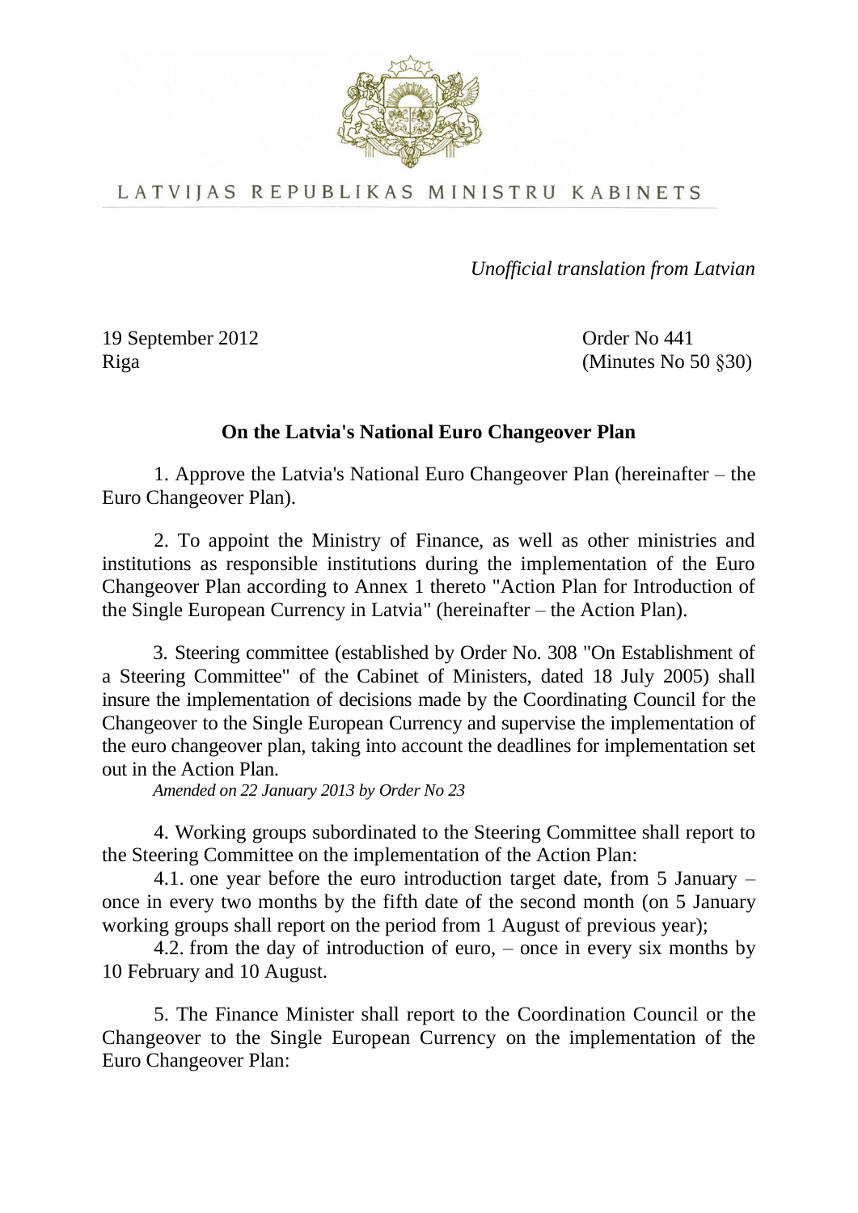LATVIJAS REPUBLIKAS MINISTRU KABINETS

*Unofficial translation from Latvian*

19 September 2012 — Order No 441

Riga — (Minutes No 50 §30)

## On the Latvia's National Euro Changeover Plan

1. Approve the Latvia's National Euro Changeover Plan (hereinafter – the Euro Changeover Plan).

2. To appoint the Ministry of Finance, as well as other ministries and institutions as responsible institutions during the implementation of the Euro Changeover Plan according to Annex 1 thereto "Action Plan for Introduction of the Single European Currency in Latvia" (hereinafter – the Action Plan).

3. Steering committee (established by Order No. 308 "On Establishment of a Steering Committee" of the Cabinet of Ministers, dated 18 July 2005) shall insure the implementation of decisions made by the Coordinating Council for the Changeover to the Single European Currency and supervise the implementation of the euro changeover plan, taking into account the deadlines for implementation set out in the Action Plan.

*Amended on 22 January 2013 by Order No 23*

4. Working groups subordinated to the Steering Committee shall report to the Steering Committee on the implementation of the Action Plan:

4.1. one year before the euro introduction target date, from 5 January – once in every two months by the fifth date of the second month (on 5 January working groups shall report on the period from 1 August of previous year);

4.2. from the day of introduction of euro, – once in every six months by 10 February and 10 August.

5. The Finance Minister shall report to the Coordination Council or the Changeover to the Single European Currency on the implementation of the Euro Changeover Plan: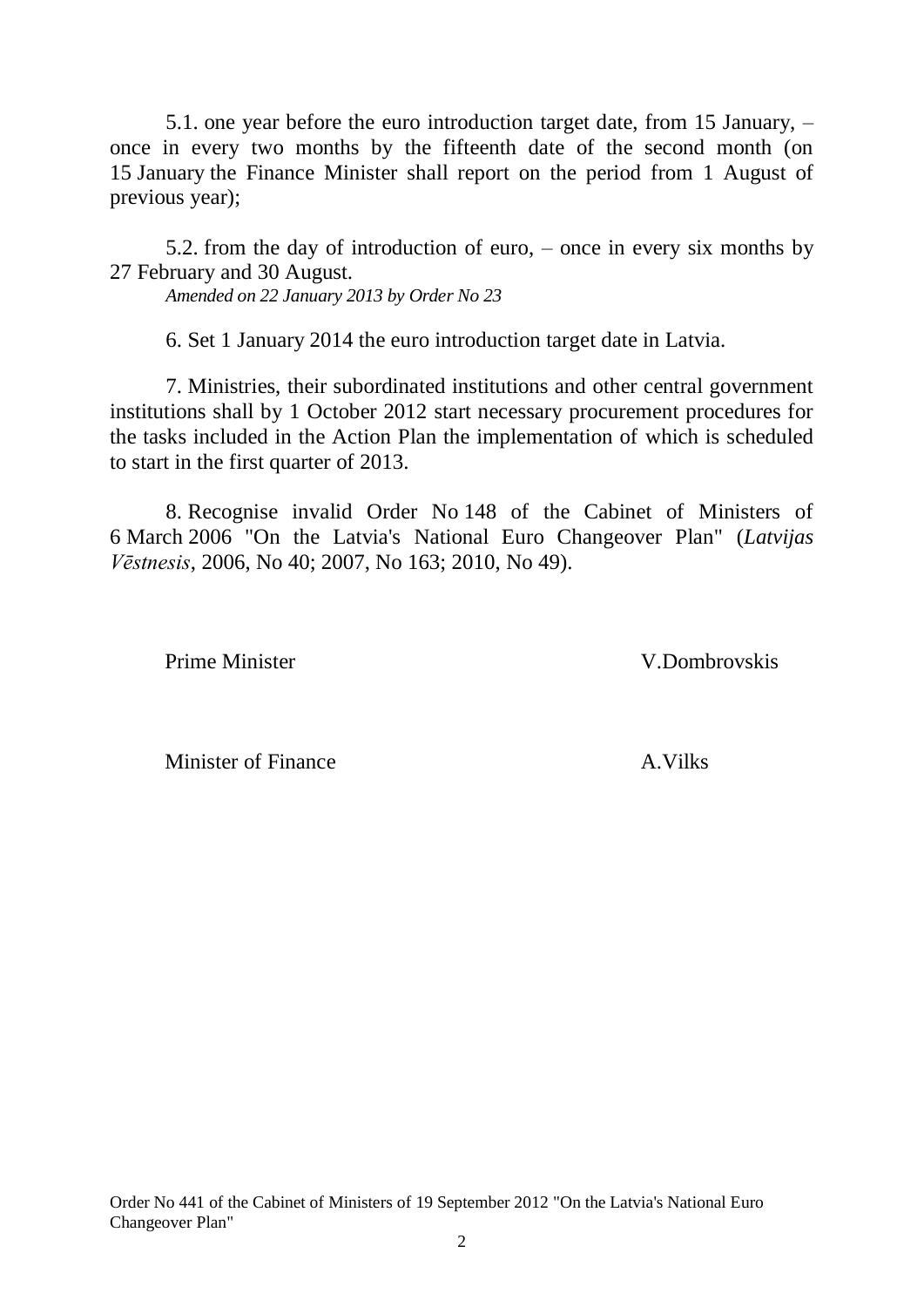5.1. one year before the euro introduction target date, from 15 January, – once in every two months by the fifteenth date of the second month (on 15 January the Finance Minister shall report on the period from 1 August of previous year);

5.2. from the day of introduction of euro, – once in every six months by 27 February and 30 August.

*Amended on 22 January 2013 by Order No 23*

6. Set 1 January 2014 the euro introduction target date in Latvia.

7. Ministries, their subordinated institutions and other central government institutions shall by 1 October 2012 start necessary procurement procedures for the tasks included in the Action Plan the implementation of which is scheduled to start in the first quarter of 2013.

8. Recognise invalid Order No 148 of the Cabinet of Ministers of 6 March 2006 "On the Latvia's National Euro Changeover Plan" (*Latvijas Vēstnesis*, 2006, No 40; 2007, No 163; 2010, No 49).

Prime Minister V.Dombrovskis

Minister of Finance A.Vilks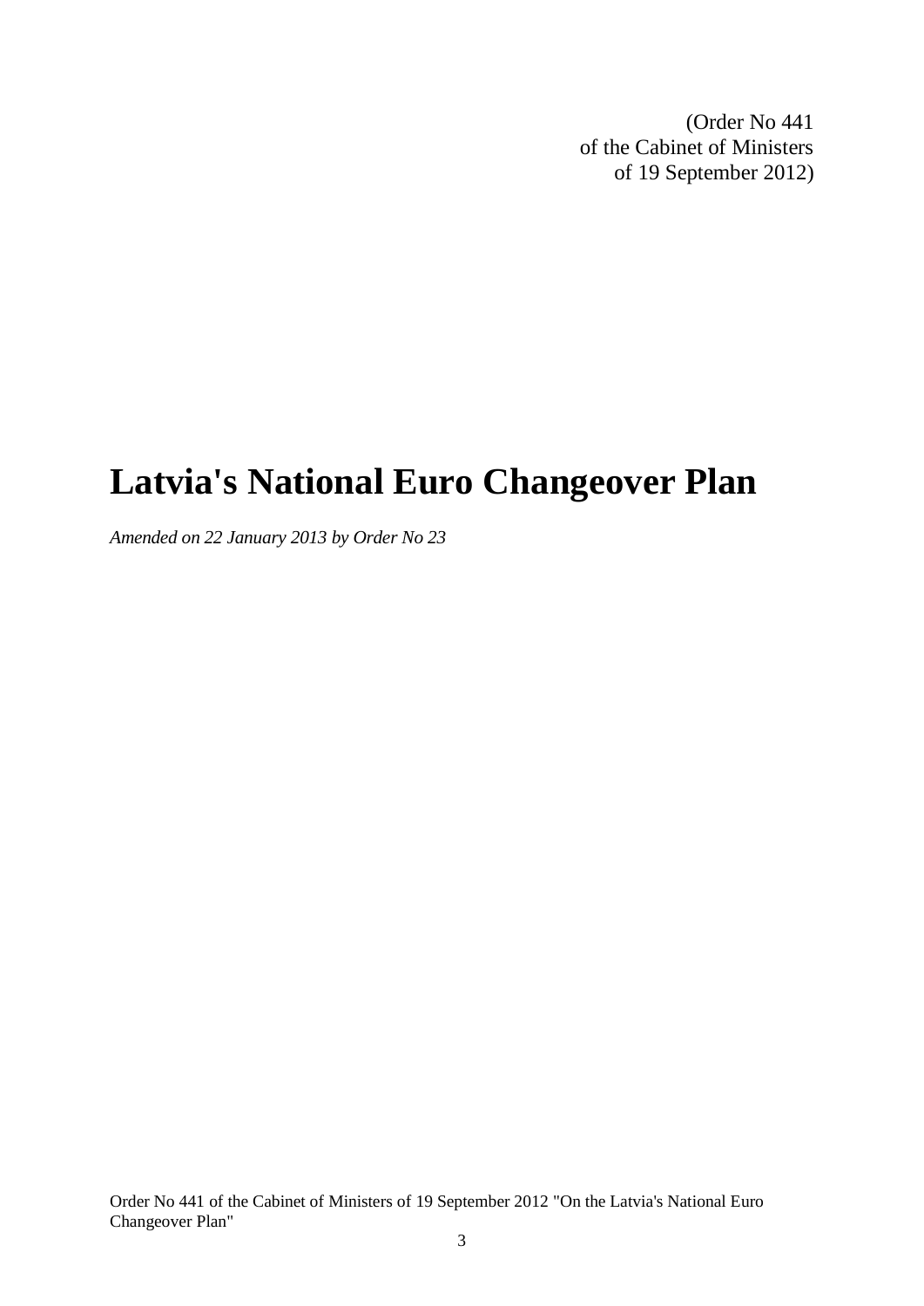(Order No 441
of the Cabinet of Ministers
of 19 September 2012)

# Latvia's National Euro Changeover Plan

*Amended on 22 January 2013 by Order No 23*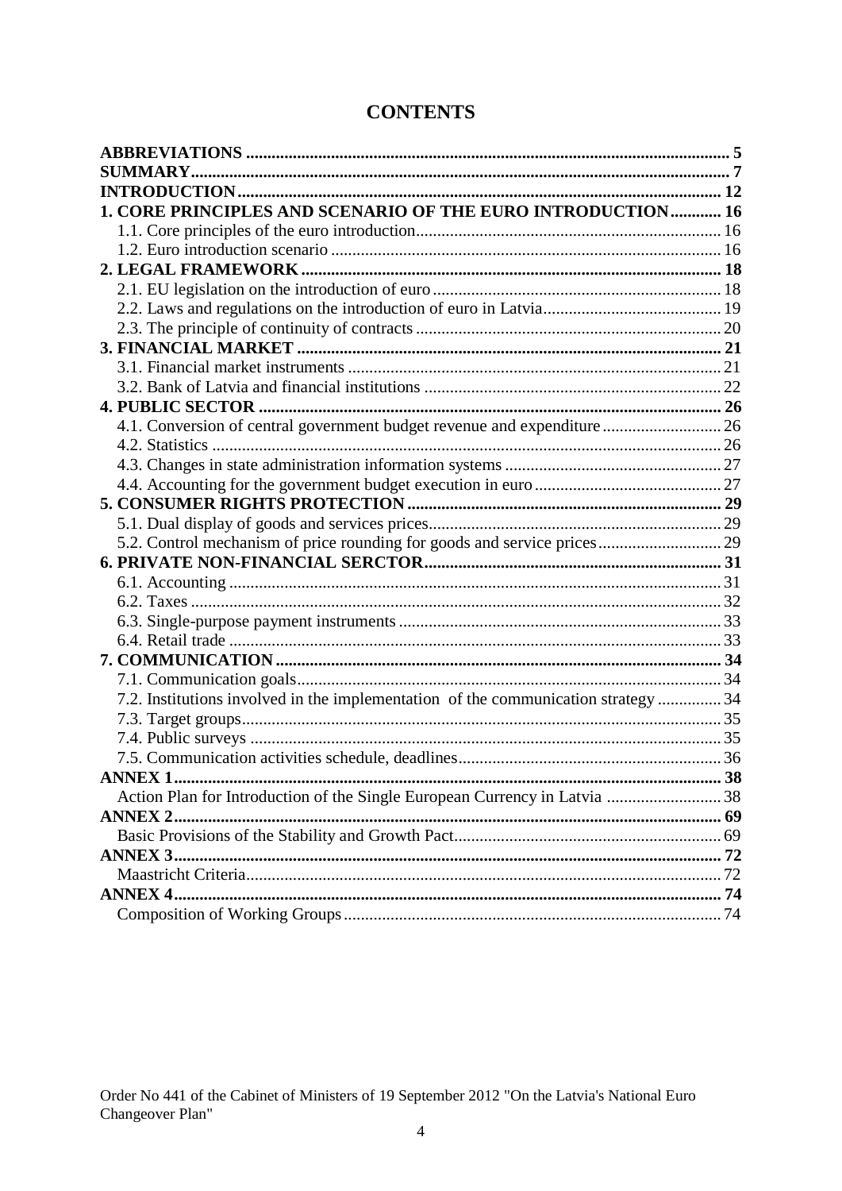# CONTENTS

| | |
|---|---|
| **ABBREVIATIONS** | **5** |
| **SUMMARY** | **7** |
| **INTRODUCTION** | **12** |
| **1. CORE PRINCIPLES AND SCENARIO OF THE EURO INTRODUCTION** | **16** |
| 1.1. Core principles of the euro introduction | 16 |
| 1.2. Euro introduction scenario | 16 |
| **2. LEGAL FRAMEWORK** | **18** |
| 2.1. EU legislation on the introduction of euro | 18 |
| 2.2. Laws and regulations on the introduction of euro in Latvia | 19 |
| 2.3. The principle of continuity of contracts | 20 |
| **3. FINANCIAL MARKET** | **21** |
| 3.1. Financial market instruments | 21 |
| 3.2. Bank of Latvia and financial institutions | 22 |
| **4. PUBLIC SECTOR** | **26** |
| 4.1. Conversion of central government budget revenue and expenditure | 26 |
| 4.2. Statistics | 26 |
| 4.3. Changes in state administration information systems | 27 |
| 4.4. Accounting for the government budget execution in euro | 27 |
| **5. CONSUMER RIGHTS PROTECTION** | **29** |
| 5.1. Dual display of goods and services prices | 29 |
| 5.2. Control mechanism of price rounding for goods and service prices | 29 |
| **6. PRIVATE NON-FINANCIAL SERCTOR** | **31** |
| 6.1. Accounting | 31 |
| 6.2. Taxes | 32 |
| 6.3. Single-purpose payment instruments | 33 |
| 6.4. Retail trade | 33 |
| **7. COMMUNICATION** | **34** |
| 7.1. Communication goals | 34 |
| 7.2. Institutions involved in the implementation of the communication strategy | 34 |
| 7.3. Target groups | 35 |
| 7.4. Public surveys | 35 |
| 7.5. Communication activities schedule, deadlines | 36 |
| **ANNEX 1** | **38** |
| Action Plan for Introduction of the Single European Currency in Latvia | 38 |
| **ANNEX 2** | **69** |
| Basic Provisions of the Stability and Growth Pact | 69 |
| **ANNEX 3** | **72** |
| Maastricht Criteria | 72 |
| **ANNEX 4** | **74** |
| Composition of Working Groups | 74 |

Order No 441 of the Cabinet of Ministers of 19 September 2012 "On the Latvia's National Euro Changeover Plan"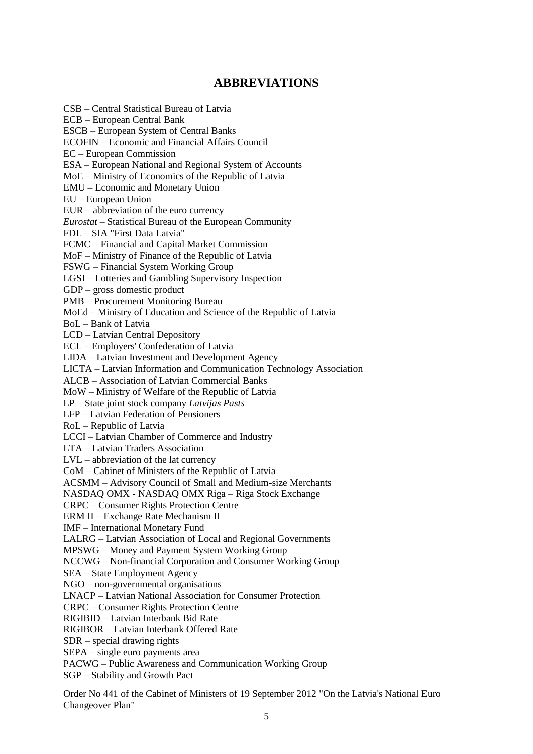# ABBREVIATIONS

CSB – Central Statistical Bureau of Latvia
ECB – European Central Bank
ESCB – European System of Central Banks
ECOFIN – Economic and Financial Affairs Council
EC – European Commission
ESA – European National and Regional System of Accounts
MoE – Ministry of Economics of the Republic of Latvia
EMU – Economic and Monetary Union
EU – European Union
EUR – abbreviation of the euro currency
*Eurostat* – Statistical Bureau of the European Community
FDL – SIA "First Data Latvia"
FCMC – Financial and Capital Market Commission
MoF – Ministry of Finance of the Republic of Latvia
FSWG – Financial System Working Group
LGSI – Lotteries and Gambling Supervisory Inspection
GDP – gross domestic product
PMB – Procurement Monitoring Bureau
MoEd – Ministry of Education and Science of the Republic of Latvia
BoL – Bank of Latvia
LCD – Latvian Central Depository
ECL – Employers' Confederation of Latvia
LIDA – Latvian Investment and Development Agency
LICTA – Latvian Information and Communication Technology Association
ALCB – Association of Latvian Commercial Banks
MoW – Ministry of Welfare of the Republic of Latvia
LP – State joint stock company *Latvijas Pasts*
LFP – Latvian Federation of Pensioners
RoL – Republic of Latvia
LCCI – Latvian Chamber of Commerce and Industry
LTA – Latvian Traders Association
LVL – abbreviation of the lat currency
CoM – Cabinet of Ministers of the Republic of Latvia
ACSMM – Advisory Council of Small and Medium-size Merchants
NASDAQ OMX - NASDAQ OMX Riga – Riga Stock Exchange
CRPC – Consumer Rights Protection Centre
ERM II – Exchange Rate Mechanism II
IMF – International Monetary Fund
LALRG – Latvian Association of Local and Regional Governments
MPSWG – Money and Payment System Working Group
NCCWG – Non-financial Corporation and Consumer Working Group
SEA – State Employment Agency
NGO – non-governmental organisations
LNACP – Latvian National Association for Consumer Protection
CRPC – Consumer Rights Protection Centre
RIGIBID – Latvian Interbank Bid Rate
RIGIBOR – Latvian Interbank Offered Rate
SDR – special drawing rights
SEPA – single euro payments area
PACWG – Public Awareness and Communication Working Group
SGP – Stability and Growth Pact

Order No 441 of the Cabinet of Ministers of 19 September 2012 "On the Latvia's National Euro Changeover Plan"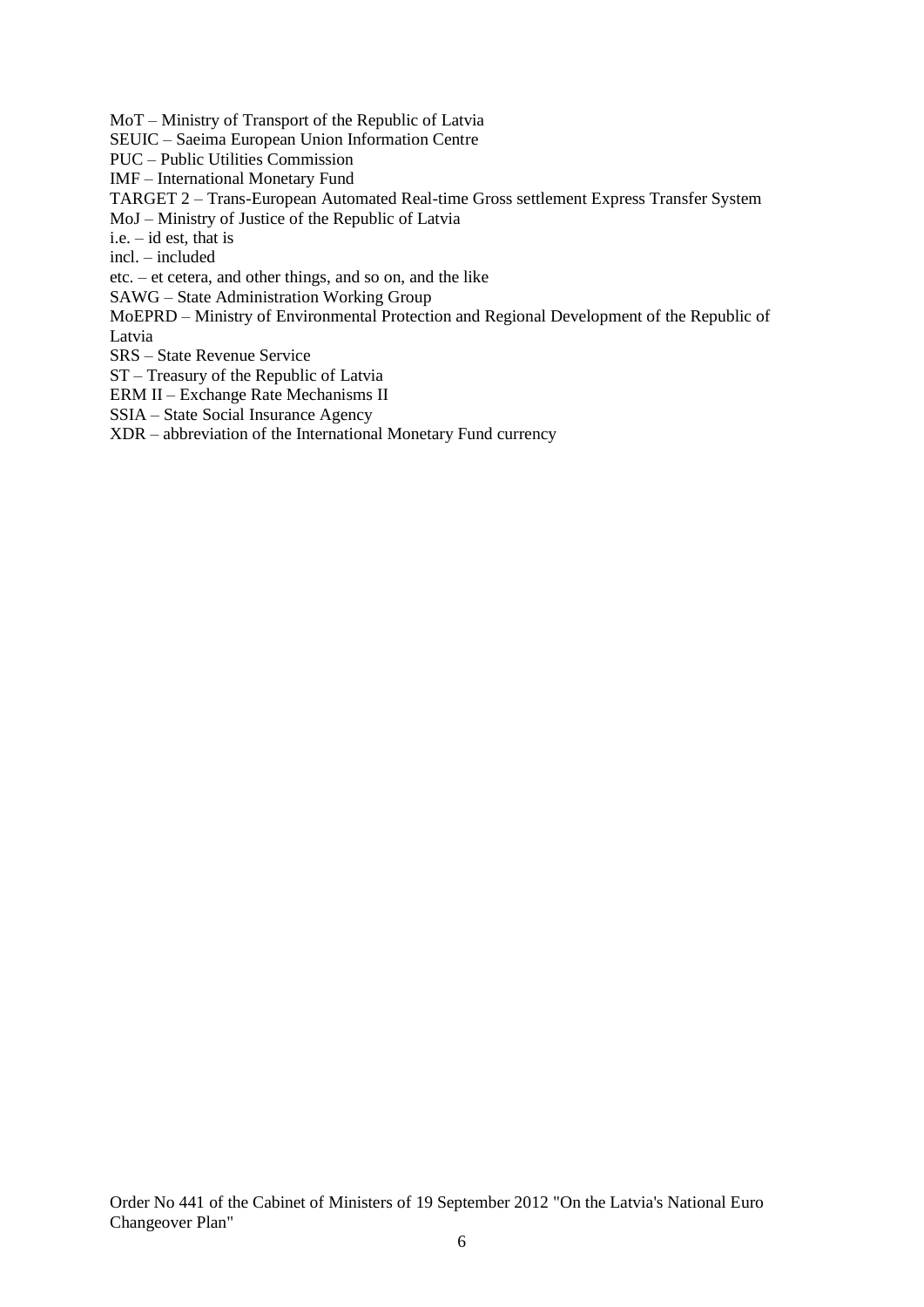MoT – Ministry of Transport of the Republic of Latvia
SEUIC – Saeima European Union Information Centre
PUC – Public Utilities Commission
IMF – International Monetary Fund
TARGET 2 – Trans-European Automated Real-time Gross settlement Express Transfer System
MoJ – Ministry of Justice of the Republic of Latvia
i.e. – id est, that is
incl. – included
etc. – et cetera, and other things, and so on, and the like
SAWG – State Administration Working Group
MoEPRD – Ministry of Environmental Protection and Regional Development of the Republic of Latvia
SRS – State Revenue Service
ST – Treasury of the Republic of Latvia
ERM II – Exchange Rate Mechanisms II
SSIA – State Social Insurance Agency
XDR – abbreviation of the International Monetary Fund currency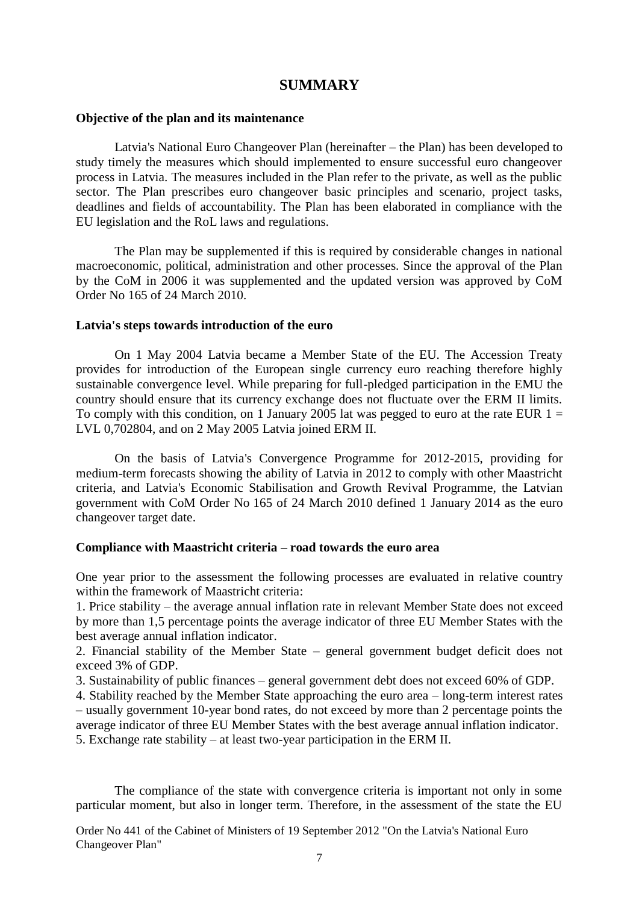# SUMMARY

**Objective of the plan and its maintenance**

Latvia's National Euro Changeover Plan (hereinafter – the Plan) has been developed to study timely the measures which should implemented to ensure successful euro changeover process in Latvia. The measures included in the Plan refer to the private, as well as the public sector. The Plan prescribes euro changeover basic principles and scenario, project tasks, deadlines and fields of accountability. The Plan has been elaborated in compliance with the EU legislation and the RoL laws and regulations.

The Plan may be supplemented if this is required by considerable changes in national macroeconomic, political, administration and other processes. Since the approval of the Plan by the CoM in 2006 it was supplemented and the updated version was approved by CoM Order No 165 of 24 March 2010.

**Latvia's steps towards introduction of the euro**

On 1 May 2004 Latvia became a Member State of the EU. The Accession Treaty provides for introduction of the European single currency euro reaching therefore highly sustainable convergence level. While preparing for full-pledged participation in the EMU the country should ensure that its currency exchange does not fluctuate over the ERM II limits. To comply with this condition, on 1 January 2005 lat was pegged to euro at the rate EUR 1 = LVL 0,702804, and on 2 May 2005 Latvia joined ERM II.

On the basis of Latvia's Convergence Programme for 2012-2015, providing for medium-term forecasts showing the ability of Latvia in 2012 to comply with other Maastricht criteria, and Latvia's Economic Stabilisation and Growth Revival Programme, the Latvian government with CoM Order No 165 of 24 March 2010 defined 1 January 2014 as the euro changeover target date.

**Compliance with Maastricht criteria – road towards the euro area**

One year prior to the assessment the following processes are evaluated in relative country within the framework of Maastricht criteria:

1. Price stability – the average annual inflation rate in relevant Member State does not exceed by more than 1,5 percentage points the average indicator of three EU Member States with the best average annual inflation indicator.
2. Financial stability of the Member State – general government budget deficit does not exceed 3% of GDP.
3. Sustainability of public finances – general government debt does not exceed 60% of GDP.
4. Stability reached by the Member State approaching the euro area – long-term interest rates – usually government 10-year bond rates, do not exceed by more than 2 percentage points the average indicator of three EU Member States with the best average annual inflation indicator.
5. Exchange rate stability – at least two-year participation in the ERM II.

The compliance of the state with convergence criteria is important not only in some particular moment, but also in longer term. Therefore, in the assessment of the state the EU

Order No 441 of the Cabinet of Ministers of 19 September 2012 "On the Latvia's National Euro Changeover Plan"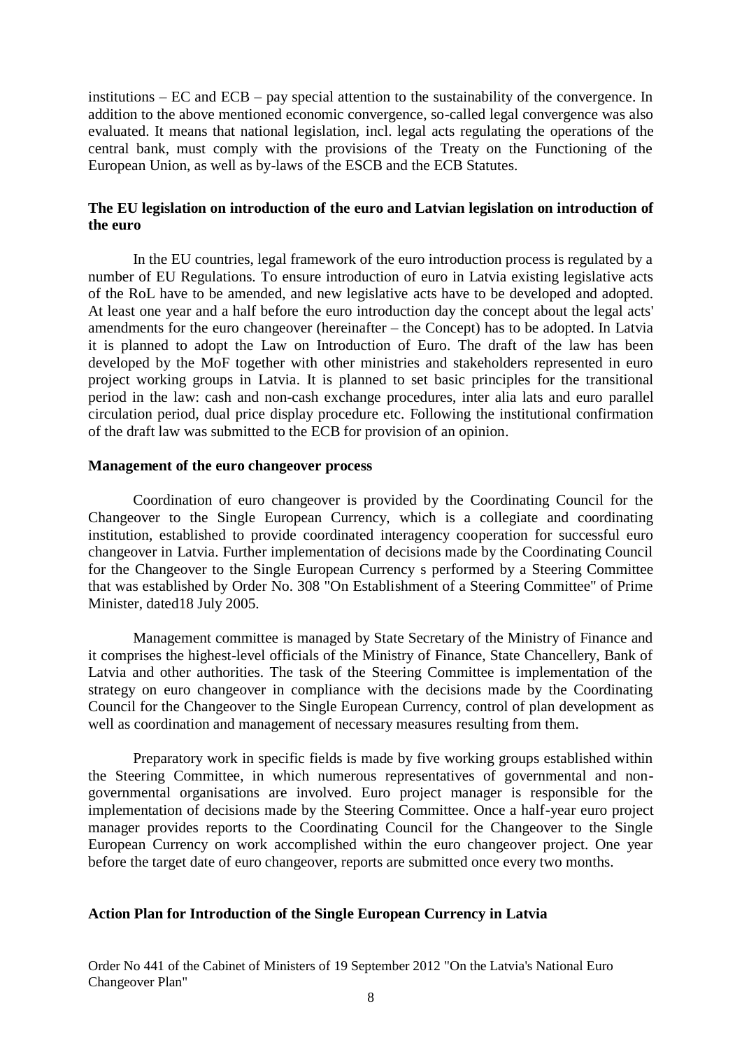institutions – EC and ECB – pay special attention to the sustainability of the convergence. In addition to the above mentioned economic convergence, so-called legal convergence was also evaluated. It means that national legislation, incl. legal acts regulating the operations of the central bank, must comply with the provisions of the Treaty on the Functioning of the European Union, as well as by-laws of the ESCB and the ECB Statutes.

**The EU legislation on introduction of the euro and Latvian legislation on introduction of the euro**

In the EU countries, legal framework of the euro introduction process is regulated by a number of EU Regulations. To ensure introduction of euro in Latvia existing legislative acts of the RoL have to be amended, and new legislative acts have to be developed and adopted. At least one year and a half before the euro introduction day the concept about the legal acts' amendments for the euro changeover (hereinafter – the Concept) has to be adopted. In Latvia it is planned to adopt the Law on Introduction of Euro. The draft of the law has been developed by the MoF together with other ministries and stakeholders represented in euro project working groups in Latvia. It is planned to set basic principles for the transitional period in the law: cash and non-cash exchange procedures, inter alia lats and euro parallel circulation period, dual price display procedure etc. Following the institutional confirmation of the draft law was submitted to the ECB for provision of an opinion.

**Management of the euro changeover process**

Coordination of euro changeover is provided by the Coordinating Council for the Changeover to the Single European Currency, which is a collegiate and coordinating institution, established to provide coordinated interagency cooperation for successful euro changeover in Latvia. Further implementation of decisions made by the Coordinating Council for the Changeover to the Single European Currency s performed by a Steering Committee that was established by Order No. 308 "On Establishment of a Steering Committee" of Prime Minister, dated18 July 2005.

Management committee is managed by State Secretary of the Ministry of Finance and it comprises the highest-level officials of the Ministry of Finance, State Chancellery, Bank of Latvia and other authorities. The task of the Steering Committee is implementation of the strategy on euro changeover in compliance with the decisions made by the Coordinating Council for the Changeover to the Single European Currency, control of plan development as well as coordination and management of necessary measures resulting from them.

Preparatory work in specific fields is made by five working groups established within the Steering Committee, in which numerous representatives of governmental and non-governmental organisations are involved. Euro project manager is responsible for the implementation of decisions made by the Steering Committee. Once a half-year euro project manager provides reports to the Coordinating Council for the Changeover to the Single European Currency on work accomplished within the euro changeover project. One year before the target date of euro changeover, reports are submitted once every two months.

**Action Plan for Introduction of the Single European Currency in Latvia**

Order No 441 of the Cabinet of Ministers of 19 September 2012 "On the Latvia's National Euro Changeover Plan"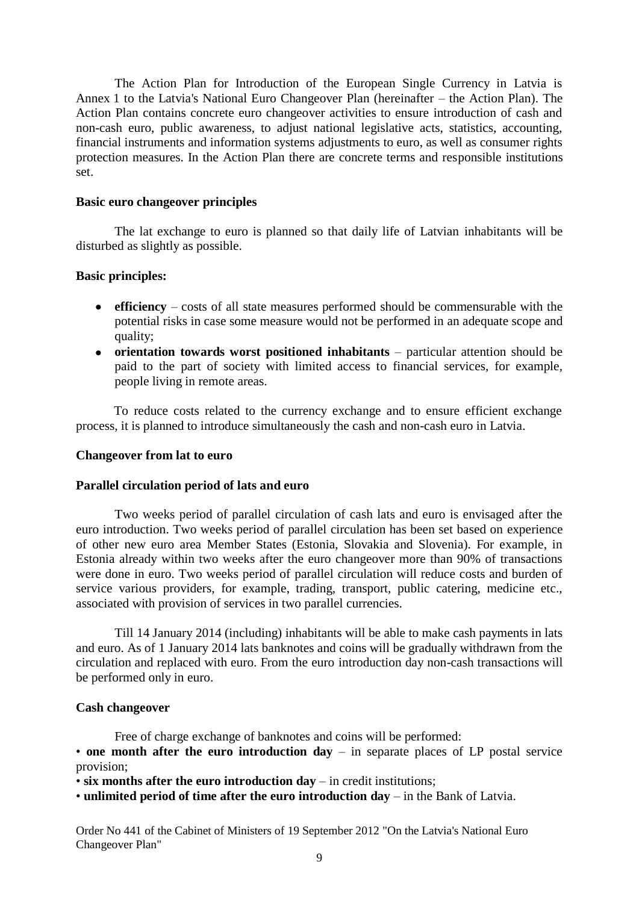The Action Plan for Introduction of the European Single Currency in Latvia is Annex 1 to the Latvia's National Euro Changeover Plan (hereinafter – the Action Plan). The Action Plan contains concrete euro changeover activities to ensure introduction of cash and non-cash euro, public awareness, to adjust national legislative acts, statistics, accounting, financial instruments and information systems adjustments to euro, as well as consumer rights protection measures. In the Action Plan there are concrete terms and responsible institutions set.

**Basic euro changeover principles**

The lat exchange to euro is planned so that daily life of Latvian inhabitants will be disturbed as slightly as possible.

**Basic principles:**

- **efficiency** – costs of all state measures performed should be commensurable with the potential risks in case some measure would not be performed in an adequate scope and quality;
- **orientation towards worst positioned inhabitants** – particular attention should be paid to the part of society with limited access to financial services, for example, people living in remote areas.

To reduce costs related to the currency exchange and to ensure efficient exchange process, it is planned to introduce simultaneously the cash and non-cash euro in Latvia.

**Changeover from lat to euro**

**Parallel circulation period of lats and euro**

Two weeks period of parallel circulation of cash lats and euro is envisaged after the euro introduction. Two weeks period of parallel circulation has been set based on experience of other new euro area Member States (Estonia, Slovakia and Slovenia). For example, in Estonia already within two weeks after the euro changeover more than 90% of transactions were done in euro. Two weeks period of parallel circulation will reduce costs and burden of service various providers, for example, trading, transport, public catering, medicine etc., associated with provision of services in two parallel currencies.

Till 14 January 2014 (including) inhabitants will be able to make cash payments in lats and euro. As of 1 January 2014 lats banknotes and coins will be gradually withdrawn from the circulation and replaced with euro. From the euro introduction day non-cash transactions will be performed only in euro.

**Cash changeover**

Free of charge exchange of banknotes and coins will be performed:

- **one month after the euro introduction day** – in separate places of LP postal service provision;
- **six months after the euro introduction day** – in credit institutions;
- **unlimited period of time after the euro introduction day** – in the Bank of Latvia.

Order No 441 of the Cabinet of Ministers of 19 September 2012 "On the Latvia's National Euro Changeover Plan"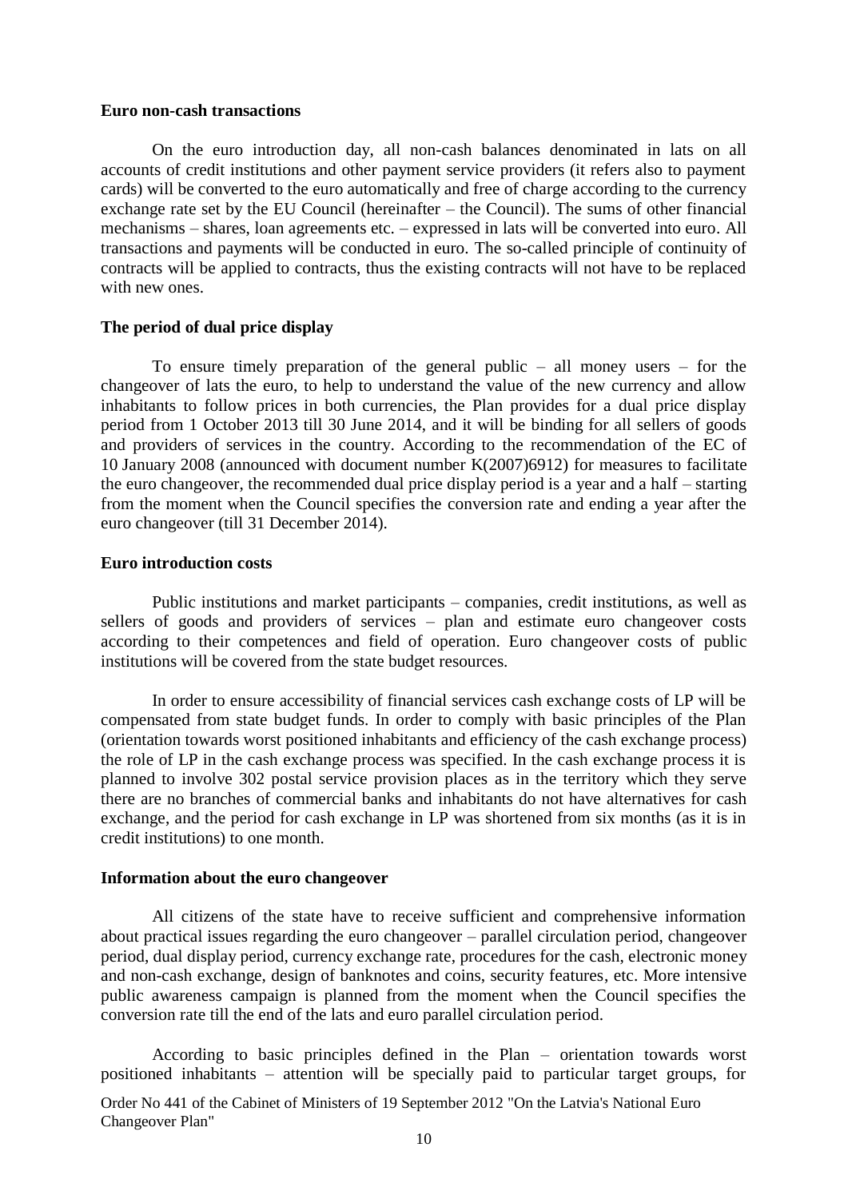**Euro non-cash transactions**

On the euro introduction day, all non-cash balances denominated in lats on all accounts of credit institutions and other payment service providers (it refers also to payment cards) will be converted to the euro automatically and free of charge according to the currency exchange rate set by the EU Council (hereinafter – the Council). The sums of other financial mechanisms – shares, loan agreements etc. – expressed in lats will be converted into euro. All transactions and payments will be conducted in euro. The so-called principle of continuity of contracts will be applied to contracts, thus the existing contracts will not have to be replaced with new ones.

**The period of dual price display**

To ensure timely preparation of the general public – all money users – for the changeover of lats the euro, to help to understand the value of the new currency and allow inhabitants to follow prices in both currencies, the Plan provides for a dual price display period from 1 October 2013 till 30 June 2014, and it will be binding for all sellers of goods and providers of services in the country. According to the recommendation of the EC of 10 January 2008 (announced with document number K(2007)6912) for measures to facilitate the euro changeover, the recommended dual price display period is a year and a half – starting from the moment when the Council specifies the conversion rate and ending a year after the euro changeover (till 31 December 2014).

**Euro introduction costs**

Public institutions and market participants – companies, credit institutions, as well as sellers of goods and providers of services – plan and estimate euro changeover costs according to their competences and field of operation. Euro changeover costs of public institutions will be covered from the state budget resources.

In order to ensure accessibility of financial services cash exchange costs of LP will be compensated from state budget funds. In order to comply with basic principles of the Plan (orientation towards worst positioned inhabitants and efficiency of the cash exchange process) the role of LP in the cash exchange process was specified. In the cash exchange process it is planned to involve 302 postal service provision places as in the territory which they serve there are no branches of commercial banks and inhabitants do not have alternatives for cash exchange, and the period for cash exchange in LP was shortened from six months (as it is in credit institutions) to one month.

**Information about the euro changeover**

All citizens of the state have to receive sufficient and comprehensive information about practical issues regarding the euro changeover – parallel circulation period, changeover period, dual display period, currency exchange rate, procedures for the cash, electronic money and non-cash exchange, design of banknotes and coins, security features, etc. More intensive public awareness campaign is planned from the moment when the Council specifies the conversion rate till the end of the lats and euro parallel circulation period.

According to basic principles defined in the Plan – orientation towards worst positioned inhabitants – attention will be specially paid to particular target groups, for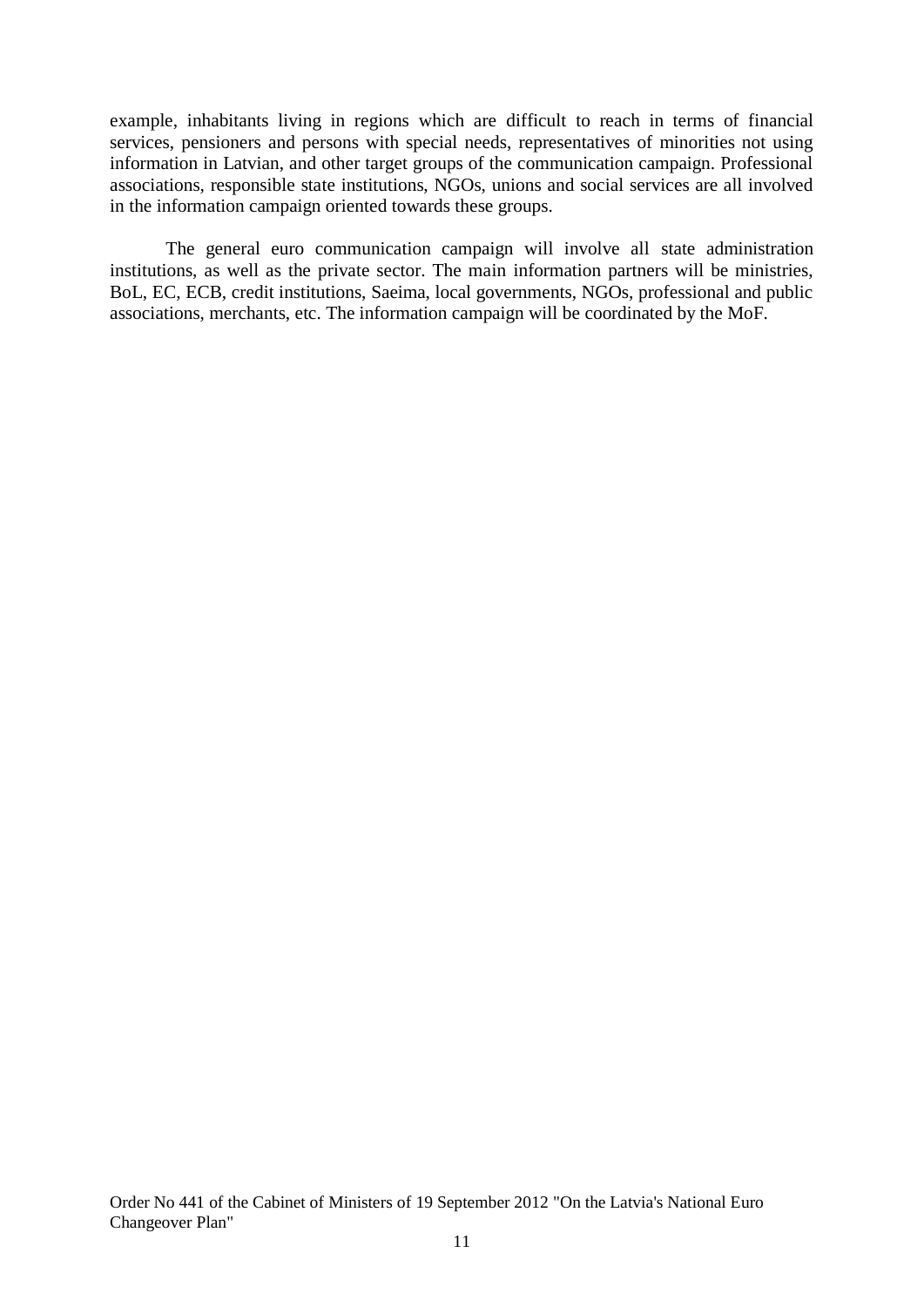example, inhabitants living in regions which are difficult to reach in terms of financial services, pensioners and persons with special needs, representatives of minorities not using information in Latvian, and other target groups of the communication campaign. Professional associations, responsible state institutions, NGOs, unions and social services are all involved in the information campaign oriented towards these groups.

The general euro communication campaign will involve all state administration institutions, as well as the private sector. The main information partners will be ministries, BoL, EC, ECB, credit institutions, Saeima, local governments, NGOs, professional and public associations, merchants, etc. The information campaign will be coordinated by the MoF.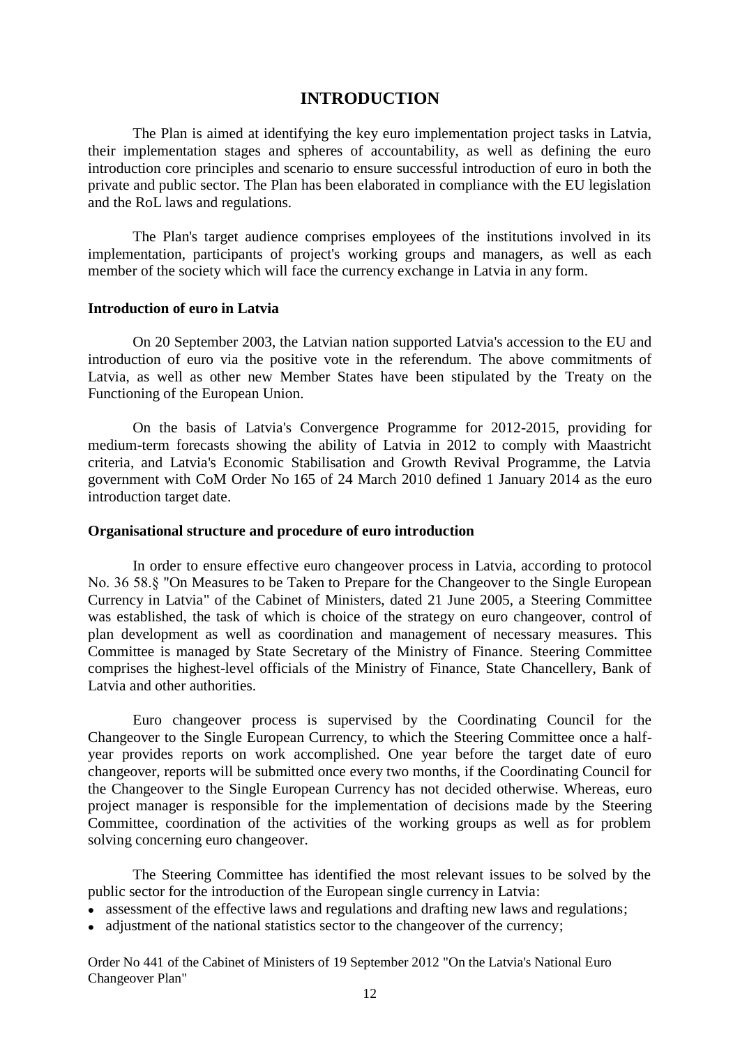# INTRODUCTION

The Plan is aimed at identifying the key euro implementation project tasks in Latvia, their implementation stages and spheres of accountability, as well as defining the euro introduction core principles and scenario to ensure successful introduction of euro in both the private and public sector. The Plan has been elaborated in compliance with the EU legislation and the RoL laws and regulations.

The Plan's target audience comprises employees of the institutions involved in its implementation, participants of project's working groups and managers, as well as each member of the society which will face the currency exchange in Latvia in any form.

**Introduction of euro in Latvia**

On 20 September 2003, the Latvian nation supported Latvia's accession to the EU and introduction of euro via the positive vote in the referendum. The above commitments of Latvia, as well as other new Member States have been stipulated by the Treaty on the Functioning of the European Union.

On the basis of Latvia's Convergence Programme for 2012-2015, providing for medium-term forecasts showing the ability of Latvia in 2012 to comply with Maastricht criteria, and Latvia's Economic Stabilisation and Growth Revival Programme, the Latvia government with CoM Order No 165 of 24 March 2010 defined 1 January 2014 as the euro introduction target date.

**Organisational structure and procedure of euro introduction**

In order to ensure effective euro changeover process in Latvia, according to protocol No. 36 58.§ "On Measures to be Taken to Prepare for the Changeover to the Single European Currency in Latvia" of the Cabinet of Ministers, dated 21 June 2005, a Steering Committee was established, the task of which is choice of the strategy on euro changeover, control of plan development as well as coordination and management of necessary measures. This Committee is managed by State Secretary of the Ministry of Finance. Steering Committee comprises the highest-level officials of the Ministry of Finance, State Chancellery, Bank of Latvia and other authorities.

Euro changeover process is supervised by the Coordinating Council for the Changeover to the Single European Currency, to which the Steering Committee once a half-year provides reports on work accomplished. One year before the target date of euro changeover, reports will be submitted once every two months, if the Coordinating Council for the Changeover to the Single European Currency has not decided otherwise. Whereas, euro project manager is responsible for the implementation of decisions made by the Steering Committee, coordination of the activities of the working groups as well as for problem solving concerning euro changeover.

The Steering Committee has identified the most relevant issues to be solved by the public sector for the introduction of the European single currency in Latvia:

- assessment of the effective laws and regulations and drafting new laws and regulations;
- adjustment of the national statistics sector to the changeover of the currency;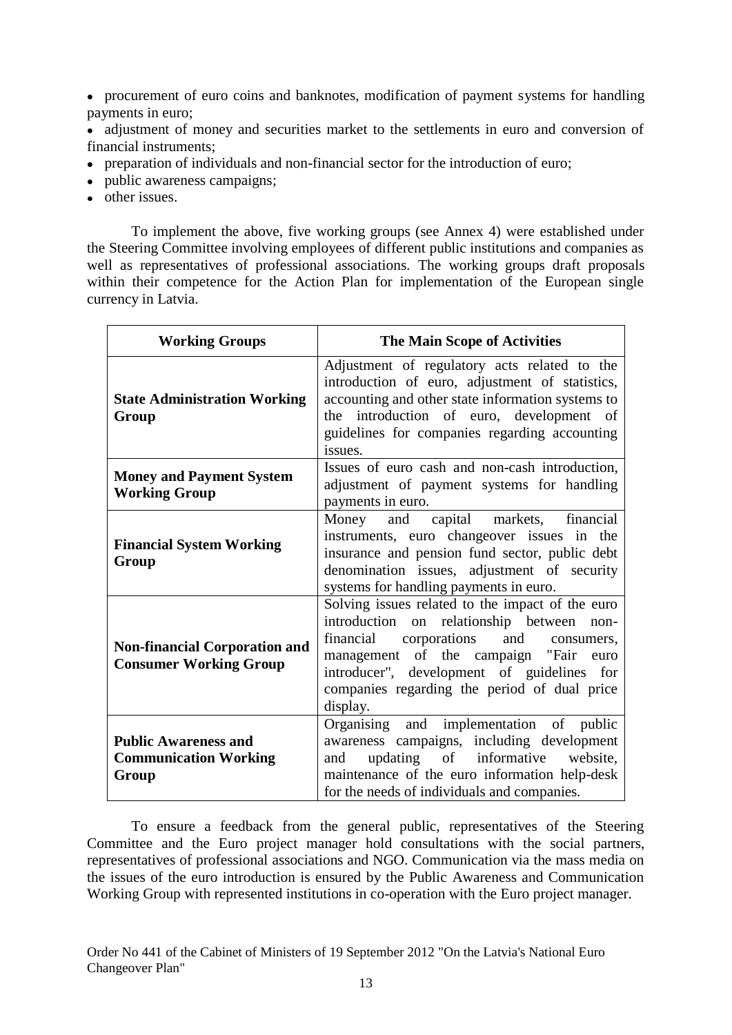- procurement of euro coins and banknotes, modification of payment systems for handling payments in euro;
- adjustment of money and securities market to the settlements in euro and conversion of financial instruments;
- preparation of individuals and non-financial sector for the introduction of euro;
- public awareness campaigns;
- other issues.

To implement the above, five working groups (see Annex 4) were established under the Steering Committee involving employees of different public institutions and companies as well as representatives of professional associations. The working groups draft proposals within their competence for the Action Plan for implementation of the European single currency in Latvia.

| Working Groups | The Main Scope of Activities |
|---|---|
| **State Administration Working Group** | Adjustment of regulatory acts related to the introduction of euro, adjustment of statistics, accounting and other state information systems to the introduction of euro, development of guidelines for companies regarding accounting issues. |
| **Money and Payment System Working Group** | Issues of euro cash and non-cash introduction, adjustment of payment systems for handling payments in euro. |
| **Financial System Working Group** | Money and capital markets, financial instruments, euro changeover issues in the insurance and pension fund sector, public debt denomination issues, adjustment of security systems for handling payments in euro. |
| **Non-financial Corporation and Consumer Working Group** | Solving issues related to the impact of the euro introduction on relationship between non-financial corporations and consumers, management of the campaign "Fair euro introducer", development of guidelines for companies regarding the period of dual price display. |
| **Public Awareness and Communication Working Group** | Organising and implementation of public awareness campaigns, including development and updating of informative website, maintenance of the euro information help-desk for the needs of individuals and companies. |

To ensure a feedback from the general public, representatives of the Steering Committee and the Euro project manager hold consultations with the social partners, representatives of professional associations and NGO. Communication via the mass media on the issues of the euro introduction is ensured by the Public Awareness and Communication Working Group with represented institutions in co-operation with the Euro project manager.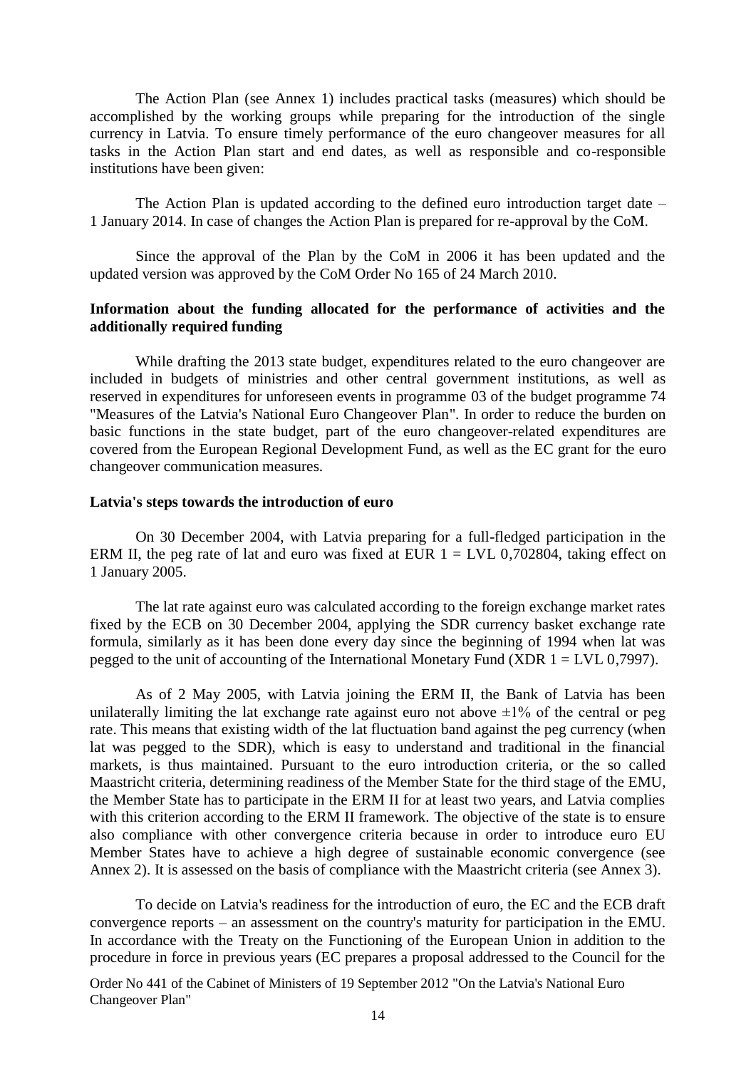The Action Plan (see Annex 1) includes practical tasks (measures) which should be accomplished by the working groups while preparing for the introduction of the single currency in Latvia. To ensure timely performance of the euro changeover measures for all tasks in the Action Plan start and end dates, as well as responsible and co-responsible institutions have been given:

The Action Plan is updated according to the defined euro introduction target date – 1 January 2014. In case of changes the Action Plan is prepared for re-approval by the CoM.

Since the approval of the Plan by the CoM in 2006 it has been updated and the updated version was approved by the CoM Order No 165 of 24 March 2010.

**Information about the funding allocated for the performance of activities and the additionally required funding**

While drafting the 2013 state budget, expenditures related to the euro changeover are included in budgets of ministries and other central government institutions, as well as reserved in expenditures for unforeseen events in programme 03 of the budget programme 74 "Measures of the Latvia's National Euro Changeover Plan". In order to reduce the burden on basic functions in the state budget, part of the euro changeover-related expenditures are covered from the European Regional Development Fund, as well as the EC grant for the euro changeover communication measures.

**Latvia's steps towards the introduction of euro**

On 30 December 2004, with Latvia preparing for a full-fledged participation in the ERM II, the peg rate of lat and euro was fixed at EUR 1 = LVL 0,702804, taking effect on 1 January 2005.

The lat rate against euro was calculated according to the foreign exchange market rates fixed by the ECB on 30 December 2004, applying the SDR currency basket exchange rate formula, similarly as it has been done every day since the beginning of 1994 when lat was pegged to the unit of accounting of the International Monetary Fund (XDR 1 = LVL 0,7997).

As of 2 May 2005, with Latvia joining the ERM II, the Bank of Latvia has been unilaterally limiting the lat exchange rate against euro not above ±1% of the central or peg rate. This means that existing width of the lat fluctuation band against the peg currency (when lat was pegged to the SDR), which is easy to understand and traditional in the financial markets, is thus maintained. Pursuant to the euro introduction criteria, or the so called Maastricht criteria, determining readiness of the Member State for the third stage of the EMU, the Member State has to participate in the ERM II for at least two years, and Latvia complies with this criterion according to the ERM II framework. The objective of the state is to ensure also compliance with other convergence criteria because in order to introduce euro EU Member States have to achieve a high degree of sustainable economic convergence (see Annex 2). It is assessed on the basis of compliance with the Maastricht criteria (see Annex 3).

To decide on Latvia's readiness for the introduction of euro, the EC and the ECB draft convergence reports – an assessment on the country's maturity for participation in the EMU. In accordance with the Treaty on the Functioning of the European Union in addition to the procedure in force in previous years (EC prepares a proposal addressed to the Council for the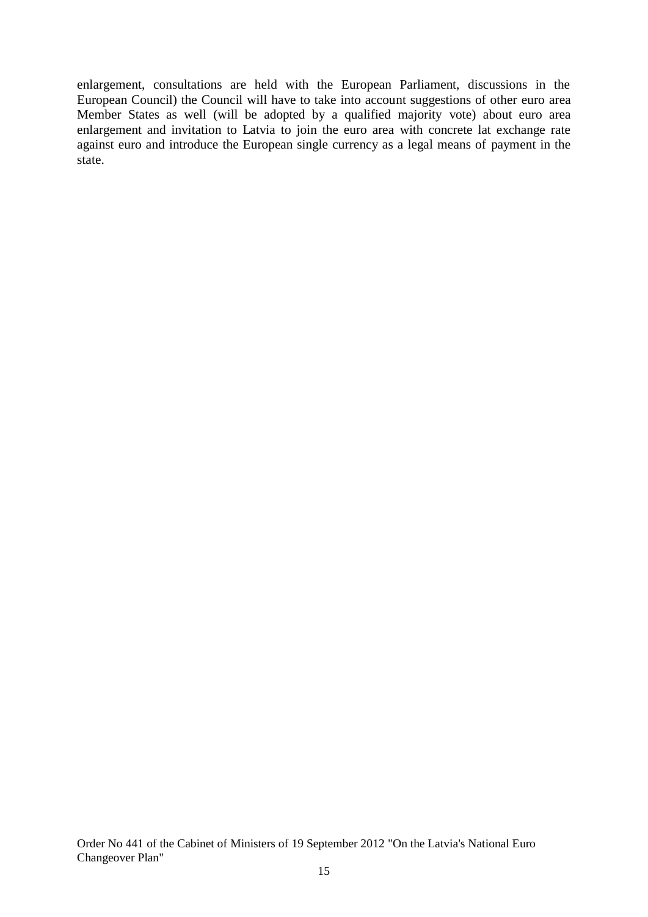enlargement, consultations are held with the European Parliament, discussions in the European Council) the Council will have to take into account suggestions of other euro area Member States as well (will be adopted by a qualified majority vote) about euro area enlargement and invitation to Latvia to join the euro area with concrete lat exchange rate against euro and introduce the European single currency as a legal means of payment in the state.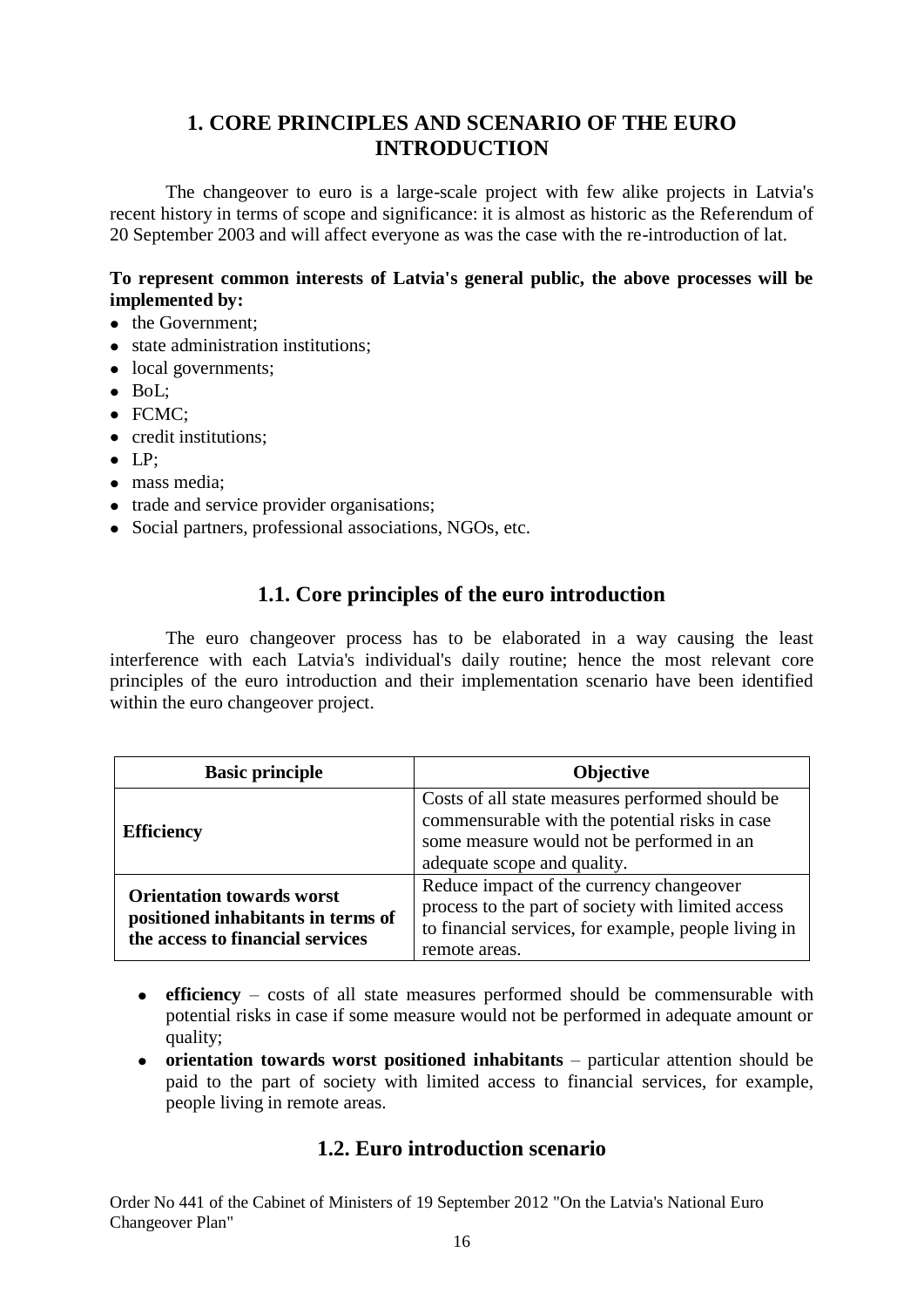# 1. CORE PRINCIPLES AND SCENARIO OF THE EURO INTRODUCTION

The changeover to euro is a large-scale project with few alike projects in Latvia's recent history in terms of scope and significance: it is almost as historic as the Referendum of 20 September 2003 and will affect everyone as was the case with the re-introduction of lat.

**To represent common interests of Latvia's general public, the above processes will be implemented by:**

- the Government;
- state administration institutions;
- local governments;
- BoL;
- FCMC;
- credit institutions;
- LP;
- mass media;
- trade and service provider organisations;
- Social partners, professional associations, NGOs, etc.

## 1.1. Core principles of the euro introduction

The euro changeover process has to be elaborated in a way causing the least interference with each Latvia's individual's daily routine; hence the most relevant core principles of the euro introduction and their implementation scenario have been identified within the euro changeover project.

| Basic principle | Objective |
|---|---|
| **Efficiency** | Costs of all state measures performed should be commensurable with the potential risks in case some measure would not be performed in an adequate scope and quality. |
| **Orientation towards worst positioned inhabitants in terms of the access to financial services** | Reduce impact of the currency changeover process to the part of society with limited access to financial services, for example, people living in remote areas. |

- **efficiency** – costs of all state measures performed should be commensurable with potential risks in case if some measure would not be performed in adequate amount or quality;
- **orientation towards worst positioned inhabitants** – particular attention should be paid to the part of society with limited access to financial services, for example, people living in remote areas.

## 1.2. Euro introduction scenario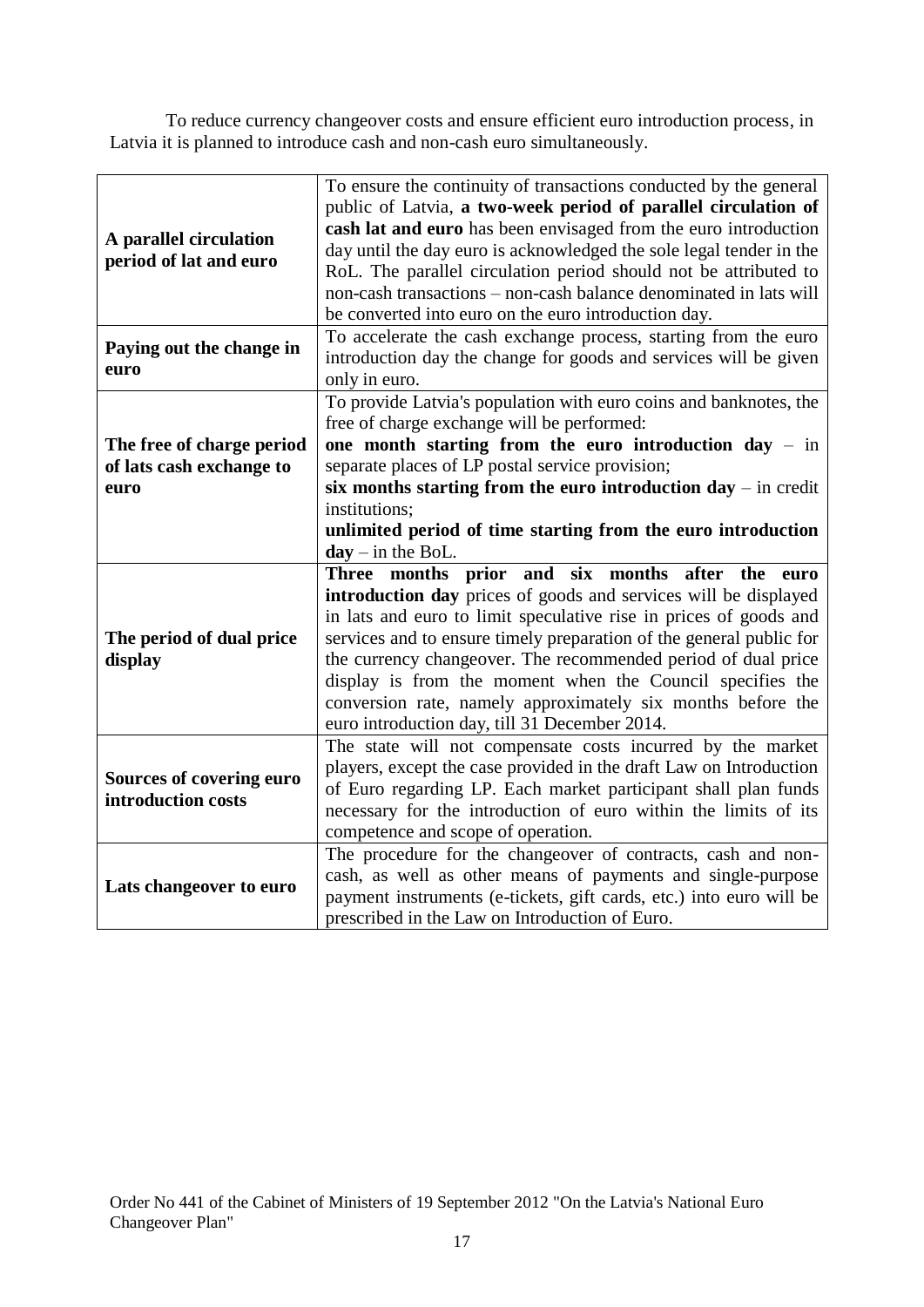To reduce currency changeover costs and ensure efficient euro introduction process, in Latvia it is planned to introduce cash and non-cash euro simultaneously.

| | |
|---|---|
| **A parallel circulation period of lat and euro** | To ensure the continuity of transactions conducted by the general public of Latvia, **a two-week period of parallel circulation of cash lat and euro** has been envisaged from the euro introduction day until the day euro is acknowledged the sole legal tender in the RoL. The parallel circulation period should not be attributed to non-cash transactions – non-cash balance denominated in lats will be converted into euro on the euro introduction day. |
| **Paying out the change in euro** | To accelerate the cash exchange process, starting from the euro introduction day the change for goods and services will be given only in euro. |
| **The free of charge period of lats cash exchange to euro** | To provide Latvia's population with euro coins and banknotes, the free of charge exchange will be performed:<br>**one month starting from the euro introduction day** – in separate places of LP postal service provision;<br>**six months starting from the euro introduction day** – in credit institutions;<br>**unlimited period of time starting from the euro introduction day** – in the BoL. |
| **The period of dual price display** | **Three months prior and six months after the euro introduction day** prices of goods and services will be displayed in lats and euro to limit speculative rise in prices of goods and services and to ensure timely preparation of the general public for the currency changeover. The recommended period of dual price display is from the moment when the Council specifies the conversion rate, namely approximately six months before the euro introduction day, till 31 December 2014. |
| **Sources of covering euro introduction costs** | The state will not compensate costs incurred by the market players, except the case provided in the draft Law on Introduction of Euro regarding LP. Each market participant shall plan funds necessary for the introduction of euro within the limits of its competence and scope of operation. |
| **Lats changeover to euro** | The procedure for the changeover of contracts, cash and non-cash, as well as other means of payments and single-purpose payment instruments (e-tickets, gift cards, etc.) into euro will be prescribed in the Law on Introduction of Euro. |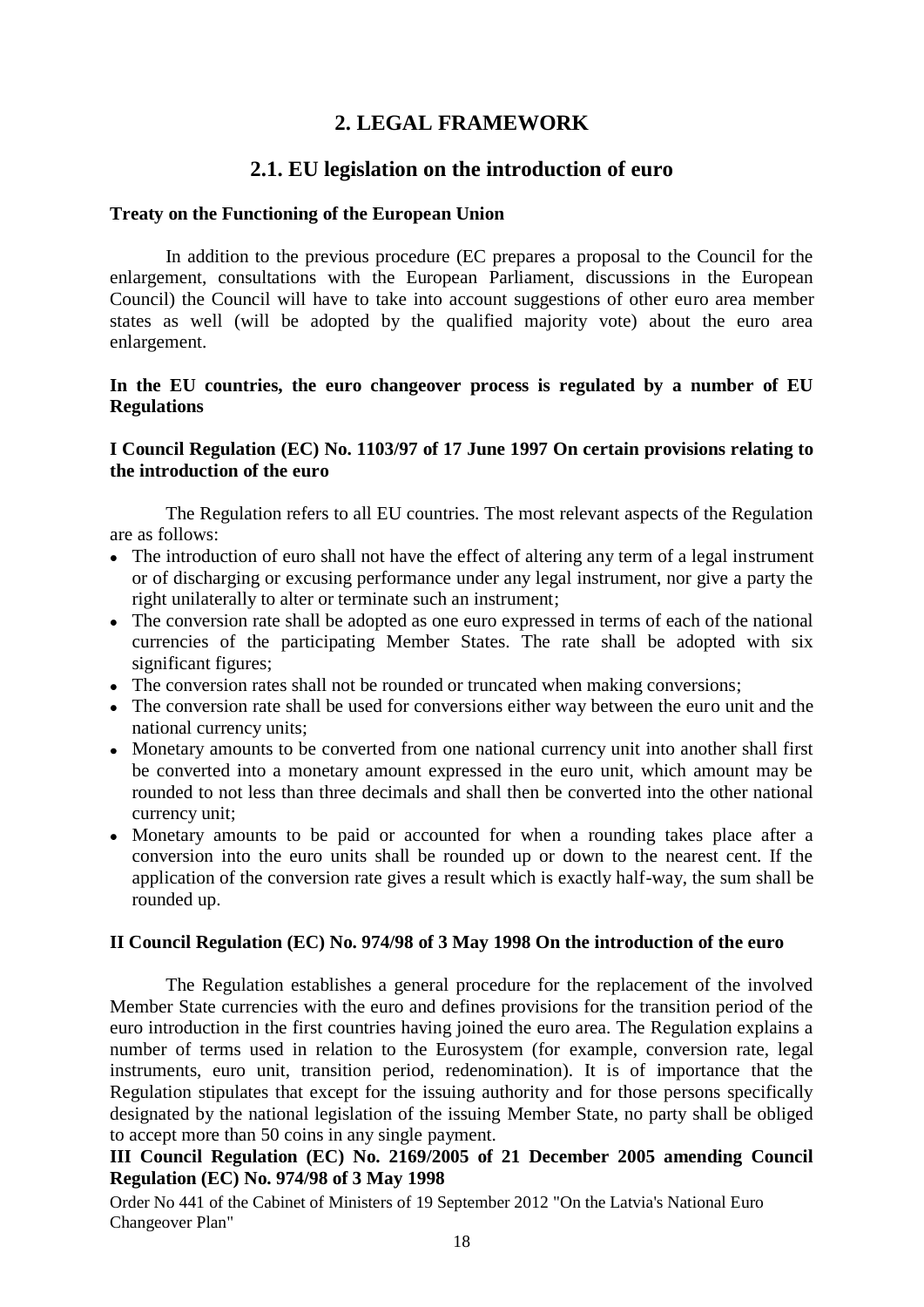# 2. LEGAL FRAMEWORK

## 2.1. EU legislation on the introduction of euro

**Treaty on the Functioning of the European Union**

In addition to the previous procedure (EC prepares a proposal to the Council for the enlargement, consultations with the European Parliament, discussions in the European Council) the Council will have to take into account suggestions of other euro area member states as well (will be adopted by the qualified majority vote) about the euro area enlargement.

**In the EU countries, the euro changeover process is regulated by a number of EU Regulations**

**I Council Regulation (EC) No. 1103/97 of 17 June 1997 On certain provisions relating to the introduction of the euro**

The Regulation refers to all EU countries. The most relevant aspects of the Regulation are as follows:

- The introduction of euro shall not have the effect of altering any term of a legal instrument or of discharging or excusing performance under any legal instrument, nor give a party the right unilaterally to alter or terminate such an instrument;
- The conversion rate shall be adopted as one euro expressed in terms of each of the national currencies of the participating Member States. The rate shall be adopted with six significant figures;
- The conversion rates shall not be rounded or truncated when making conversions;
- The conversion rate shall be used for conversions either way between the euro unit and the national currency units;
- Monetary amounts to be converted from one national currency unit into another shall first be converted into a monetary amount expressed in the euro unit, which amount may be rounded to not less than three decimals and shall then be converted into the other national currency unit;
- Monetary amounts to be paid or accounted for when a rounding takes place after a conversion into the euro units shall be rounded up or down to the nearest cent. If the application of the conversion rate gives a result which is exactly half-way, the sum shall be rounded up.

**II Council Regulation (EC) No. 974/98 of 3 May 1998 On the introduction of the euro**

The Regulation establishes a general procedure for the replacement of the involved Member State currencies with the euro and defines provisions for the transition period of the euro introduction in the first countries having joined the euro area. The Regulation explains a number of terms used in relation to the Eurosystem (for example, conversion rate, legal instruments, euro unit, transition period, redenomination). It is of importance that the Regulation stipulates that except for the issuing authority and for those persons specifically designated by the national legislation of the issuing Member State, no party shall be obliged to accept more than 50 coins in any single payment.

**III Council Regulation (EC) No. 2169/2005 of 21 December 2005 amending Council Regulation (EC) No. 974/98 of 3 May 1998**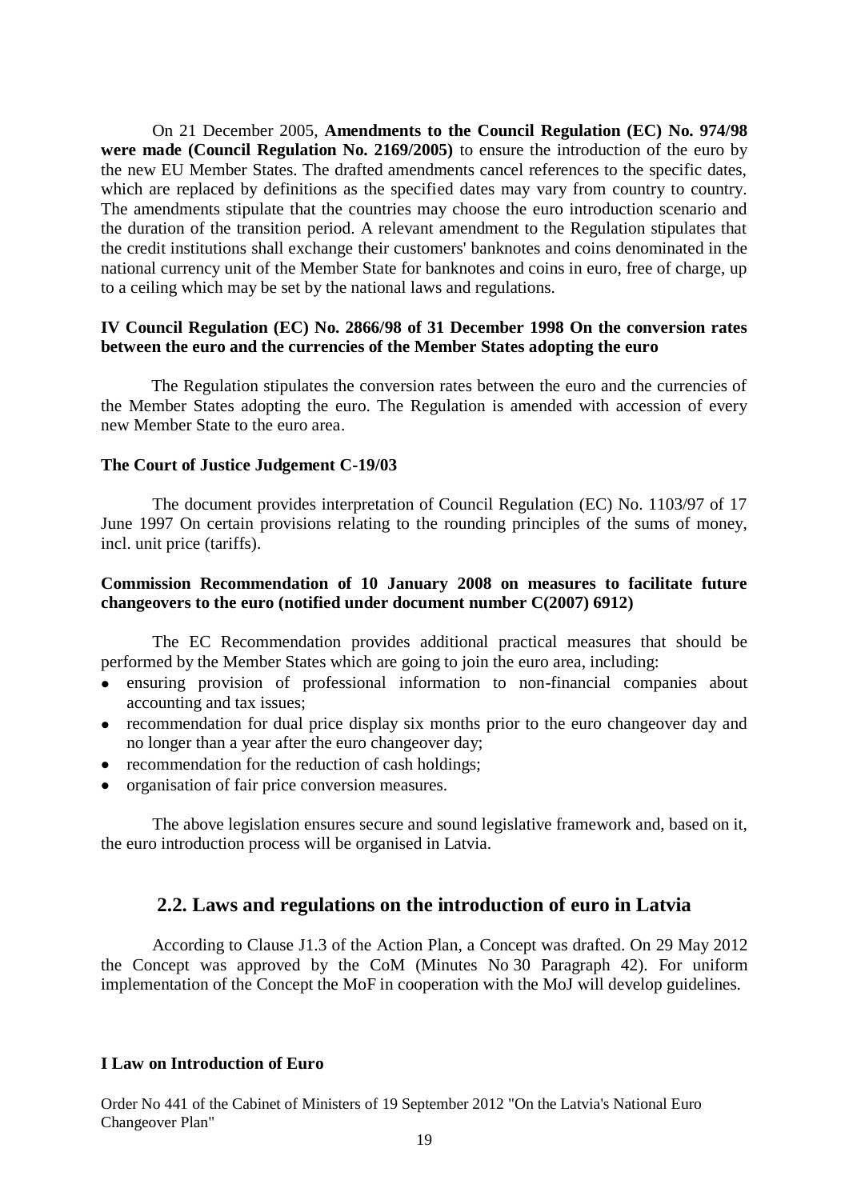On 21 December 2005, **Amendments to the Council Regulation (EC) No. 974/98 were made (Council Regulation No. 2169/2005)** to ensure the introduction of the euro by the new EU Member States. The drafted amendments cancel references to the specific dates, which are replaced by definitions as the specified dates may vary from country to country. The amendments stipulate that the countries may choose the euro introduction scenario and the duration of the transition period. A relevant amendment to the Regulation stipulates that the credit institutions shall exchange their customers' banknotes and coins denominated in the national currency unit of the Member State for banknotes and coins in euro, free of charge, up to a ceiling which may be set by the national laws and regulations.

**IV Council Regulation (EC) No. 2866/98 of 31 December 1998 On the conversion rates between the euro and the currencies of the Member States adopting the euro**

The Regulation stipulates the conversion rates between the euro and the currencies of the Member States adopting the euro. The Regulation is amended with accession of every new Member State to the euro area.

**The Court of Justice Judgement C-19/03**

The document provides interpretation of Council Regulation (EC) No. 1103/97 of 17 June 1997 On certain provisions relating to the rounding principles of the sums of money, incl. unit price (tariffs).

**Commission Recommendation of 10 January 2008 on measures to facilitate future changeovers to the euro (notified under document number C(2007) 6912)**

The EC Recommendation provides additional practical measures that should be performed by the Member States which are going to join the euro area, including:

- ensuring provision of professional information to non-financial companies about accounting and tax issues;
- recommendation for dual price display six months prior to the euro changeover day and no longer than a year after the euro changeover day;
- recommendation for the reduction of cash holdings;
- organisation of fair price conversion measures.

The above legislation ensures secure and sound legislative framework and, based on it, the euro introduction process will be organised in Latvia.

## 2.2. Laws and regulations on the introduction of euro in Latvia

According to Clause J1.3 of the Action Plan, a Concept was drafted. On 29 May 2012 the Concept was approved by the CoM (Minutes No 30 Paragraph 42). For uniform implementation of the Concept the MoF in cooperation with the MoJ will develop guidelines.

**I Law on Introduction of Euro**

Order No 441 of the Cabinet of Ministers of 19 September 2012 "On the Latvia's National Euro Changeover Plan"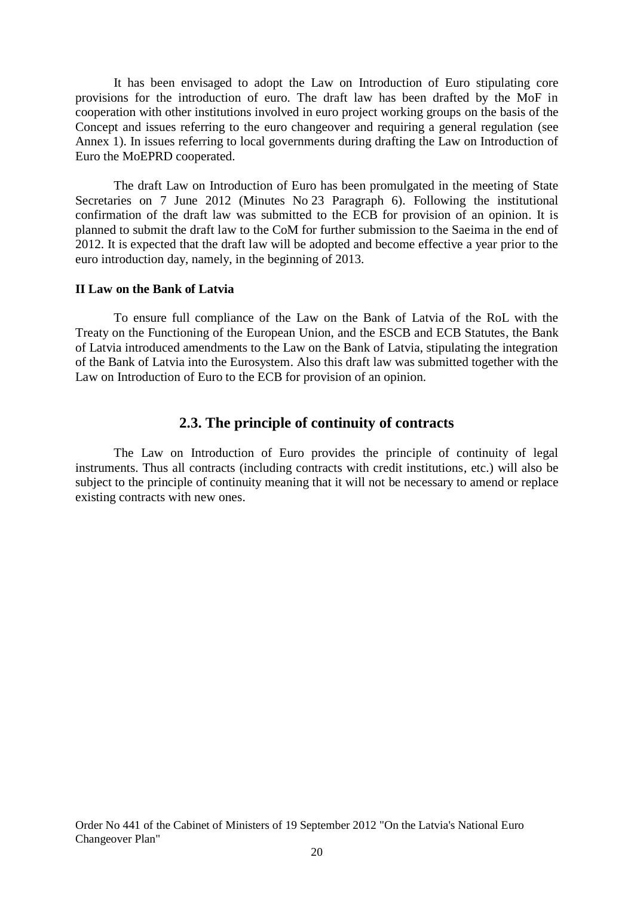It has been envisaged to adopt the Law on Introduction of Euro stipulating core provisions for the introduction of euro. The draft law has been drafted by the MoF in cooperation with other institutions involved in euro project working groups on the basis of the Concept and issues referring to the euro changeover and requiring a general regulation (see Annex 1). In issues referring to local governments during drafting the Law on Introduction of Euro the MoEPRD cooperated.

The draft Law on Introduction of Euro has been promulgated in the meeting of State Secretaries on 7 June 2012 (Minutes No 23 Paragraph 6). Following the institutional confirmation of the draft law was submitted to the ECB for provision of an opinion. It is planned to submit the draft law to the CoM for further submission to the Saeima in the end of 2012. It is expected that the draft law will be adopted and become effective a year prior to the euro introduction day, namely, in the beginning of 2013.

**II Law on the Bank of Latvia**

To ensure full compliance of the Law on the Bank of Latvia of the RoL with the Treaty on the Functioning of the European Union, and the ESCB and ECB Statutes, the Bank of Latvia introduced amendments to the Law on the Bank of Latvia, stipulating the integration of the Bank of Latvia into the Eurosystem. Also this draft law was submitted together with the Law on Introduction of Euro to the ECB for provision of an opinion.

## 2.3. The principle of continuity of contracts

The Law on Introduction of Euro provides the principle of continuity of legal instruments. Thus all contracts (including contracts with credit institutions, etc.) will also be subject to the principle of continuity meaning that it will not be necessary to amend or replace existing contracts with new ones.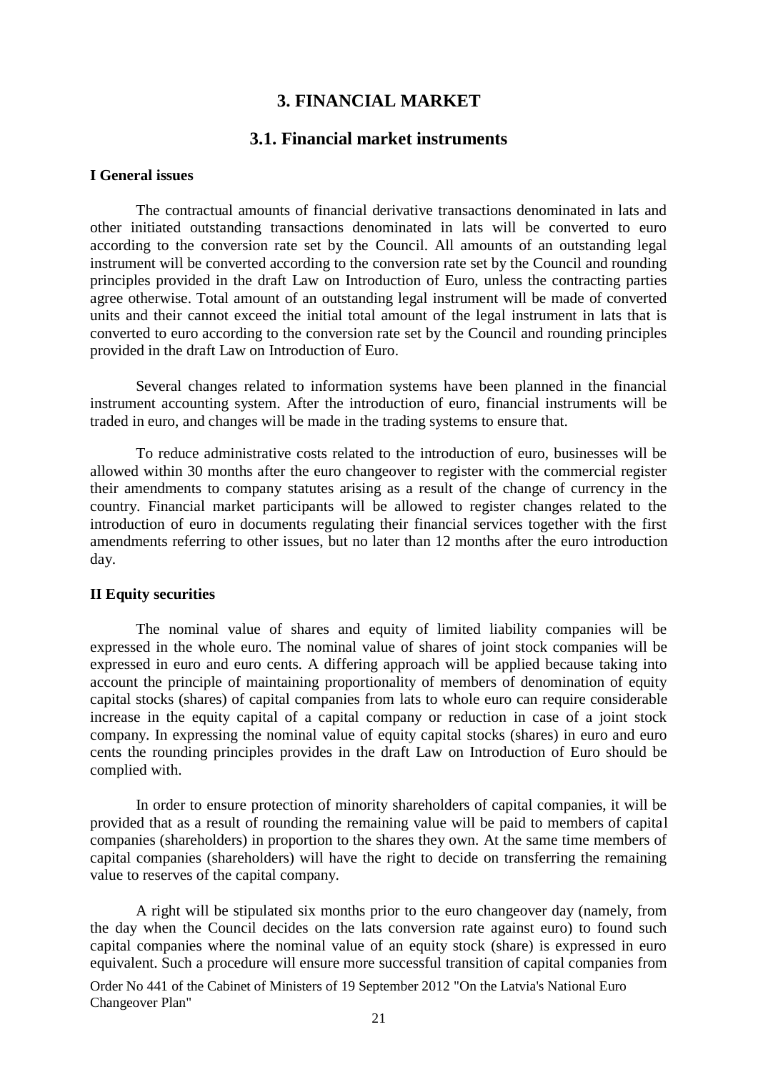# 3. FINANCIAL MARKET

## 3.1. Financial market instruments

**I General issues**

The contractual amounts of financial derivative transactions denominated in lats and other initiated outstanding transactions denominated in lats will be converted to euro according to the conversion rate set by the Council. All amounts of an outstanding legal instrument will be converted according to the conversion rate set by the Council and rounding principles provided in the draft Law on Introduction of Euro, unless the contracting parties agree otherwise. Total amount of an outstanding legal instrument will be made of converted units and their cannot exceed the initial total amount of the legal instrument in lats that is converted to euro according to the conversion rate set by the Council and rounding principles provided in the draft Law on Introduction of Euro.

Several changes related to information systems have been planned in the financial instrument accounting system. After the introduction of euro, financial instruments will be traded in euro, and changes will be made in the trading systems to ensure that.

To reduce administrative costs related to the introduction of euro, businesses will be allowed within 30 months after the euro changeover to register with the commercial register their amendments to company statutes arising as a result of the change of currency in the country. Financial market participants will be allowed to register changes related to the introduction of euro in documents regulating their financial services together with the first amendments referring to other issues, but no later than 12 months after the euro introduction day.

**II Equity securities**

The nominal value of shares and equity of limited liability companies will be expressed in the whole euro. The nominal value of shares of joint stock companies will be expressed in euro and euro cents. A differing approach will be applied because taking into account the principle of maintaining proportionality of members of denomination of equity capital stocks (shares) of capital companies from lats to whole euro can require considerable increase in the equity capital of a capital company or reduction in case of a joint stock company. In expressing the nominal value of equity capital stocks (shares) in euro and euro cents the rounding principles provides in the draft Law on Introduction of Euro should be complied with.

In order to ensure protection of minority shareholders of capital companies, it will be provided that as a result of rounding the remaining value will be paid to members of capital companies (shareholders) in proportion to the shares they own. At the same time members of capital companies (shareholders) will have the right to decide on transferring the remaining value to reserves of the capital company.

A right will be stipulated six months prior to the euro changeover day (namely, from the day when the Council decides on the lats conversion rate against euro) to found such capital companies where the nominal value of an equity stock (share) is expressed in euro equivalent. Such a procedure will ensure more successful transition of capital companies from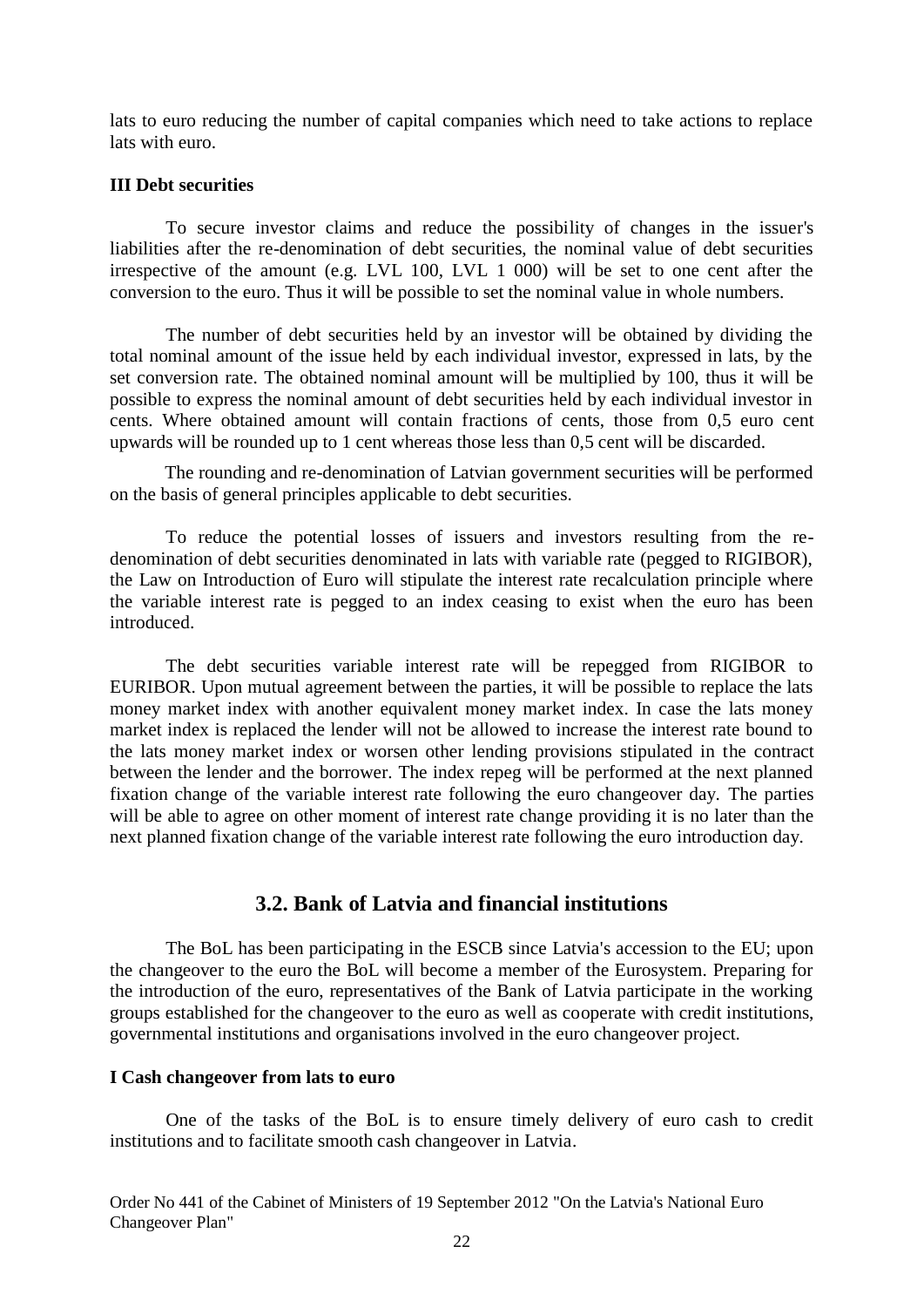lats to euro reducing the number of capital companies which need to take actions to replace lats with euro.

**III Debt securities**

To secure investor claims and reduce the possibility of changes in the issuer's liabilities after the re-denomination of debt securities, the nominal value of debt securities irrespective of the amount (e.g. LVL 100, LVL 1 000) will be set to one cent after the conversion to the euro. Thus it will be possible to set the nominal value in whole numbers.

The number of debt securities held by an investor will be obtained by dividing the total nominal amount of the issue held by each individual investor, expressed in lats, by the set conversion rate. The obtained nominal amount will be multiplied by 100, thus it will be possible to express the nominal amount of debt securities held by each individual investor in cents. Where obtained amount will contain fractions of cents, those from 0,5 euro cent upwards will be rounded up to 1 cent whereas those less than 0,5 cent will be discarded.

The rounding and re-denomination of Latvian government securities will be performed on the basis of general principles applicable to debt securities.

To reduce the potential losses of issuers and investors resulting from the re-denomination of debt securities denominated in lats with variable rate (pegged to RIGIBOR), the Law on Introduction of Euro will stipulate the interest rate recalculation principle where the variable interest rate is pegged to an index ceasing to exist when the euro has been introduced.

The debt securities variable interest rate will be repegged from RIGIBOR to EURIBOR. Upon mutual agreement between the parties, it will be possible to replace the lats money market index with another equivalent money market index. In case the lats money market index is replaced the lender will not be allowed to increase the interest rate bound to the lats money market index or worsen other lending provisions stipulated in the contract between the lender and the borrower. The index repeg will be performed at the next planned fixation change of the variable interest rate following the euro changeover day. The parties will be able to agree on other moment of interest rate change providing it is no later than the next planned fixation change of the variable interest rate following the euro introduction day.

## 3.2. Bank of Latvia and financial institutions

The BoL has been participating in the ESCB since Latvia's accession to the EU; upon the changeover to the euro the BoL will become a member of the Eurosystem. Preparing for the introduction of the euro, representatives of the Bank of Latvia participate in the working groups established for the changeover to the euro as well as cooperate with credit institutions, governmental institutions and organisations involved in the euro changeover project.

**I Cash changeover from lats to euro**

One of the tasks of the BoL is to ensure timely delivery of euro cash to credit institutions and to facilitate smooth cash changeover in Latvia.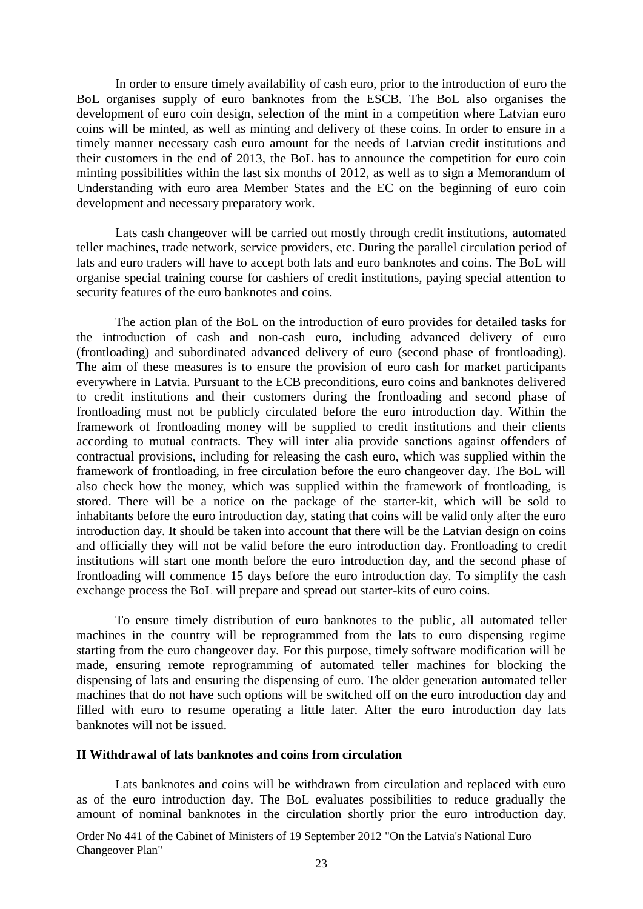In order to ensure timely availability of cash euro, prior to the introduction of euro the BoL organises supply of euro banknotes from the ESCB. The BoL also organises the development of euro coin design, selection of the mint in a competition where Latvian euro coins will be minted, as well as minting and delivery of these coins. In order to ensure in a timely manner necessary cash euro amount for the needs of Latvian credit institutions and their customers in the end of 2013, the BoL has to announce the competition for euro coin minting possibilities within the last six months of 2012, as well as to sign a Memorandum of Understanding with euro area Member States and the EC on the beginning of euro coin development and necessary preparatory work.

Lats cash changeover will be carried out mostly through credit institutions, automated teller machines, trade network, service providers, etc. During the parallel circulation period of lats and euro traders will have to accept both lats and euro banknotes and coins. The BoL will organise special training course for cashiers of credit institutions, paying special attention to security features of the euro banknotes and coins.

The action plan of the BoL on the introduction of euro provides for detailed tasks for the introduction of cash and non-cash euro, including advanced delivery of euro (frontloading) and subordinated advanced delivery of euro (second phase of frontloading). The aim of these measures is to ensure the provision of euro cash for market participants everywhere in Latvia. Pursuant to the ECB preconditions, euro coins and banknotes delivered to credit institutions and their customers during the frontloading and second phase of frontloading must not be publicly circulated before the euro introduction day. Within the framework of frontloading money will be supplied to credit institutions and their clients according to mutual contracts. They will inter alia provide sanctions against offenders of contractual provisions, including for releasing the cash euro, which was supplied within the framework of frontloading, in free circulation before the euro changeover day. The BoL will also check how the money, which was supplied within the framework of frontloading, is stored. There will be a notice on the package of the starter-kit, which will be sold to inhabitants before the euro introduction day, stating that coins will be valid only after the euro introduction day. It should be taken into account that there will be the Latvian design on coins and officially they will not be valid before the euro introduction day. Frontloading to credit institutions will start one month before the euro introduction day, and the second phase of frontloading will commence 15 days before the euro introduction day. To simplify the cash exchange process the BoL will prepare and spread out starter-kits of euro coins.

To ensure timely distribution of euro banknotes to the public, all automated teller machines in the country will be reprogrammed from the lats to euro dispensing regime starting from the euro changeover day. For this purpose, timely software modification will be made, ensuring remote reprogramming of automated teller machines for blocking the dispensing of lats and ensuring the dispensing of euro. The older generation automated teller machines that do not have such options will be switched off on the euro introduction day and filled with euro to resume operating a little later. After the euro introduction day lats banknotes will not be issued.

**II Withdrawal of lats banknotes and coins from circulation**

Lats banknotes and coins will be withdrawn from circulation and replaced with euro as of the euro introduction day. The BoL evaluates possibilities to reduce gradually the amount of nominal banknotes in the circulation shortly prior the euro introduction day.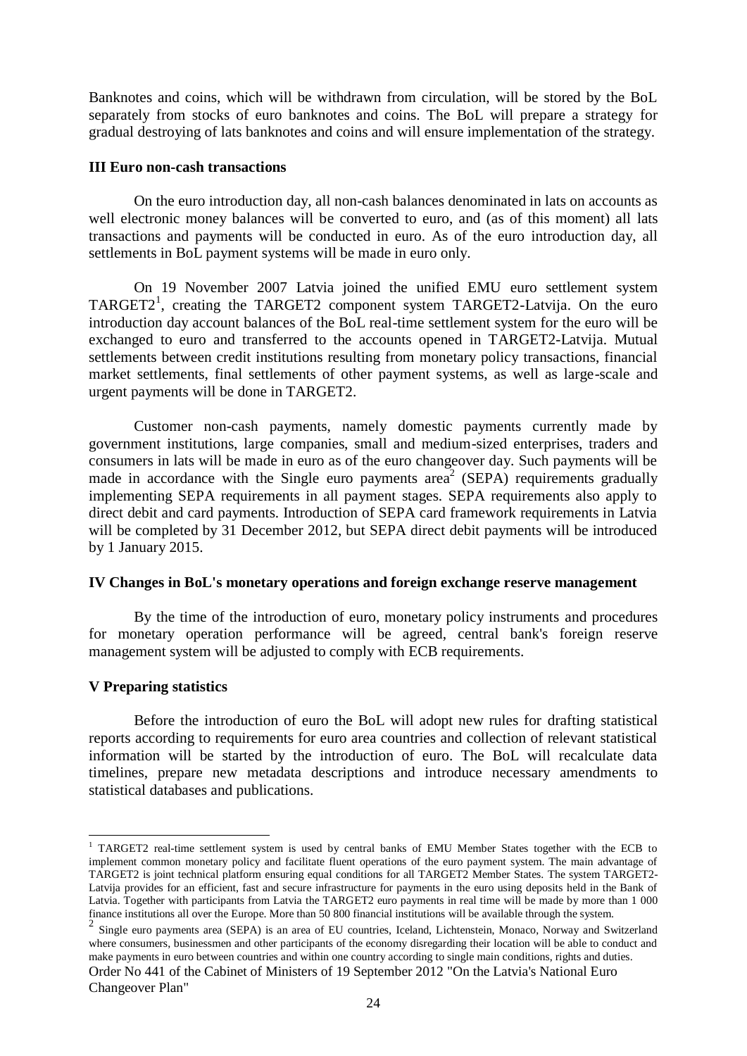Banknotes and coins, which will be withdrawn from circulation, will be stored by the BoL separately from stocks of euro banknotes and coins. The BoL will prepare a strategy for gradual destroying of lats banknotes and coins and will ensure implementation of the strategy.

### III Euro non-cash transactions

On the euro introduction day, all non-cash balances denominated in lats on accounts as well electronic money balances will be converted to euro, and (as of this moment) all lats transactions and payments will be conducted in euro. As of the euro introduction day, all settlements in BoL payment systems will be made in euro only.

On 19 November 2007 Latvia joined the unified EMU euro settlement system TARGET2[1], creating the TARGET2 component system TARGET2-Latvija. On the euro introduction day account balances of the BoL real-time settlement system for the euro will be exchanged to euro and transferred to the accounts opened in TARGET2-Latvija. Mutual settlements between credit institutions resulting from monetary policy transactions, financial market settlements, final settlements of other payment systems, as well as large-scale and urgent payments will be done in TARGET2.

Customer non-cash payments, namely domestic payments currently made by government institutions, large companies, small and medium-sized enterprises, traders and consumers in lats will be made in euro as of the euro changeover day. Such payments will be made in accordance with the Single euro payments area[2] (SEPA) requirements gradually implementing SEPA requirements in all payment stages. SEPA requirements also apply to direct debit and card payments. Introduction of SEPA card framework requirements in Latvia will be completed by 31 December 2012, but SEPA direct debit payments will be introduced by 1 January 2015.

### IV Changes in BoL's monetary operations and foreign exchange reserve management

By the time of the introduction of euro, monetary policy instruments and procedures for monetary operation performance will be agreed, central bank's foreign reserve management system will be adjusted to comply with ECB requirements.

### V Preparing statistics

Before the introduction of euro the BoL will adopt new rules for drafting statistical reports according to requirements for euro area countries and collection of relevant statistical information will be started by the introduction of euro. The BoL will recalculate data timelines, prepare new metadata descriptions and introduce necessary amendments to statistical databases and publications.

---

[1] TARGET2 real-time settlement system is used by central banks of EMU Member States together with the ECB to implement common monetary policy and facilitate fluent operations of the euro payment system. The main advantage of TARGET2 is joint technical platform ensuring equal conditions for all TARGET2 Member States. The system TARGET2-Latvija provides for an efficient, fast and secure infrastructure for payments in the euro using deposits held in the Bank of Latvia. Together with participants from Latvia the TARGET2 euro payments in real time will be made by more than 1 000 finance institutions all over the Europe. More than 50 800 financial institutions will be available through the system.

[2] Single euro payments area (SEPA) is an area of EU countries, Iceland, Lichtenstein, Monaco, Norway and Switzerland where consumers, businessmen and other participants of the economy disregarding their location will be able to conduct and make payments in euro between countries and within one country according to single main conditions, rights and duties.

Order No 441 of the Cabinet of Ministers of 19 September 2012 "On the Latvia's National Euro Changeover Plan"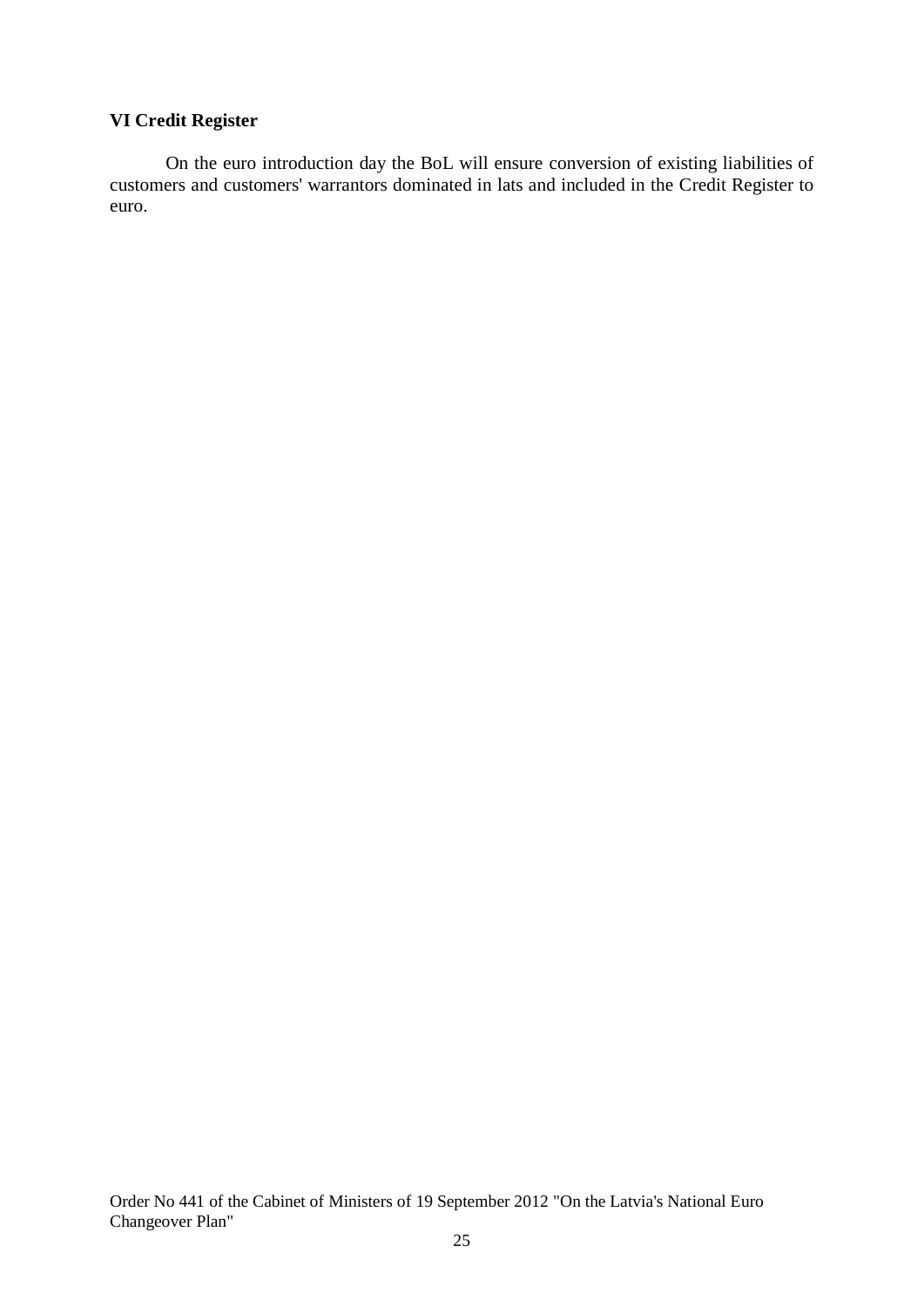## VI Credit Register

On the euro introduction day the BoL will ensure conversion of existing liabilities of customers and customers' warrantors dominated in lats and included in the Credit Register to euro.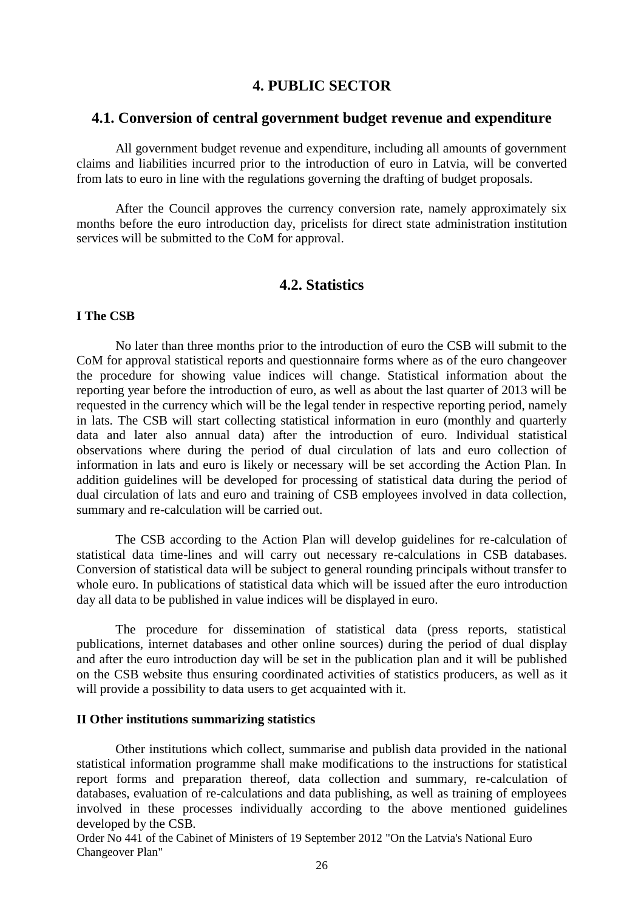# 4. PUBLIC SECTOR

## 4.1. Conversion of central government budget revenue and expenditure

All government budget revenue and expenditure, including all amounts of government claims and liabilities incurred prior to the introduction of euro in Latvia, will be converted from lats to euro in line with the regulations governing the drafting of budget proposals.

After the Council approves the currency conversion rate, namely approximately six months before the euro introduction day, pricelists for direct state administration institution services will be submitted to the CoM for approval.

## 4.2. Statistics

**I The CSB**

No later than three months prior to the introduction of euro the CSB will submit to the CoM for approval statistical reports and questionnaire forms where as of the euro changeover the procedure for showing value indices will change. Statistical information about the reporting year before the introduction of euro, as well as about the last quarter of 2013 will be requested in the currency which will be the legal tender in respective reporting period, namely in lats. The CSB will start collecting statistical information in euro (monthly and quarterly data and later also annual data) after the introduction of euro. Individual statistical observations where during the period of dual circulation of lats and euro collection of information in lats and euro is likely or necessary will be set according the Action Plan. In addition guidelines will be developed for processing of statistical data during the period of dual circulation of lats and euro and training of CSB employees involved in data collection, summary and re-calculation will be carried out.

The CSB according to the Action Plan will develop guidelines for re-calculation of statistical data time-lines and will carry out necessary re-calculations in CSB databases. Conversion of statistical data will be subject to general rounding principals without transfer to whole euro. In publications of statistical data which will be issued after the euro introduction day all data to be published in value indices will be displayed in euro.

The procedure for dissemination of statistical data (press reports, statistical publications, internet databases and other online sources) during the period of dual display and after the euro introduction day will be set in the publication plan and it will be published on the CSB website thus ensuring coordinated activities of statistics producers, as well as it will provide a possibility to data users to get acquainted with it.

**II Other institutions summarizing statistics**

Other institutions which collect, summarise and publish data provided in the national statistical information programme shall make modifications to the instructions for statistical report forms and preparation thereof, data collection and summary, re-calculation of databases, evaluation of re-calculations and data publishing, as well as training of employees involved in these processes individually according to the above mentioned guidelines developed by the CSB.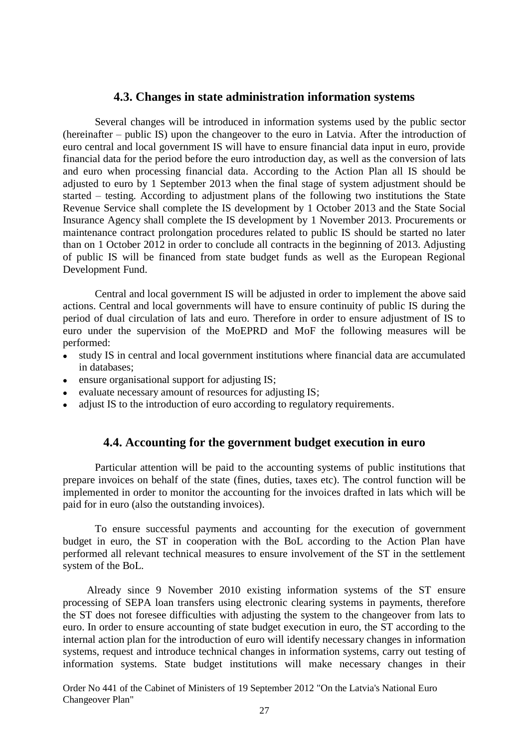## 4.3. Changes in state administration information systems

Several changes will be introduced in information systems used by the public sector (hereinafter – public IS) upon the changeover to the euro in Latvia. After the introduction of euro central and local government IS will have to ensure financial data input in euro, provide financial data for the period before the euro introduction day, as well as the conversion of lats and euro when processing financial data. According to the Action Plan all IS should be adjusted to euro by 1 September 2013 when the final stage of system adjustment should be started – testing. According to adjustment plans of the following two institutions the State Revenue Service shall complete the IS development by 1 October 2013 and the State Social Insurance Agency shall complete the IS development by 1 November 2013. Procurements or maintenance contract prolongation procedures related to public IS should be started no later than on 1 October 2012 in order to conclude all contracts in the beginning of 2013. Adjusting of public IS will be financed from state budget funds as well as the European Regional Development Fund.

Central and local government IS will be adjusted in order to implement the above said actions. Central and local governments will have to ensure continuity of public IS during the period of dual circulation of lats and euro. Therefore in order to ensure adjustment of IS to euro under the supervision of the MoEPRD and MoF the following measures will be performed:

- study IS in central and local government institutions where financial data are accumulated in databases;
- ensure organisational support for adjusting IS;
- evaluate necessary amount of resources for adjusting IS;
- adjust IS to the introduction of euro according to regulatory requirements.

## 4.4. Accounting for the government budget execution in euro

Particular attention will be paid to the accounting systems of public institutions that prepare invoices on behalf of the state (fines, duties, taxes etc). The control function will be implemented in order to monitor the accounting for the invoices drafted in lats which will be paid for in euro (also the outstanding invoices).

To ensure successful payments and accounting for the execution of government budget in euro, the ST in cooperation with the BoL according to the Action Plan have performed all relevant technical measures to ensure involvement of the ST in the settlement system of the BoL.

Already since 9 November 2010 existing information systems of the ST ensure processing of SEPA loan transfers using electronic clearing systems in payments, therefore the ST does not foresee difficulties with adjusting the system to the changeover from lats to euro. In order to ensure accounting of state budget execution in euro, the ST according to the internal action plan for the introduction of euro will identify necessary changes in information systems, request and introduce technical changes in information systems, carry out testing of information systems. State budget institutions will make necessary changes in their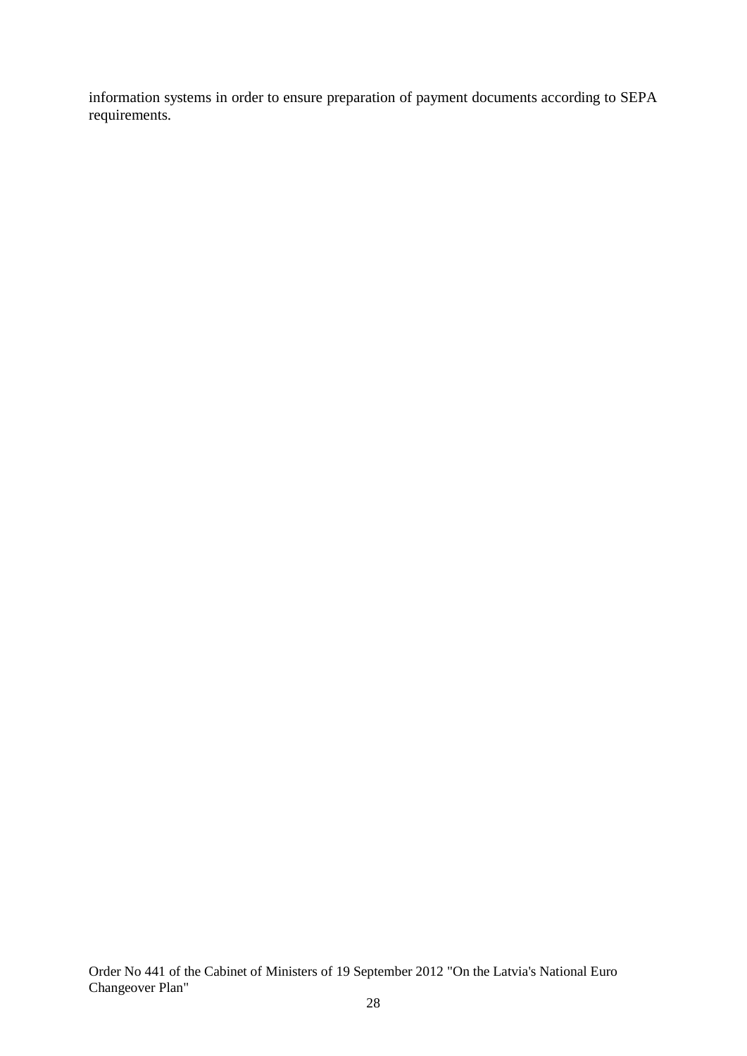information systems in order to ensure preparation of payment documents according to SEPA requirements.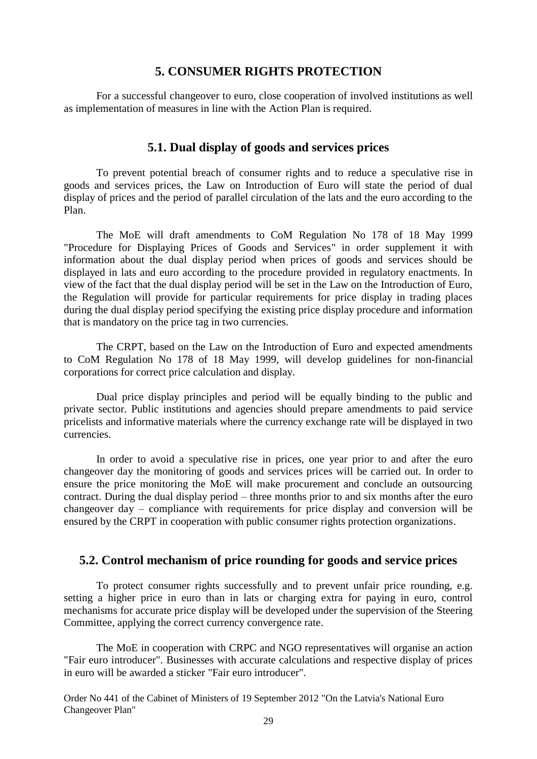## 5. CONSUMER RIGHTS PROTECTION

For a successful changeover to euro, close cooperation of involved institutions as well as implementation of measures in line with the Action Plan is required.

### 5.1. Dual display of goods and services prices

To prevent potential breach of consumer rights and to reduce a speculative rise in goods and services prices, the Law on Introduction of Euro will state the period of dual display of prices and the period of parallel circulation of the lats and the euro according to the Plan.

The MoE will draft amendments to CoM Regulation No 178 of 18 May 1999 "Procedure for Displaying Prices of Goods and Services" in order supplement it with information about the dual display period when prices of goods and services should be displayed in lats and euro according to the procedure provided in regulatory enactments. In view of the fact that the dual display period will be set in the Law on the Introduction of Euro, the Regulation will provide for particular requirements for price display in trading places during the dual display period specifying the existing price display procedure and information that is mandatory on the price tag in two currencies.

The CRPT, based on the Law on the Introduction of Euro and expected amendments to CoM Regulation No 178 of 18 May 1999, will develop guidelines for non-financial corporations for correct price calculation and display.

Dual price display principles and period will be equally binding to the public and private sector. Public institutions and agencies should prepare amendments to paid service pricelists and informative materials where the currency exchange rate will be displayed in two currencies.

In order to avoid a speculative rise in prices, one year prior to and after the euro changeover day the monitoring of goods and services prices will be carried out. In order to ensure the price monitoring the MoE will make procurement and conclude an outsourcing contract. During the dual display period – three months prior to and six months after the euro changeover day – compliance with requirements for price display and conversion will be ensured by the CRPT in cooperation with public consumer rights protection organizations.

### 5.2. Control mechanism of price rounding for goods and service prices

To protect consumer rights successfully and to prevent unfair price rounding, e.g. setting a higher price in euro than in lats or charging extra for paying in euro, control mechanisms for accurate price display will be developed under the supervision of the Steering Committee, applying the correct currency convergence rate.

The MoE in cooperation with CRPC and NGO representatives will organise an action "Fair euro introducer". Businesses with accurate calculations and respective display of prices in euro will be awarded a sticker "Fair euro introducer".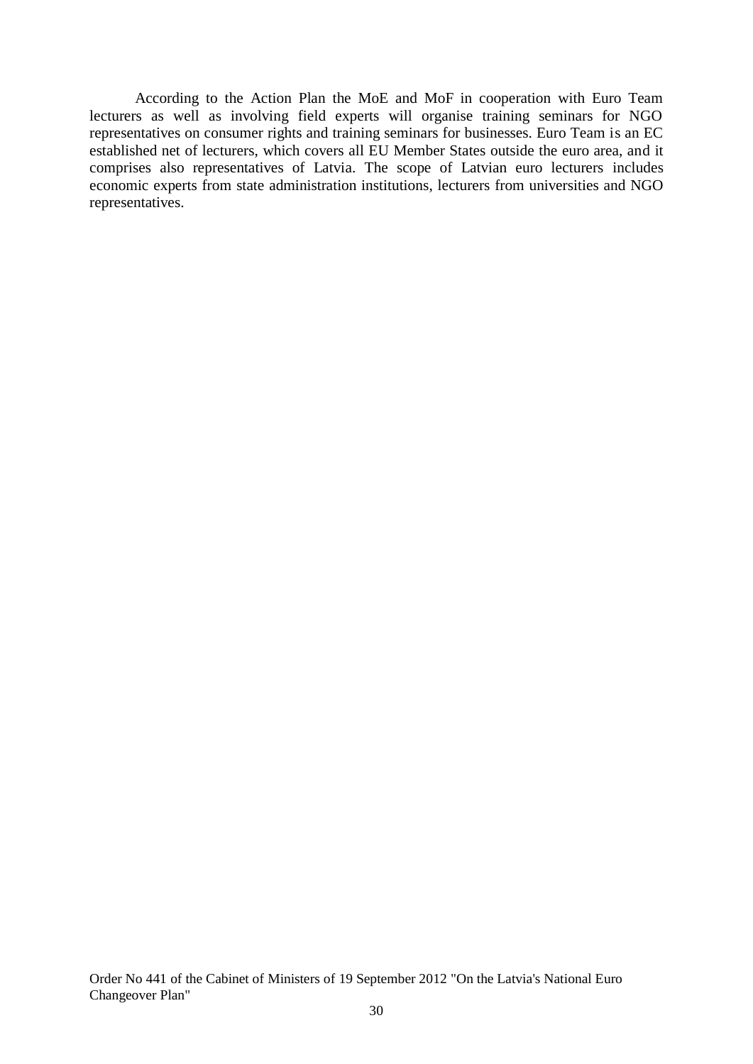According to the Action Plan the MoE and MoF in cooperation with Euro Team lecturers as well as involving field experts will organise training seminars for NGO representatives on consumer rights and training seminars for businesses. Euro Team is an EC established net of lecturers, which covers all EU Member States outside the euro area, and it comprises also representatives of Latvia. The scope of Latvian euro lecturers includes economic experts from state administration institutions, lecturers from universities and NGO representatives.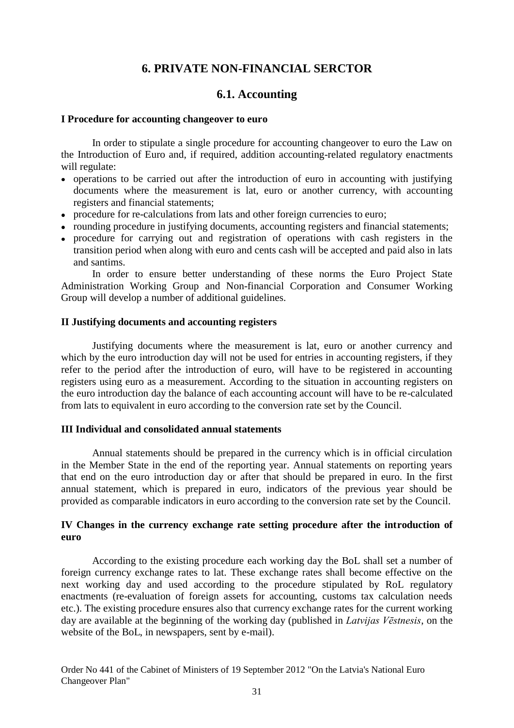## 6. PRIVATE NON-FINANCIAL SERCTOR

### 6.1. Accounting

**I Procedure for accounting changeover to euro**

In order to stipulate a single procedure for accounting changeover to euro the Law on the Introduction of Euro and, if required, addition accounting-related regulatory enactments will regulate:

- operations to be carried out after the introduction of euro in accounting with justifying documents where the measurement is lat, euro or another currency, with accounting registers and financial statements;
- procedure for re-calculations from lats and other foreign currencies to euro;
- rounding procedure in justifying documents, accounting registers and financial statements;
- procedure for carrying out and registration of operations with cash registers in the transition period when along with euro and cents cash will be accepted and paid also in lats and santims.

In order to ensure better understanding of these norms the Euro Project State Administration Working Group and Non-financial Corporation and Consumer Working Group will develop a number of additional guidelines.

**II Justifying documents and accounting registers**

Justifying documents where the measurement is lat, euro or another currency and which by the euro introduction day will not be used for entries in accounting registers, if they refer to the period after the introduction of euro, will have to be registered in accounting registers using euro as a measurement. According to the situation in accounting registers on the euro introduction day the balance of each accounting account will have to be re-calculated from lats to equivalent in euro according to the conversion rate set by the Council.

**III Individual and consolidated annual statements**

Annual statements should be prepared in the currency which is in official circulation in the Member State in the end of the reporting year. Annual statements on reporting years that end on the euro introduction day or after that should be prepared in euro. In the first annual statement, which is prepared in euro, indicators of the previous year should be provided as comparable indicators in euro according to the conversion rate set by the Council.

**IV Changes in the currency exchange rate setting procedure after the introduction of euro**

According to the existing procedure each working day the BoL shall set a number of foreign currency exchange rates to lat. These exchange rates shall become effective on the next working day and used according to the procedure stipulated by RoL regulatory enactments (re-evaluation of foreign assets for accounting, customs tax calculation needs etc.). The existing procedure ensures also that currency exchange rates for the current working day are available at the beginning of the working day (published in *Latvijas Vēstnesis*, on the website of the BoL, in newspapers, sent by e-mail).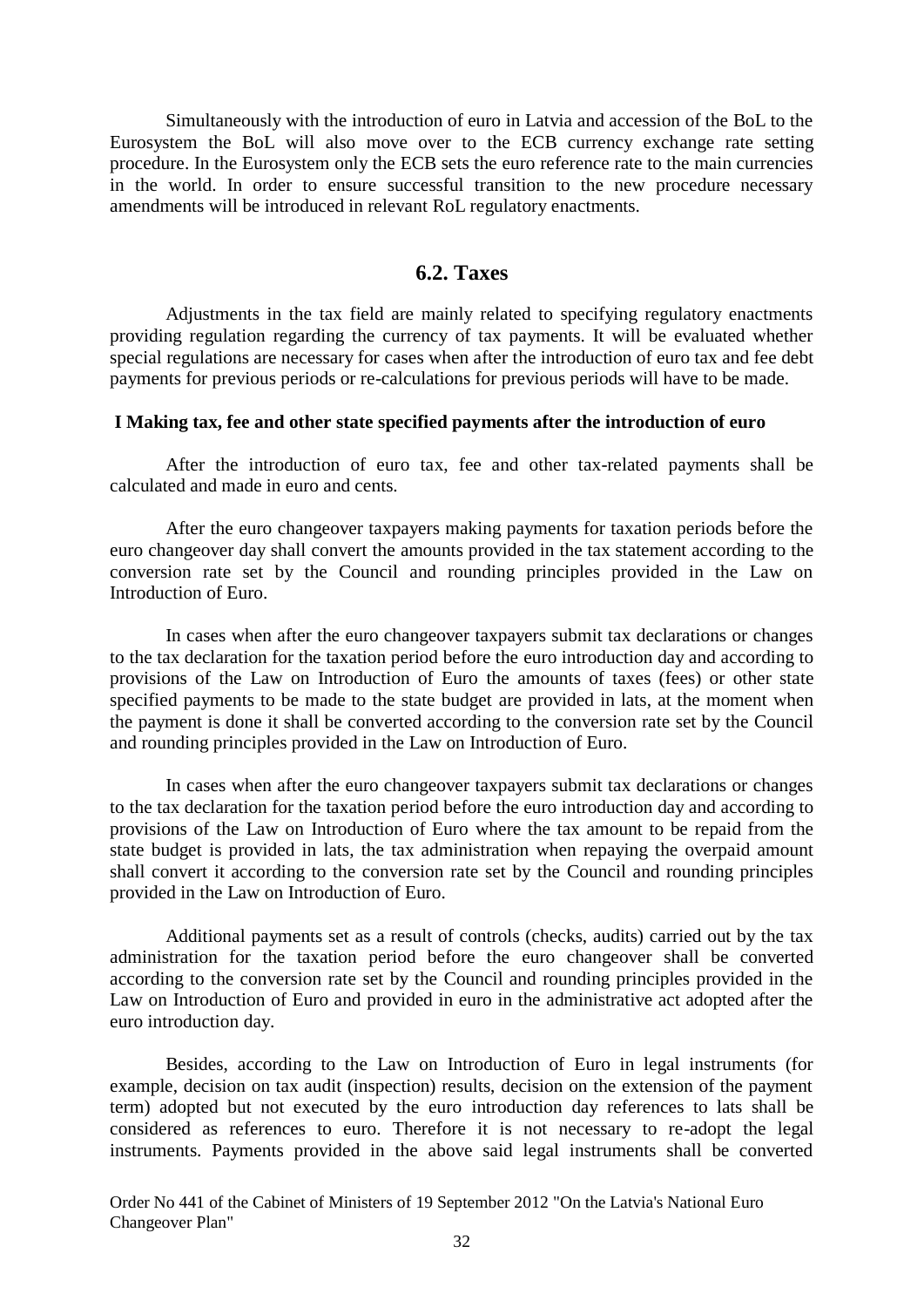Simultaneously with the introduction of euro in Latvia and accession of the BoL to the Eurosystem the BoL will also move over to the ECB currency exchange rate setting procedure. In the Eurosystem only the ECB sets the euro reference rate to the main currencies in the world. In order to ensure successful transition to the new procedure necessary amendments will be introduced in relevant RoL regulatory enactments.

## 6.2. Taxes

Adjustments in the tax field are mainly related to specifying regulatory enactments providing regulation regarding the currency of tax payments. It will be evaluated whether special regulations are necessary for cases when after the introduction of euro tax and fee debt payments for previous periods or re-calculations for previous periods will have to be made.

**I Making tax, fee and other state specified payments after the introduction of euro**

After the introduction of euro tax, fee and other tax-related payments shall be calculated and made in euro and cents.

After the euro changeover taxpayers making payments for taxation periods before the euro changeover day shall convert the amounts provided in the tax statement according to the conversion rate set by the Council and rounding principles provided in the Law on Introduction of Euro.

In cases when after the euro changeover taxpayers submit tax declarations or changes to the tax declaration for the taxation period before the euro introduction day and according to provisions of the Law on Introduction of Euro the amounts of taxes (fees) or other state specified payments to be made to the state budget are provided in lats, at the moment when the payment is done it shall be converted according to the conversion rate set by the Council and rounding principles provided in the Law on Introduction of Euro.

In cases when after the euro changeover taxpayers submit tax declarations or changes to the tax declaration for the taxation period before the euro introduction day and according to provisions of the Law on Introduction of Euro where the tax amount to be repaid from the state budget is provided in lats, the tax administration when repaying the overpaid amount shall convert it according to the conversion rate set by the Council and rounding principles provided in the Law on Introduction of Euro.

Additional payments set as a result of controls (checks, audits) carried out by the tax administration for the taxation period before the euro changeover shall be converted according to the conversion rate set by the Council and rounding principles provided in the Law on Introduction of Euro and provided in euro in the administrative act adopted after the euro introduction day.

Besides, according to the Law on Introduction of Euro in legal instruments (for example, decision on tax audit (inspection) results, decision on the extension of the payment term) adopted but not executed by the euro introduction day references to lats shall be considered as references to euro. Therefore it is not necessary to re-adopt the legal instruments. Payments provided in the above said legal instruments shall be converted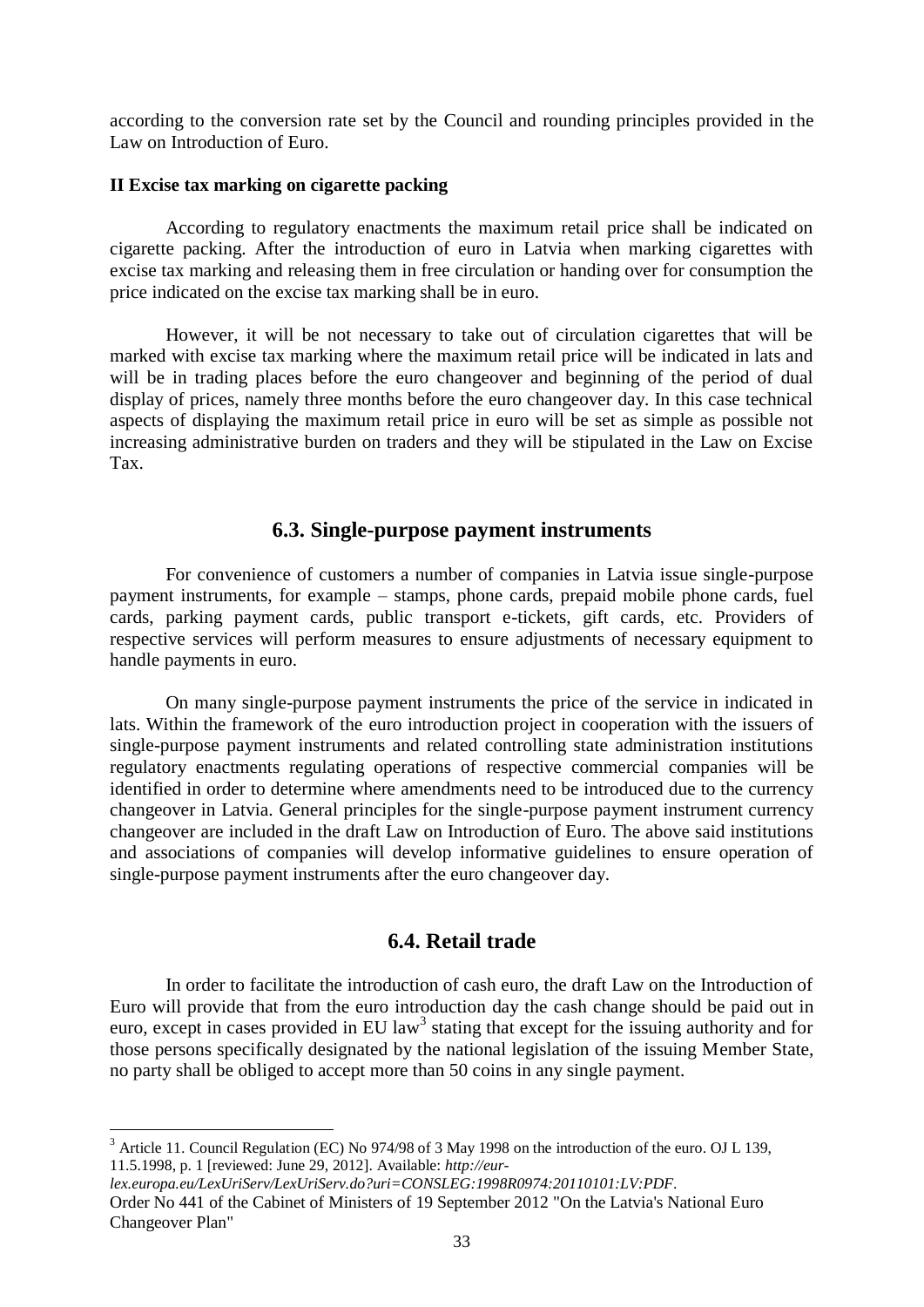according to the conversion rate set by the Council and rounding principles provided in the Law on Introduction of Euro.

**II Excise tax marking on cigarette packing**

According to regulatory enactments the maximum retail price shall be indicated on cigarette packing. After the introduction of euro in Latvia when marking cigarettes with excise tax marking and releasing them in free circulation or handing over for consumption the price indicated on the excise tax marking shall be in euro.

However, it will be not necessary to take out of circulation cigarettes that will be marked with excise tax marking where the maximum retail price will be indicated in lats and will be in trading places before the euro changeover and beginning of the period of dual display of prices, namely three months before the euro changeover day. In this case technical aspects of displaying the maximum retail price in euro will be set as simple as possible not increasing administrative burden on traders and they will be stipulated in the Law on Excise Tax.

## 6.3. Single-purpose payment instruments

For convenience of customers a number of companies in Latvia issue single-purpose payment instruments, for example – stamps, phone cards, prepaid mobile phone cards, fuel cards, parking payment cards, public transport e-tickets, gift cards, etc. Providers of respective services will perform measures to ensure adjustments of necessary equipment to handle payments in euro.

On many single-purpose payment instruments the price of the service in indicated in lats. Within the framework of the euro introduction project in cooperation with the issuers of single-purpose payment instruments and related controlling state administration institutions regulatory enactments regulating operations of respective commercial companies will be identified in order to determine where amendments need to be introduced due to the currency changeover in Latvia. General principles for the single-purpose payment instrument currency changeover are included in the draft Law on Introduction of Euro. The above said institutions and associations of companies will develop informative guidelines to ensure operation of single-purpose payment instruments after the euro changeover day.

## 6.4. Retail trade

In order to facilitate the introduction of cash euro, the draft Law on the Introduction of Euro will provide that from the euro introduction day the cash change should be paid out in euro, except in cases provided in EU law[3] stating that except for the issuing authority and for those persons specifically designated by the national legislation of the issuing Member State, no party shall be obliged to accept more than 50 coins in any single payment.

[3] Article 11. Council Regulation (EC) No 974/98 of 3 May 1998 on the introduction of the euro. OJ L 139, 11.5.1998, p. 1 [reviewed: June 29, 2012]. Available: *http://eur-lex.europa.eu/LexUriServ/LexUriServ.do?uri=CONSLEG:1998R0974:20110101:LV:PDF*.

Order No 441 of the Cabinet of Ministers of 19 September 2012 "On the Latvia's National Euro Changeover Plan"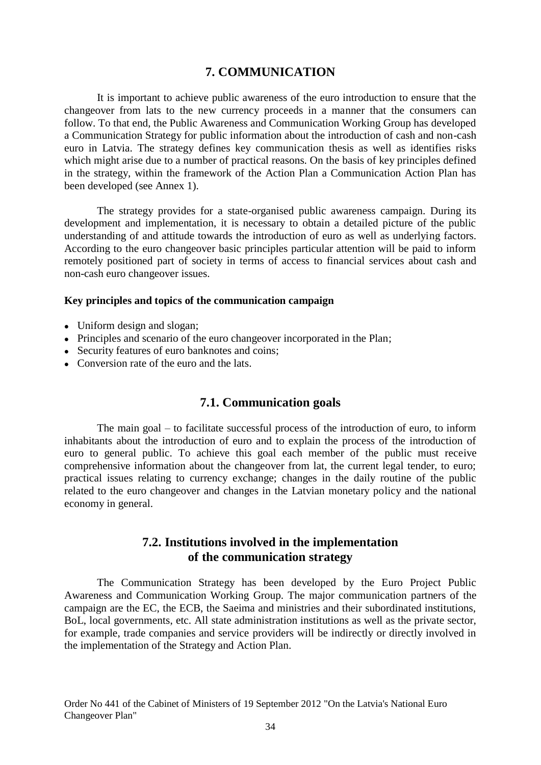# 7. COMMUNICATION

It is important to achieve public awareness of the euro introduction to ensure that the changeover from lats to the new currency proceeds in a manner that the consumers can follow. To that end, the Public Awareness and Communication Working Group has developed a Communication Strategy for public information about the introduction of cash and non-cash euro in Latvia. The strategy defines key communication thesis as well as identifies risks which might arise due to a number of practical reasons. On the basis of key principles defined in the strategy, within the framework of the Action Plan a Communication Action Plan has been developed (see Annex 1).

The strategy provides for a state-organised public awareness campaign. During its development and implementation, it is necessary to obtain a detailed picture of the public understanding of and attitude towards the introduction of euro as well as underlying factors. According to the euro changeover basic principles particular attention will be paid to inform remotely positioned part of society in terms of access to financial services about cash and non-cash euro changeover issues.

**Key principles and topics of the communication campaign**

- Uniform design and slogan;
- Principles and scenario of the euro changeover incorporated in the Plan;
- Security features of euro banknotes and coins;
- Conversion rate of the euro and the lats.

## 7.1. Communication goals

The main goal – to facilitate successful process of the introduction of euro, to inform inhabitants about the introduction of euro and to explain the process of the introduction of euro to general public. To achieve this goal each member of the public must receive comprehensive information about the changeover from lat, the current legal tender, to euro; practical issues relating to currency exchange; changes in the daily routine of the public related to the euro changeover and changes in the Latvian monetary policy and the national economy in general.

## 7.2. Institutions involved in the implementation of the communication strategy

The Communication Strategy has been developed by the Euro Project Public Awareness and Communication Working Group. The major communication partners of the campaign are the EC, the ECB, the Saeima and ministries and their subordinated institutions, BoL, local governments, etc. All state administration institutions as well as the private sector, for example, trade companies and service providers will be indirectly or directly involved in the implementation of the Strategy and Action Plan.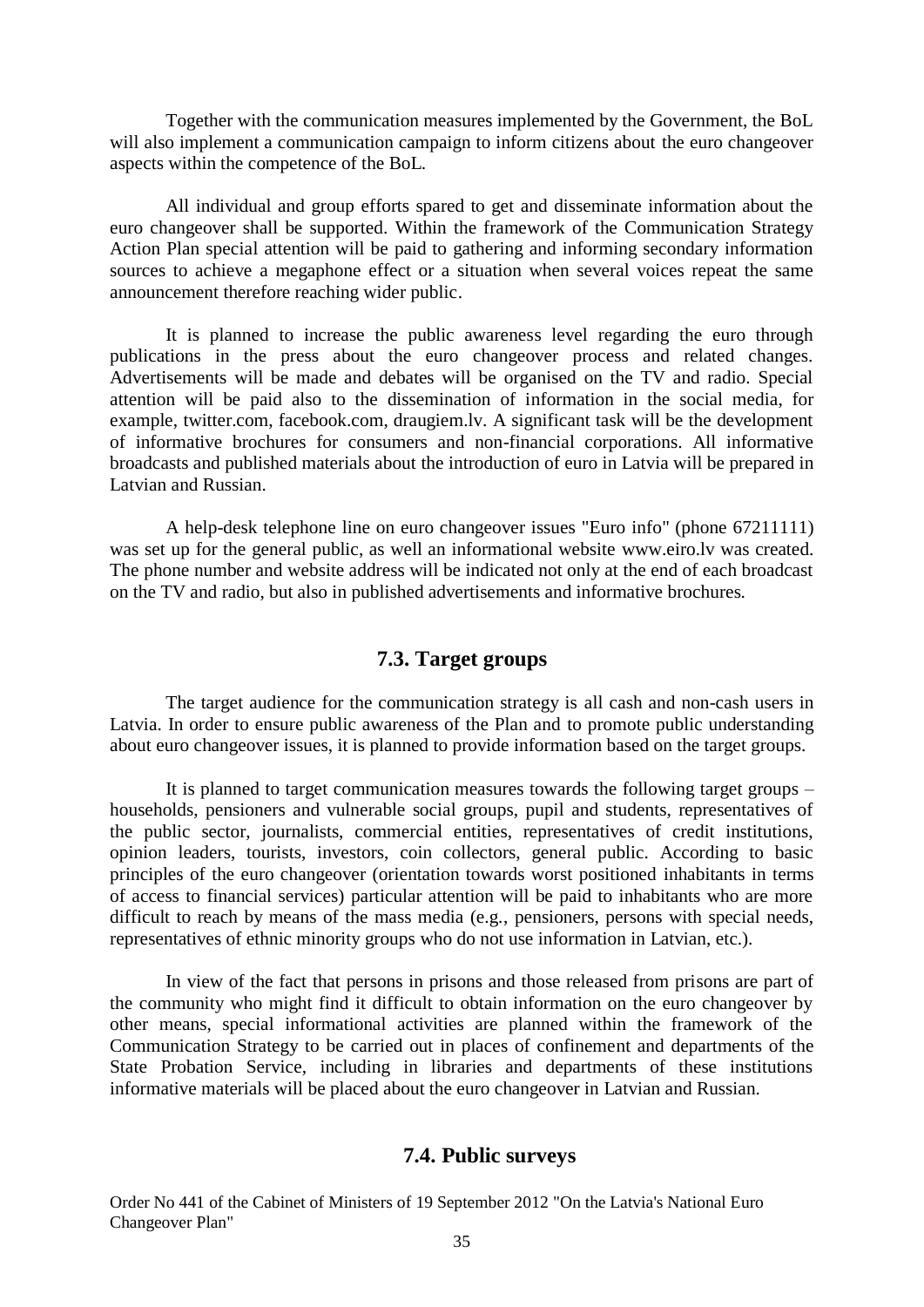Together with the communication measures implemented by the Government, the BoL will also implement a communication campaign to inform citizens about the euro changeover aspects within the competence of the BoL.

All individual and group efforts spared to get and disseminate information about the euro changeover shall be supported. Within the framework of the Communication Strategy Action Plan special attention will be paid to gathering and informing secondary information sources to achieve a megaphone effect or a situation when several voices repeat the same announcement therefore reaching wider public.

It is planned to increase the public awareness level regarding the euro through publications in the press about the euro changeover process and related changes. Advertisements will be made and debates will be organised on the TV and radio. Special attention will be paid also to the dissemination of information in the social media, for example, twitter.com, facebook.com, draugiem.lv. A significant task will be the development of informative brochures for consumers and non-financial corporations. All informative broadcasts and published materials about the introduction of euro in Latvia will be prepared in Latvian and Russian.

A help-desk telephone line on euro changeover issues "Euro info" (phone 67211111) was set up for the general public, as well an informational website www.eiro.lv was created. The phone number and website address will be indicated not only at the end of each broadcast on the TV and radio, but also in published advertisements and informative brochures.

## 7.3. Target groups

The target audience for the communication strategy is all cash and non-cash users in Latvia. In order to ensure public awareness of the Plan and to promote public understanding about euro changeover issues, it is planned to provide information based on the target groups.

It is planned to target communication measures towards the following target groups – households, pensioners and vulnerable social groups, pupil and students, representatives of the public sector, journalists, commercial entities, representatives of credit institutions, opinion leaders, tourists, investors, coin collectors, general public. According to basic principles of the euro changeover (orientation towards worst positioned inhabitants in terms of access to financial services) particular attention will be paid to inhabitants who are more difficult to reach by means of the mass media (e.g., pensioners, persons with special needs, representatives of ethnic minority groups who do not use information in Latvian, etc.).

In view of the fact that persons in prisons and those released from prisons are part of the community who might find it difficult to obtain information on the euro changeover by other means, special informational activities are planned within the framework of the Communication Strategy to be carried out in places of confinement and departments of the State Probation Service, including in libraries and departments of these institutions informative materials will be placed about the euro changeover in Latvian and Russian.

## 7.4. Public surveys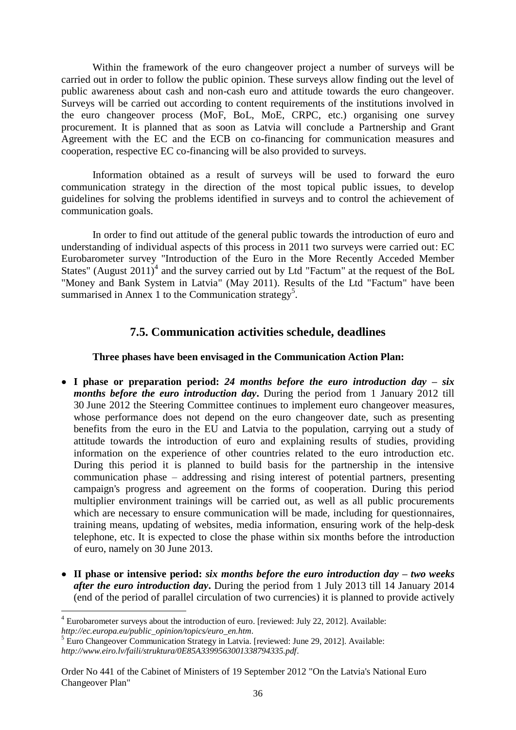Within the framework of the euro changeover project a number of surveys will be carried out in order to follow the public opinion. These surveys allow finding out the level of public awareness about cash and non-cash euro and attitude towards the euro changeover. Surveys will be carried out according to content requirements of the institutions involved in the euro changeover process (MoF, BoL, MoE, CRPC, etc.) organising one survey procurement. It is planned that as soon as Latvia will conclude a Partnership and Grant Agreement with the EC and the ECB on co-financing for communication measures and cooperation, respective EC co-financing will be also provided to surveys.

Information obtained as a result of surveys will be used to forward the euro communication strategy in the direction of the most topical public issues, to develop guidelines for solving the problems identified in surveys and to control the achievement of communication goals.

In order to find out attitude of the general public towards the introduction of euro and understanding of individual aspects of this process in 2011 two surveys were carried out: EC Eurobarometer survey "Introduction of the Euro in the More Recently Acceded Member States" (August 2011)[4] and the survey carried out by Ltd "Factum" at the request of the BoL "Money and Bank System in Latvia" (May 2011). Results of the Ltd "Factum" have been summarised in Annex 1 to the Communication strategy[5].

## 7.5. Communication activities schedule, deadlines

**Three phases have been envisaged in the Communication Action Plan:**

- **I phase or preparation period:** ***24 months before the euro introduction day – six months before the euro introduction day*****.** During the period from 1 January 2012 till 30 June 2012 the Steering Committee continues to implement euro changeover measures, whose performance does not depend on the euro changeover date, such as presenting benefits from the euro in the EU and Latvia to the population, carrying out a study of attitude towards the introduction of euro and explaining results of studies, providing information on the experience of other countries related to the euro introduction etc. During this period it is planned to build basis for the partnership in the intensive communication phase – addressing and rising interest of potential partners, presenting campaign's progress and agreement on the forms of cooperation. During this period multiplier environment trainings will be carried out, as well as all public procurements which are necessary to ensure communication will be made, including for questionnaires, training means, updating of websites, media information, ensuring work of the help-desk telephone, etc. It is expected to close the phase within six months before the introduction of euro, namely on 30 June 2013.
- **II phase or intensive period:** ***six months before the euro introduction day – two weeks after the euro introduction day*****.** During the period from 1 July 2013 till 14 January 2014 (end of the period of parallel circulation of two currencies) it is planned to provide actively

[4] Eurobarometer surveys about the introduction of euro. [reviewed: July 22, 2012]. Available: *http://ec.europa.eu/public_opinion/topics/euro_en.htm*.

[5] Euro Changeover Communication Strategy in Latvia. [reviewed: June 29, 2012]. Available: *http://www.eiro.lv/faili/struktura/0E85A3399563001338794335.pdf*.

Order No 441 of the Cabinet of Ministers of 19 September 2012 "On the Latvia's National Euro Changeover Plan"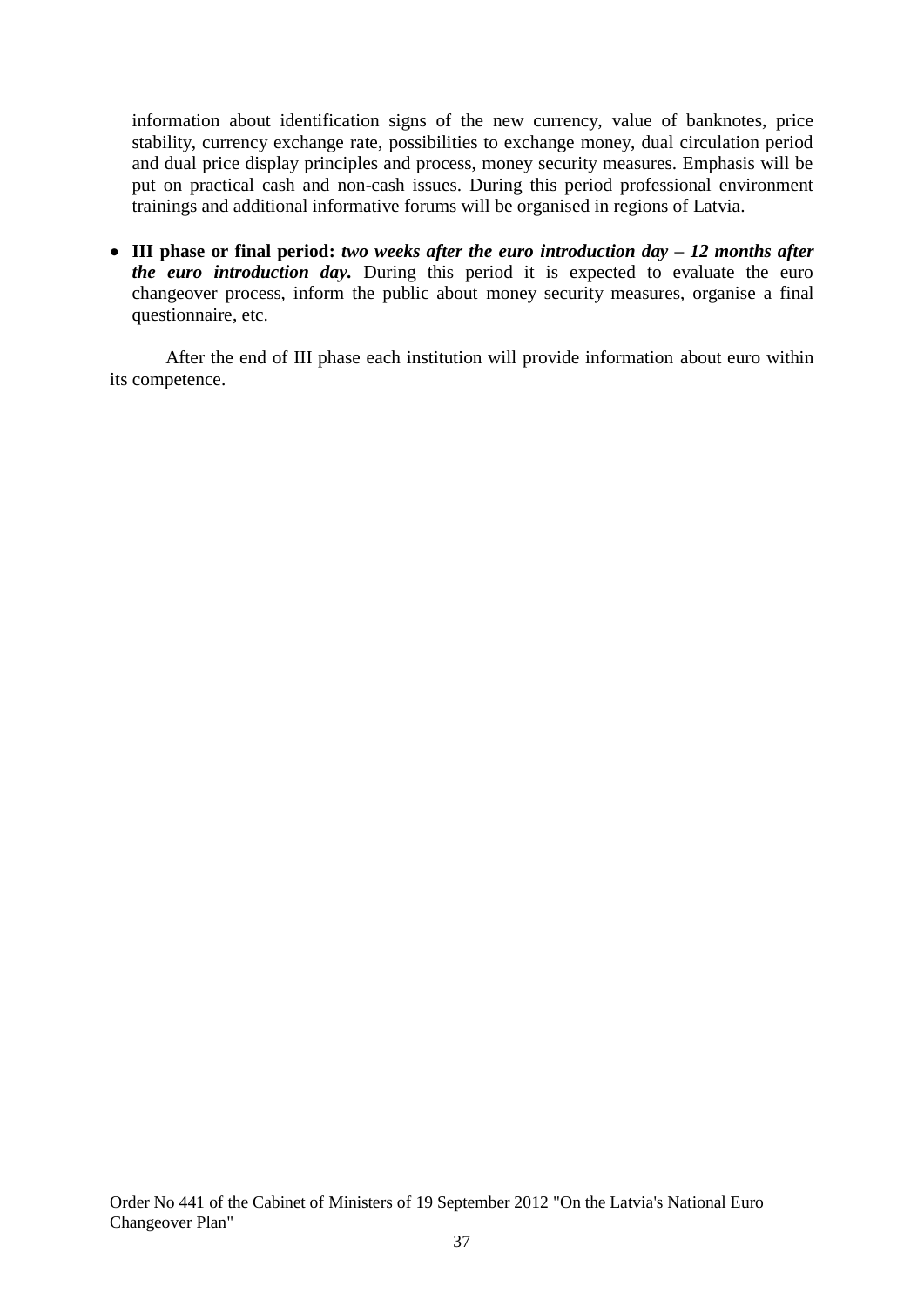information about identification signs of the new currency, value of banknotes, price stability, currency exchange rate, possibilities to exchange money, dual circulation period and dual price display principles and process, money security measures. Emphasis will be put on practical cash and non-cash issues. During this period professional environment trainings and additional informative forums will be organised in regions of Latvia.

- **III phase or final period:** ***two weeks after the euro introduction day – 12 months after the euro introduction day.*** During this period it is expected to evaluate the euro changeover process, inform the public about money security measures, organise a final questionnaire, etc.

After the end of III phase each institution will provide information about euro within its competence.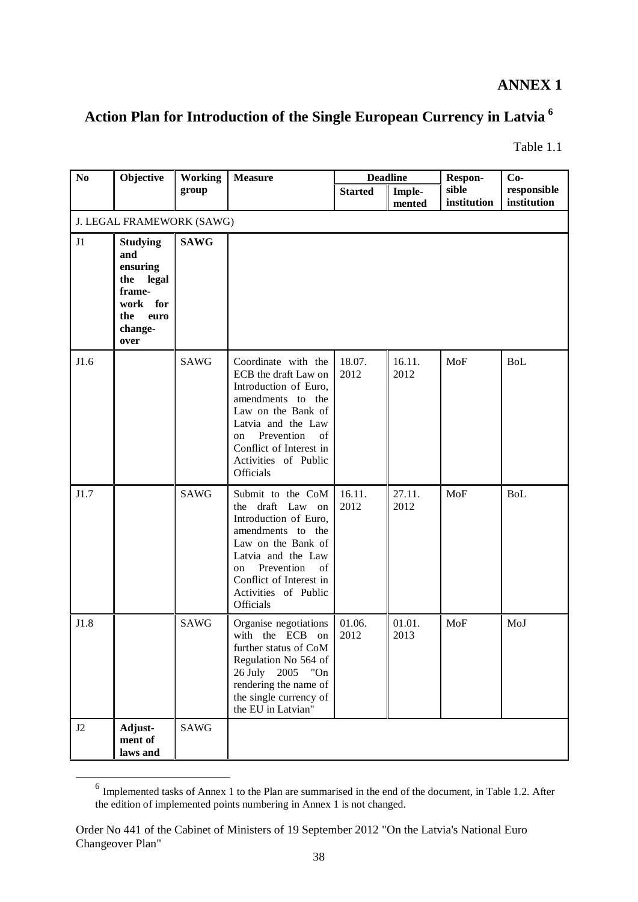**ANNEX 1**

# Action Plan for Introduction of the Single European Currency in Latvia [6]

Table 1.1

| No | Objective | Working group | Measure | Deadline | | Respon-sible institution | Co-responsible institution |
|---|---|---|---|---|---|---|---|
| | | | | Started | Imple-mented | | |
| J. LEGAL FRAMEWORK (SAWG) | | | | | | | |
| J1 | **Studying and ensuring the legal frame-work for the euro change-over** | **SAWG** | | | | | |
| J1.6 | | SAWG | Coordinate with the ECB the draft Law on Introduction of Euro, amendments to the Law on the Bank of Latvia and the Law on Prevention of Conflict of Interest in Activities of Public Officials | 18.07. 2012 | 16.11. 2012 | MoF | BoL |
| J1.7 | | SAWG | Submit to the CoM the draft Law on Introduction of Euro, amendments to the Law on the Bank of Latvia and the Law on Prevention of Conflict of Interest in Activities of Public Officials | 16.11. 2012 | 27.11. 2012 | MoF | BoL |
| J1.8 | | SAWG | Organise negotiations with the ECB on further status of CoM Regulation No 564 of 26 July 2005 "On rendering the name of the single currency of the EU in Latvian" | 01.06. 2012 | 01.01. 2013 | MoF | MoJ |
| J2 | **Adjust-ment of laws and** | SAWG | | | | | |

[6] Implemented tasks of Annex 1 to the Plan are summarised in the end of the document, in Table 1.2. After the edition of implemented points numbering in Annex 1 is not changed.

Order No 441 of the Cabinet of Ministers of 19 September 2012 "On the Latvia's National Euro Changeover Plan"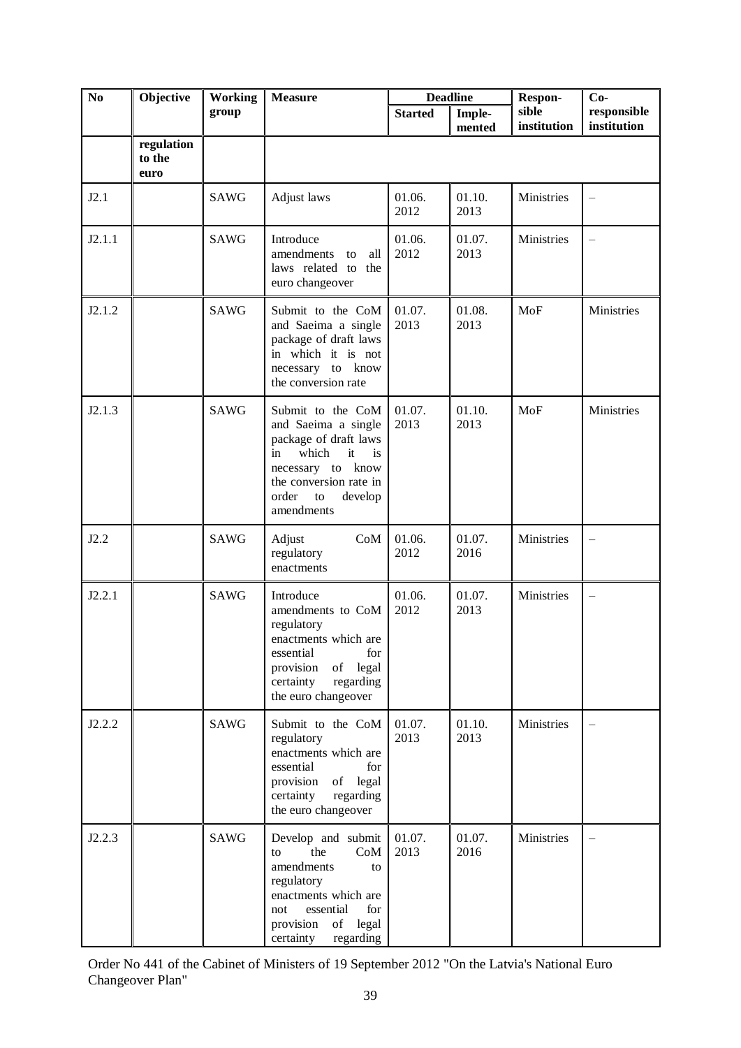| No | Objective | Working group | Measure | Deadline | | Respon-sible institution | Co-responsible institution |
|---|---|---|---|---|---|---|---|
| | | | | Started | Imple-mented | | |
| | regulation to the euro | | | | | | |
| J2.1 | | SAWG | Adjust laws | 01.06. 2012 | 01.10. 2013 | Ministries | – |
| J2.1.1 | | SAWG | Introduce amendments to all laws related to the euro changeover | 01.06. 2012 | 01.07. 2013 | Ministries | – |
| J2.1.2 | | SAWG | Submit to the CoM and Saeima a single package of draft laws in which it is not necessary to know the conversion rate | 01.07. 2013 | 01.08. 2013 | MoF | Ministries |
| J2.1.3 | | SAWG | Submit to the CoM and Saeima a single package of draft laws in which it is necessary to know the conversion rate in order to develop amendments | 01.07. 2013 | 01.10. 2013 | MoF | Ministries |
| J2.2 | | SAWG | Adjust CoM regulatory enactments | 01.06. 2012 | 01.07. 2016 | Ministries | – |
| J2.2.1 | | SAWG | Introduce amendments to CoM regulatory enactments which are essential for provision of legal certainty regarding the euro changeover | 01.06. 2012 | 01.07. 2013 | Ministries | – |
| J2.2.2 | | SAWG | Submit to the CoM regulatory enactments which are essential for provision of legal certainty regarding the euro changeover | 01.07. 2013 | 01.10. 2013 | Ministries | – |
| J2.2.3 | | SAWG | Develop and submit to the CoM amendments to regulatory enactments which are not essential for provision of legal certainty regarding | 01.07. 2013 | 01.07. 2016 | Ministries | – |

Order No 441 of the Cabinet of Ministers of 19 September 2012 "On the Latvia's National Euro Changeover Plan"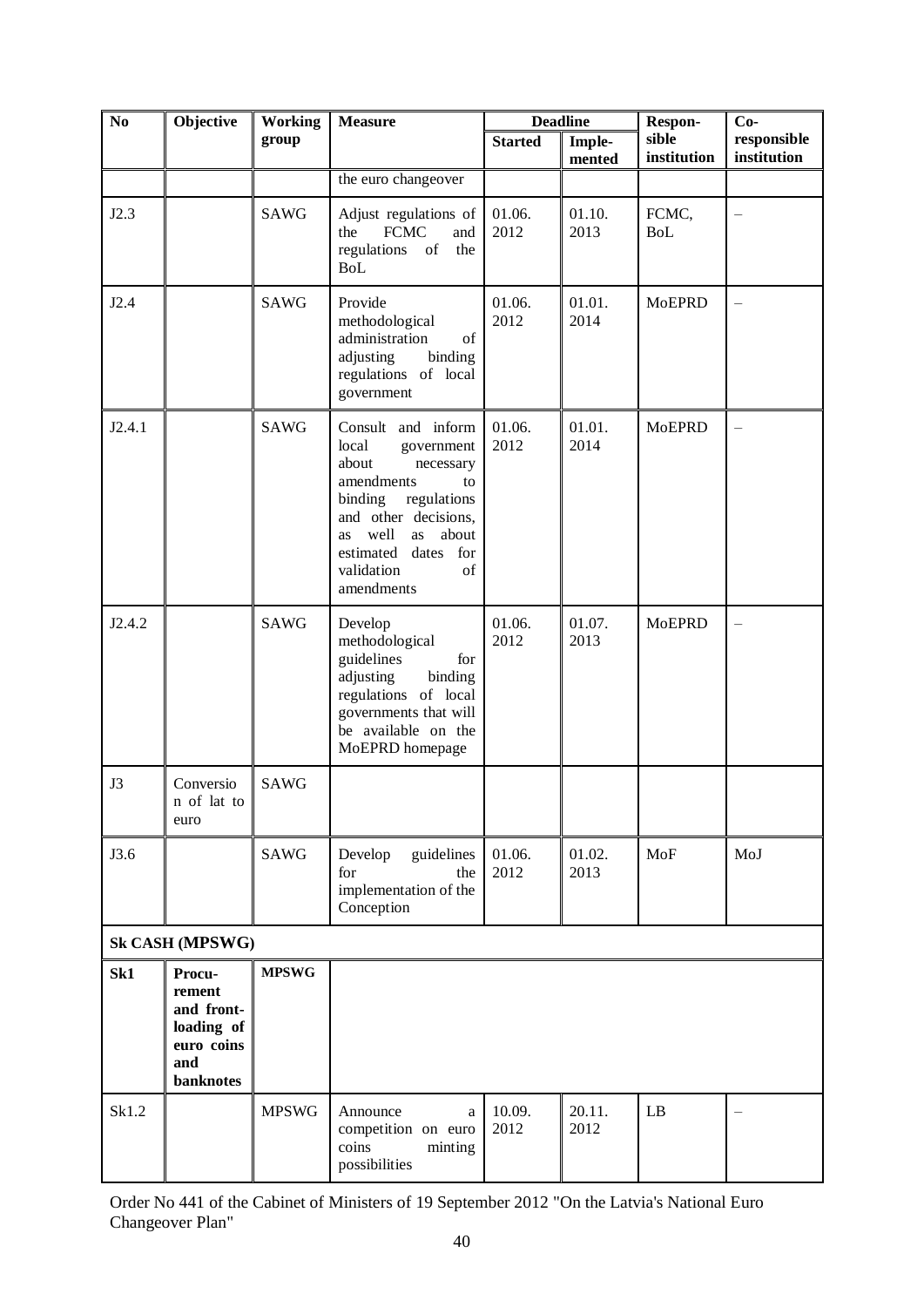| No | Objective | Working group | Measure | Deadline | | Respon-sible institution | Co-responsible institution |
|---|---|---|---|---|---|---|---|
| | | | | Started | Imple-mented | | |
| | | | the euro changeover | | | | |
| J2.3 | | SAWG | Adjust regulations of the FCMC and regulations of the BoL | 01.06. 2012 | 01.10. 2013 | FCMC, BoL | – |
| J2.4 | | SAWG | Provide methodological administration of adjusting binding regulations of local government | 01.06. 2012 | 01.01. 2014 | MoEPRD | – |
| J2.4.1 | | SAWG | Consult and inform local government about necessary amendments to binding regulations and other decisions, as well as about estimated dates for validation of amendments | 01.06. 2012 | 01.01. 2014 | MoEPRD | – |
| J2.4.2 | | SAWG | Develop methodological guidelines for adjusting binding regulations of local governments that will be available on the MoEPRD homepage | 01.06. 2012 | 01.07. 2013 | MoEPRD | – |
| J3 | Conversion of lat to euro | SAWG | | | | | |
| J3.6 | | SAWG | Develop guidelines for the implementation of the Conception | 01.06. 2012 | 01.02. 2013 | MoF | MoJ |
| **Sk CASH (MPSWG)** | | | | | | | |
| **Sk1** | **Procu-rement and front-loading of euro coins and banknotes** | **MPSWG** | | | | | |
| Sk1.2 | | MPSWG | Announce a competition on euro coins minting possibilities | 10.09. 2012 | 20.11. 2012 | LB | – |

Order No 441 of the Cabinet of Ministers of 19 September 2012 "On the Latvia's National Euro Changeover Plan"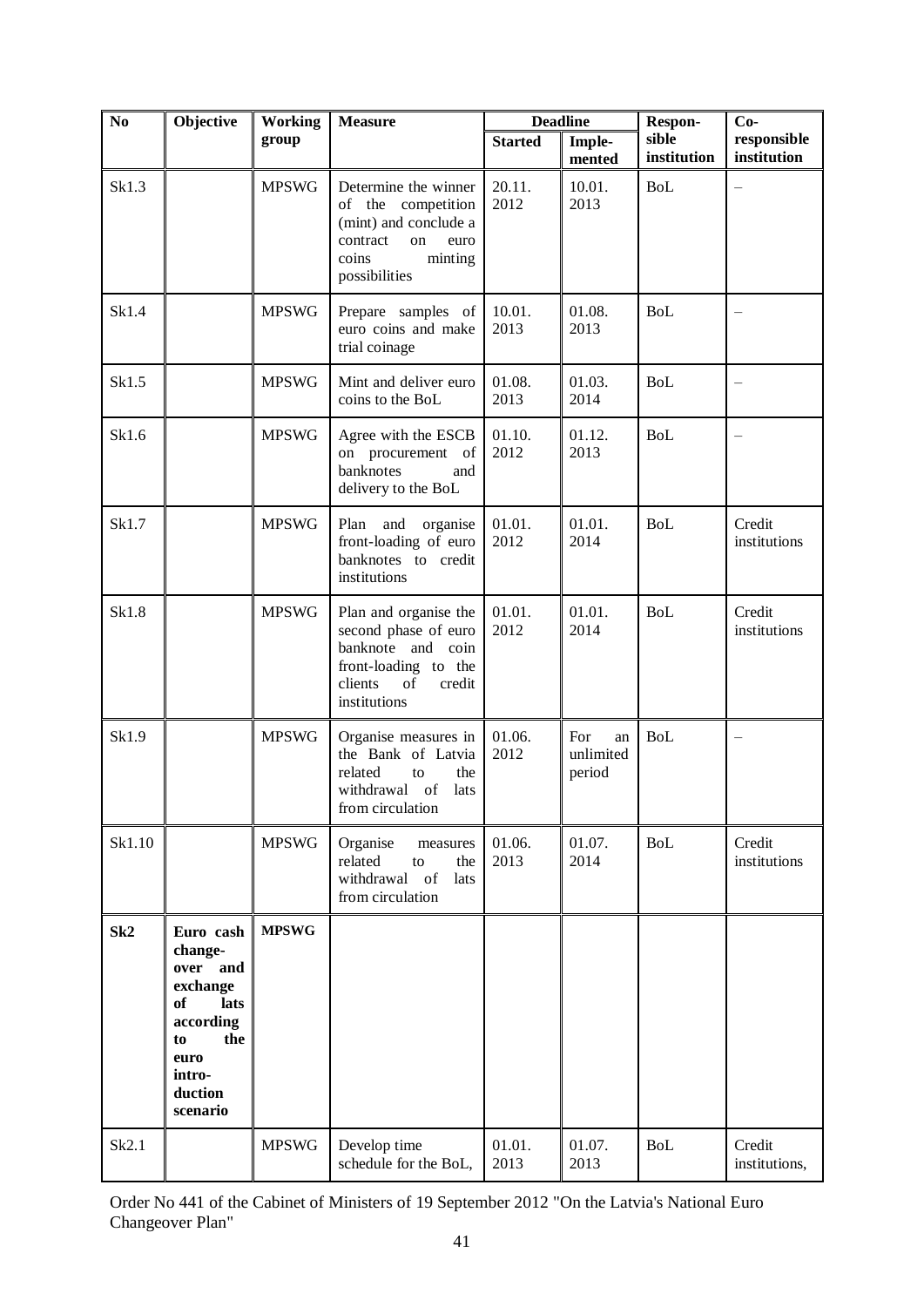| No | Objective | Working group | Measure | Deadline | | Respon-sible institution | Co-responsible institution |
|---|---|---|---|---|---|---|---|
| | | | | Started | Imple-mented | | |
| Sk1.3 | | MPSWG | Determine the winner of the competition (mint) and conclude a contract on euro coins minting possibilities | 20.11. 2012 | 10.01. 2013 | BoL | – |
| Sk1.4 | | MPSWG | Prepare samples of euro coins and make trial coinage | 10.01. 2013 | 01.08. 2013 | BoL | – |
| Sk1.5 | | MPSWG | Mint and deliver euro coins to the BoL | 01.08. 2013 | 01.03. 2014 | BoL | – |
| Sk1.6 | | MPSWG | Agree with the ESCB on procurement of banknotes and delivery to the BoL | 01.10. 2012 | 01.12. 2013 | BoL | – |
| Sk1.7 | | MPSWG | Plan and organise front-loading of euro banknotes to credit institutions | 01.01. 2012 | 01.01. 2014 | BoL | Credit institutions |
| Sk1.8 | | MPSWG | Plan and organise the second phase of euro banknote and coin front-loading to the clients of credit institutions | 01.01. 2012 | 01.01. 2014 | BoL | Credit institutions |
| Sk1.9 | | MPSWG | Organise measures in the Bank of Latvia related to the withdrawal of lats from circulation | 01.06. 2012 | For an unlimited period | BoL | – |
| Sk1.10 | | MPSWG | Organise measures related to the withdrawal of lats from circulation | 01.06. 2013 | 01.07. 2014 | BoL | Credit institutions |
| **Sk2** | **Euro cash change-over and exchange of lats according to the euro intro-duction scenario** | **MPSWG** | | | | | |
| Sk2.1 | | MPSWG | Develop time schedule for the BoL, | 01.01. 2013 | 01.07. 2013 | BoL | Credit institutions, |

Order No 441 of the Cabinet of Ministers of 19 September 2012 "On the Latvia's National Euro Changeover Plan"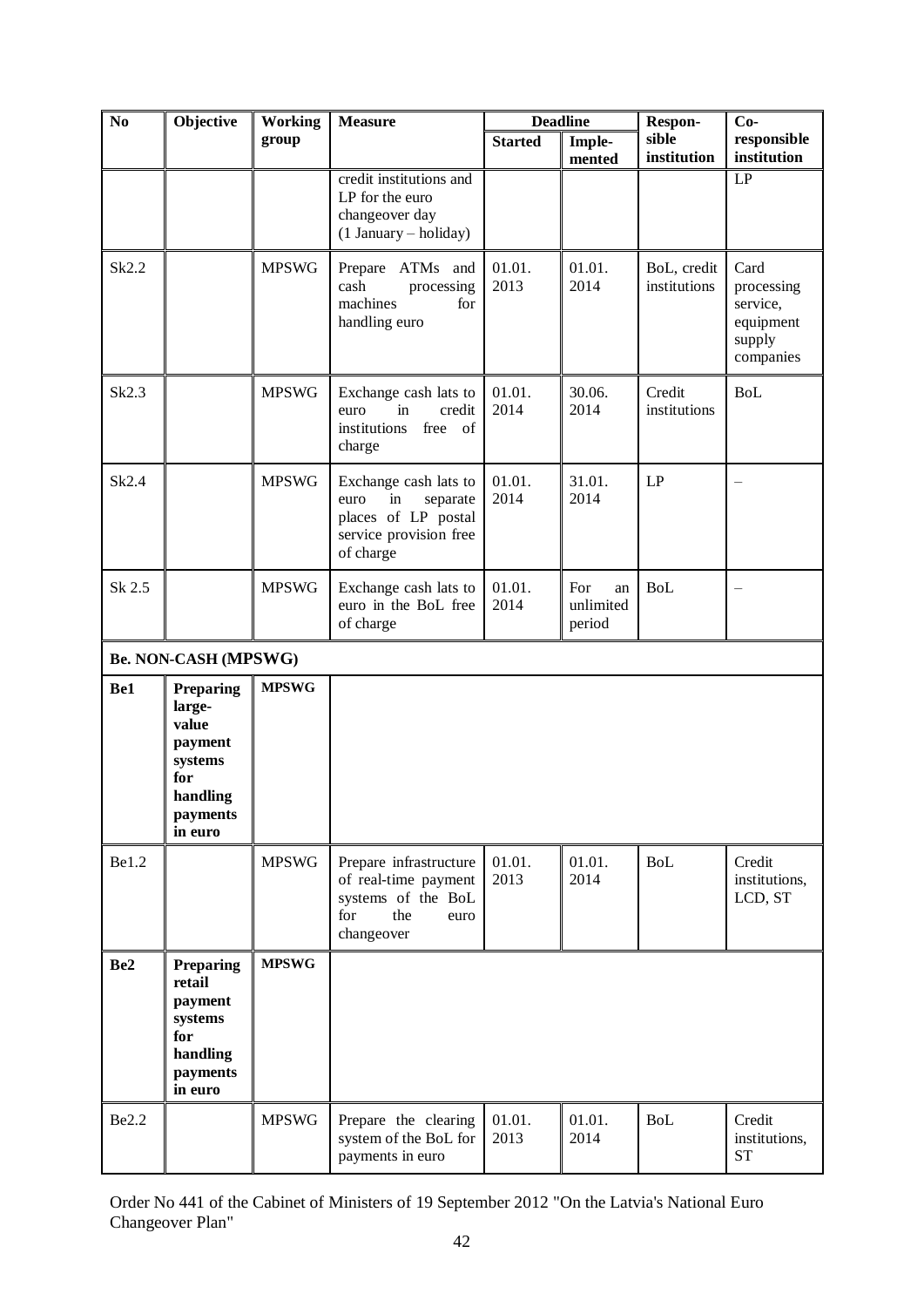| No | Objective | Working group | Measure | Deadline | | Respon-sible institution | Co-responsible institution |
|---|---|---|---|---|---|---|---|
| | | | | Started | Imple-mented | | |
| | | | credit institutions and LP for the euro changeover day (1 January – holiday) | | | | LP |
| Sk2.2 | | MPSWG | Prepare ATMs and cash processing machines for handling euro | 01.01. 2013 | 01.01. 2014 | BoL, credit institutions | Card processing service, equipment supply companies |
| Sk2.3 | | MPSWG | Exchange cash lats to euro in credit institutions free of charge | 01.01. 2014 | 30.06. 2014 | Credit institutions | BoL |
| Sk2.4 | | MPSWG | Exchange cash lats to euro in separate places of LP postal service provision free of charge | 01.01. 2014 | 31.01. 2014 | LP | – |
| Sk 2.5 | | MPSWG | Exchange cash lats to euro in the BoL free of charge | 01.01. 2014 | For an unlimited period | BoL | – |
| **Be. NON-CASH (MPSWG)** | | | | | | | |
| **Be1** | **Preparing large-value payment systems for handling payments in euro** | **MPSWG** | | | | | |
| Be1.2 | | MPSWG | Prepare infrastructure of real-time payment systems of the BoL for the euro changeover | 01.01. 2013 | 01.01. 2014 | BoL | Credit institutions, LCD, ST |
| **Be2** | **Preparing retail payment systems for handling payments in euro** | **MPSWG** | | | | | |
| Be2.2 | | MPSWG | Prepare the clearing system of the BoL for payments in euro | 01.01. 2013 | 01.01. 2014 | BoL | Credit institutions, ST |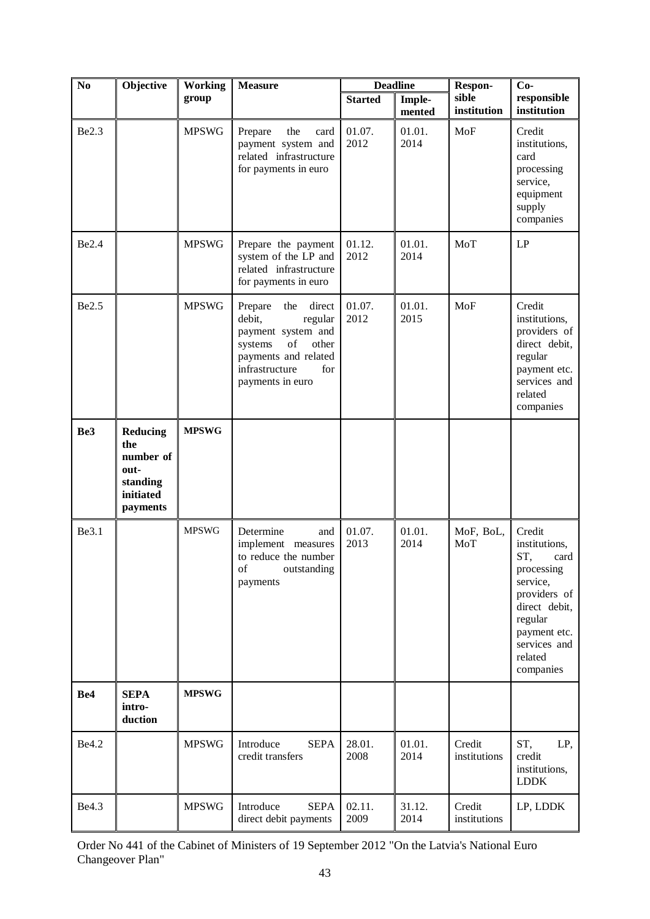| No | Objective | Working group | Measure | Deadline | | Respon-sible institution | Co-responsible institution |
|---|---|---|---|---|---|---|---|
| | | | | Started | Imple-mented | | |
| Be2.3 | | MPSWG | Prepare the card payment system and related infrastructure for payments in euro | 01.07. 2012 | 01.01. 2014 | MoF | Credit institutions, card processing service, equipment supply companies |
| Be2.4 | | MPSWG | Prepare the payment system of the LP and related infrastructure for payments in euro | 01.12. 2012 | 01.01. 2014 | MoT | LP |
| Be2.5 | | MPSWG | Prepare the direct debit, regular payment system and systems of other payments and related infrastructure for payments in euro | 01.07. 2012 | 01.01. 2015 | MoF | Credit institutions, providers of direct debit, regular payment etc. services and related companies |
| **Be3** | **Reducing the number of out-standing initiated payments** | **MPSWG** | | | | | |
| Be3.1 | | MPSWG | Determine and implement measures to reduce the number of outstanding payments | 01.07. 2013 | 01.01. 2014 | MoF, BoL, MoT | Credit institutions, ST, card processing service, providers of direct debit, regular payment etc. services and related companies |
| **Be4** | **SEPA intro-duction** | **MPSWG** | | | | | |
| Be4.2 | | MPSWG | Introduce SEPA credit transfers | 28.01. 2008 | 01.01. 2014 | Credit institutions | ST, LP, credit institutions, LDDK |
| Be4.3 | | MPSWG | Introduce SEPA direct debit payments | 02.11. 2009 | 31.12. 2014 | Credit institutions | LP, LDDK |

Order No 441 of the Cabinet of Ministers of 19 September 2012 "On the Latvia's National Euro Changeover Plan"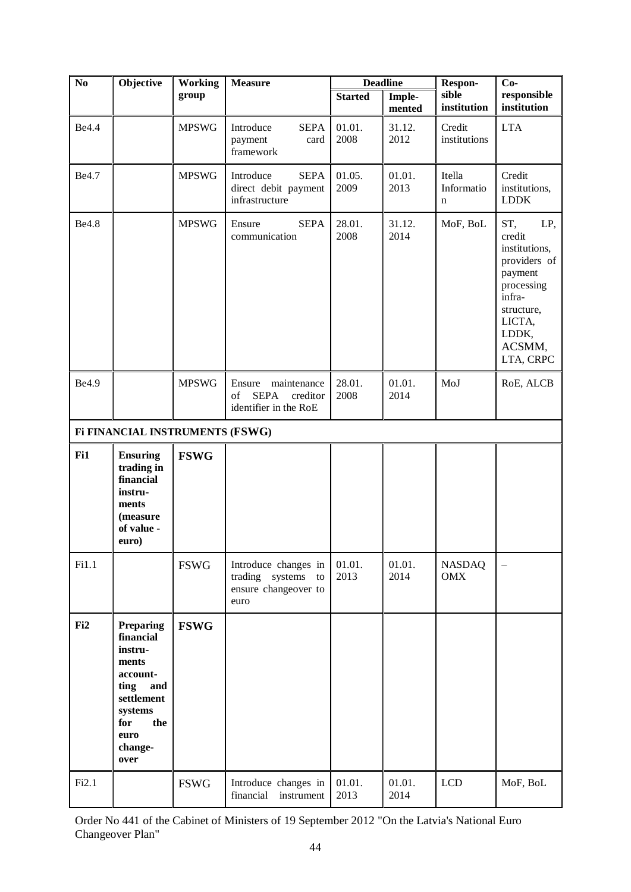| No | Objective | Working group | Measure | Deadline | | Respon-sible institution | Co-responsible institution |
|---|---|---|---|---|---|---|---|
| | | | | Started | Imple-mented | | |
| Be4.4 | | MPSWG | Introduce SEPA payment card framework | 01.01. 2008 | 31.12. 2012 | Credit institutions | LTA |
| Be4.7 | | MPSWG | Introduce SEPA direct debit payment infrastructure | 01.05. 2009 | 01.01. 2013 | Itella Information | Credit institutions, LDDK |
| Be4.8 | | MPSWG | Ensure SEPA communication | 28.01. 2008 | 31.12. 2014 | MoF, BoL | ST, LP, credit institutions, providers of payment processing infra-structure, LICTA, LDDK, ACSMM, LTA, CRPC |
| Be4.9 | | MPSWG | Ensure maintenance of SEPA creditor identifier in the RoE | 28.01. 2008 | 01.01. 2014 | MoJ | RoE, ALCB |
| **Fi FINANCIAL INSTRUMENTS (FSWG)** | | | | | | | |
| **Fi1** | **Ensuring trading in financial instru-ments (measure of value - euro)** | **FSWG** | | | | | |
| Fi1.1 | | FSWG | Introduce changes in trading systems to ensure changeover to euro | 01.01. 2013 | 01.01. 2014 | NASDAQ OMX | – |
| **Fi2** | **Preparing financial instru-ments account-ting and settlement systems for the euro change-over** | **FSWG** | | | | | |
| Fi2.1 | | FSWG | Introduce changes in financial instrument | 01.01. 2013 | 01.01. 2014 | LCD | MoF, BoL |

Order No 441 of the Cabinet of Ministers of 19 September 2012 "On the Latvia's National Euro Changeover Plan"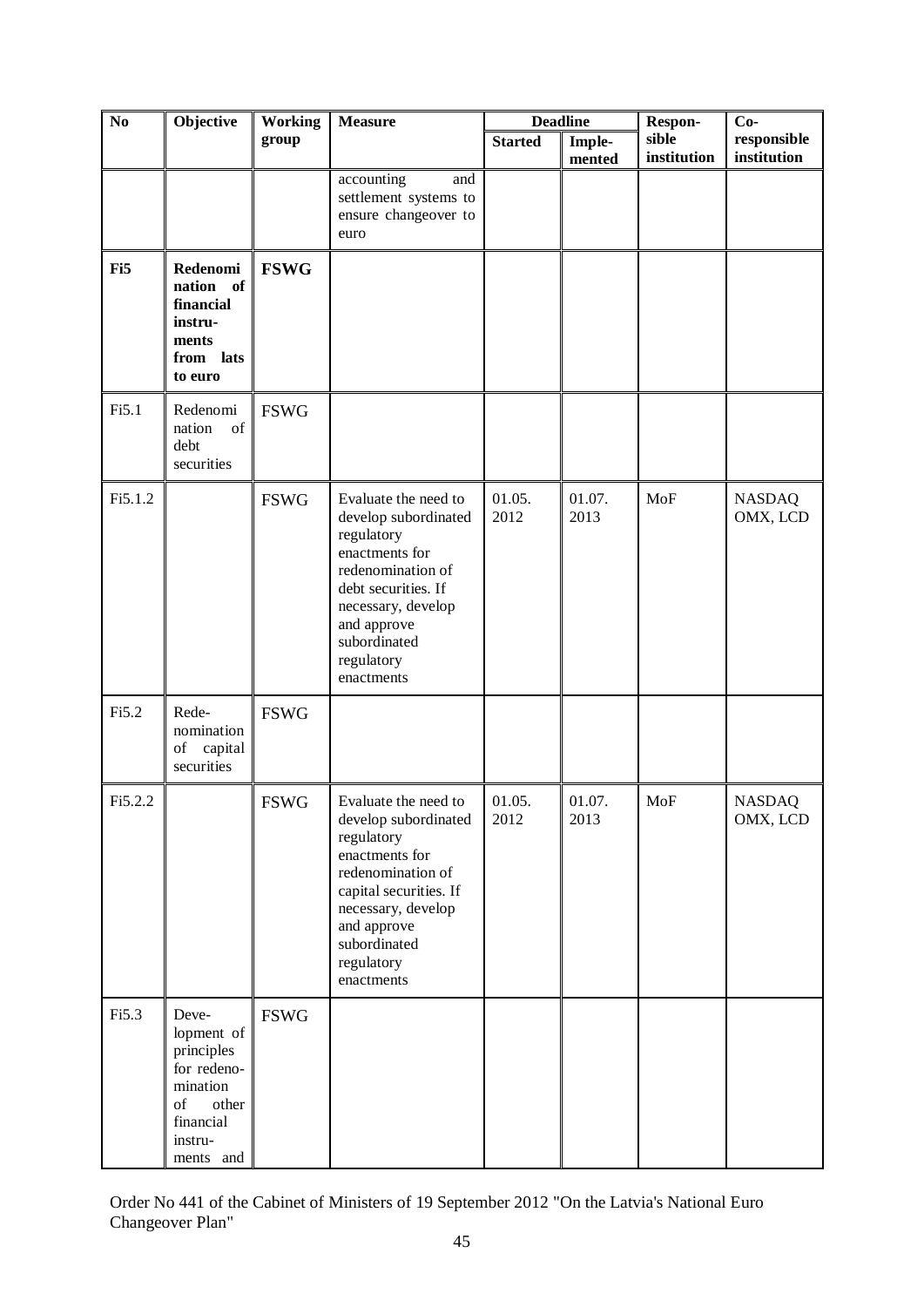| No | Objective | Working group | Measure | Deadline | | Respon-sible institution | Co-responsible institution |
|---|---|---|---|---|---|---|---|
| | | | | Started | Imple-mented | | |
| | | | accounting and settlement systems to ensure changeover to euro | | | | |
| **Fi5** | **Redenomination of financial instru-ments from lats to euro** | **FSWG** | | | | | |
| Fi5.1 | Redenomination of debt securities | FSWG | | | | | |
| Fi5.1.2 | | FSWG | Evaluate the need to develop subordinated regulatory enactments for redenomination of debt securities. If necessary, develop and approve subordinated regulatory enactments | 01.05. 2012 | 01.07. 2013 | MoF | NASDAQ OMX, LCD |
| Fi5.2 | Rede-nomination of capital securities | FSWG | | | | | |
| Fi5.2.2 | | FSWG | Evaluate the need to develop subordinated regulatory enactments for redenomination of capital securities. If necessary, develop and approve subordinated regulatory enactments | 01.05. 2012 | 01.07. 2013 | MoF | NASDAQ OMX, LCD |
| Fi5.3 | Deve-lopment of principles for redeno-mination of other financial instru-ments and | FSWG | | | | | |

Order No 441 of the Cabinet of Ministers of 19 September 2012 "On the Latvia's National Euro Changeover Plan"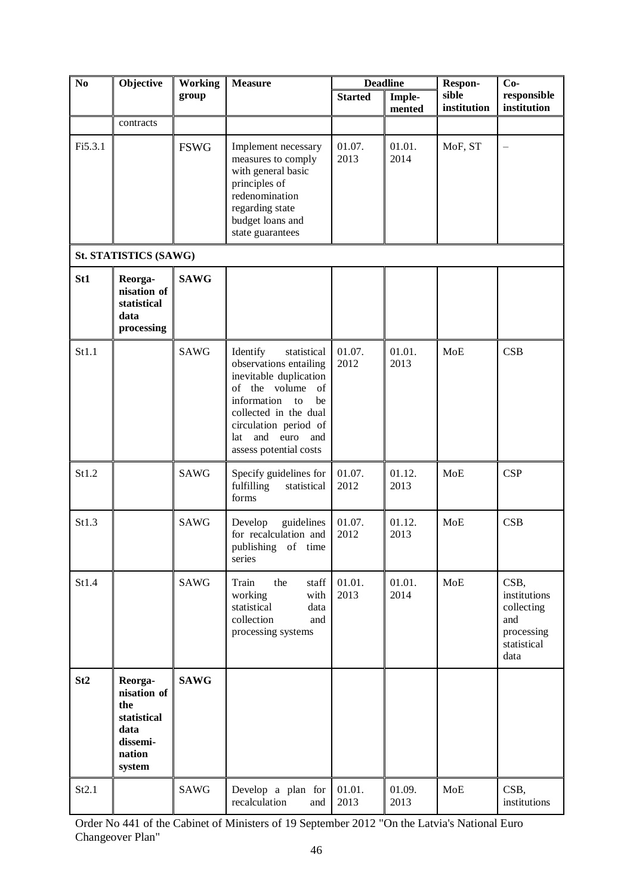| No | Objective | Working group | Measure | Deadline | | Respon-sible institution | Co-responsible institution |
|---|---|---|---|---|---|---|---|
| | | | | Started | Imple-mented | | |
| | contracts | | | | | | |
| Fi5.3.1 | | FSWG | Implement necessary measures to comply with general basic principles of redenomination regarding state budget loans and state guarantees | 01.07. 2013 | 01.01. 2014 | MoF, ST | – |
| **St. STATISTICS (SAWG)** | | | | | | | |
| **St1** | **Reorga-nisation of statistical data processing** | **SAWG** | | | | | |
| St1.1 | | SAWG | Identify statistical observations entailing inevitable duplication of the volume of information to be collected in the dual circulation period of lat and euro and assess potential costs | 01.07. 2012 | 01.01. 2013 | MoE | CSB |
| St1.2 | | SAWG | Specify guidelines for fulfilling statistical forms | 01.07. 2012 | 01.12. 2013 | MoE | CSP |
| St1.3 | | SAWG | Develop guidelines for recalculation and publishing of time series | 01.07. 2012 | 01.12. 2013 | MoE | CSB |
| St1.4 | | SAWG | Train the staff working with statistical data collection and processing systems | 01.01. 2013 | 01.01. 2014 | MoE | CSB, institutions collecting and processing statistical data |
| **St2** | **Reorga-nisation of the statistical data dissemi-nation system** | **SAWG** | | | | | |
| St2.1 | | SAWG | Develop a plan for recalculation and | 01.01. 2013 | 01.09. 2013 | MoE | CSB, institutions |

Order No 441 of the Cabinet of Ministers of 19 September 2012 "On the Latvia's National Euro Changeover Plan"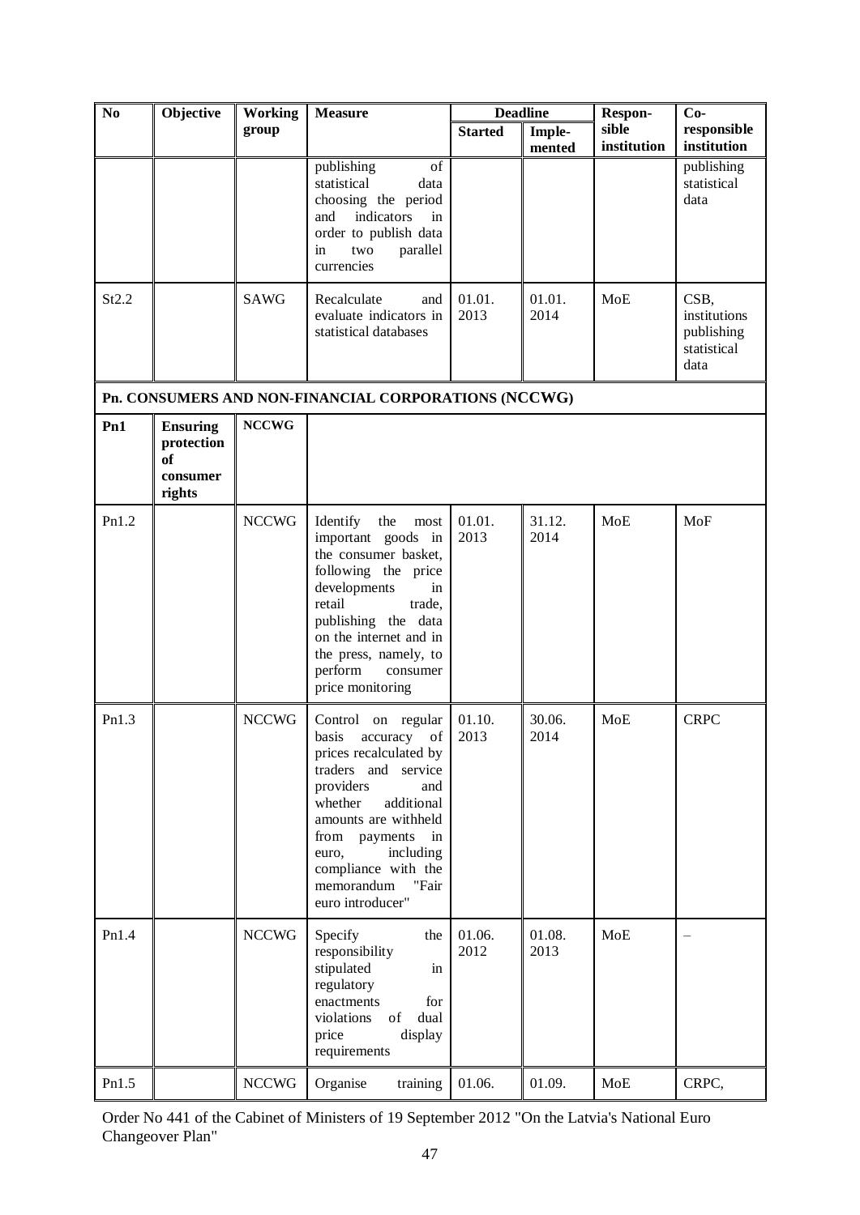| No | Objective | Working group | Measure | Deadline | | Respon-sible institution | Co-responsible institution |
|---|---|---|---|---|---|---|---|
| | | | | Started | Imple-mented | | |
| | | | publishing of statistical data choosing the period and indicators in order to publish data in two parallel currencies | | | | publishing statistical data |
| St2.2 | | SAWG | Recalculate and evaluate indicators in statistical databases | 01.01. 2013 | 01.01. 2014 | MoE | CSB, institutions publishing statistical data |
| **Pn. CONSUMERS AND NON-FINANCIAL CORPORATIONS (NCCWG)** | | | | | | | |
| **Pn1** | **Ensuring protection of consumer rights** | **NCCWG** | | | | | |
| Pn1.2 | | NCCWG | Identify the most important goods in the consumer basket, following the price developments in retail trade, publishing the data on the internet and in the press, namely, to perform consumer price monitoring | 01.01. 2013 | 31.12. 2014 | MoE | MoF |
| Pn1.3 | | NCCWG | Control on regular basis accuracy of prices recalculated by traders and service providers and whether additional amounts are withheld from payments in euro, including compliance with the memorandum "Fair euro introducer" | 01.10. 2013 | 30.06. 2014 | MoE | CRPC |
| Pn1.4 | | NCCWG | Specify the responsibility stipulated in regulatory enactments for violations of dual price display requirements | 01.06. 2012 | 01.08. 2013 | MoE | – |
| Pn1.5 | | NCCWG | Organise training | 01.06. | 01.09. | MoE | CRPC, |

Order No 441 of the Cabinet of Ministers of 19 September 2012 "On the Latvia's National Euro Changeover Plan"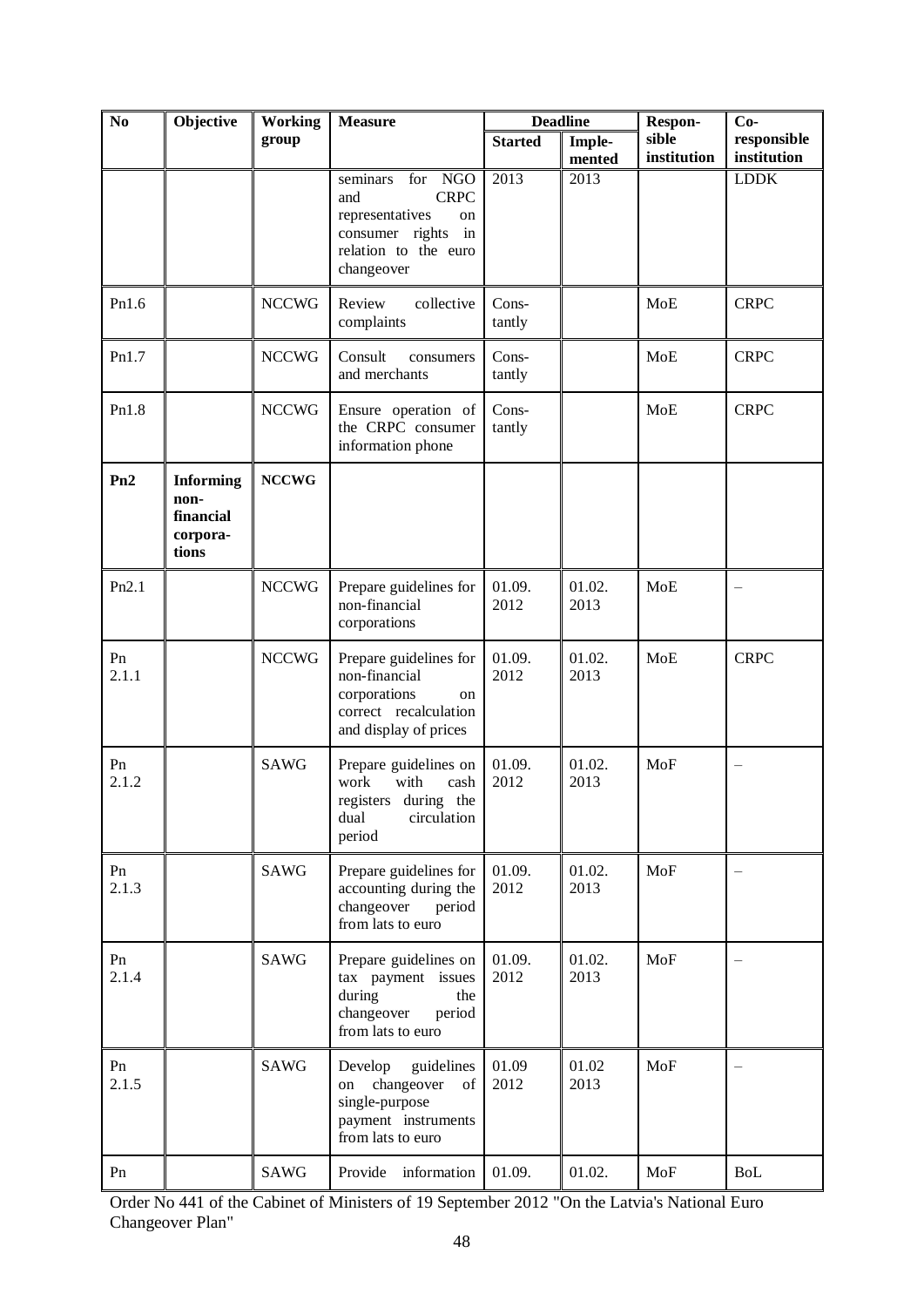| No | Objective | Working group | Measure | Deadline | | Respon-sible institution | Co-responsible institution |
|---|---|---|---|---|---|---|---|
| | | | | Started | Imple-mented | | |
| | | | seminars for NGO and CRPC representatives on consumer rights in relation to the euro changeover | 2013 | 2013 | | LDDK |
| Pn1.6 | | NCCWG | Review collective complaints | Cons-tantly | | MoE | CRPC |
| Pn1.7 | | NCCWG | Consult consumers and merchants | Cons-tantly | | MoE | CRPC |
| Pn1.8 | | NCCWG | Ensure operation of the CRPC consumer information phone | Cons-tantly | | MoE | CRPC |
| **Pn2** | **Informing non-financial corpora-tions** | **NCCWG** | | | | | |
| Pn2.1 | | NCCWG | Prepare guidelines for non-financial corporations | 01.09. 2012 | 01.02. 2013 | MoE | – |
| Pn 2.1.1 | | NCCWG | Prepare guidelines for non-financial corporations on correct recalculation and display of prices | 01.09. 2012 | 01.02. 2013 | MoE | CRPC |
| Pn 2.1.2 | | SAWG | Prepare guidelines on work with cash registers during the dual circulation period | 01.09. 2012 | 01.02. 2013 | MoF | – |
| Pn 2.1.3 | | SAWG | Prepare guidelines for accounting during the changeover period from lats to euro | 01.09. 2012 | 01.02. 2013 | MoF | – |
| Pn 2.1.4 | | SAWG | Prepare guidelines on tax payment issues during the changeover period from lats to euro | 01.09. 2012 | 01.02. 2013 | MoF | – |
| Pn 2.1.5 | | SAWG | Develop guidelines on changeover of single-purpose payment instruments from lats to euro | 01.09 2012 | 01.02 2013 | MoF | – |
| Pn | | SAWG | Provide information | 01.09. | 01.02. | MoF | BoL |

Order No 441 of the Cabinet of Ministers of 19 September 2012 "On the Latvia's National Euro Changeover Plan"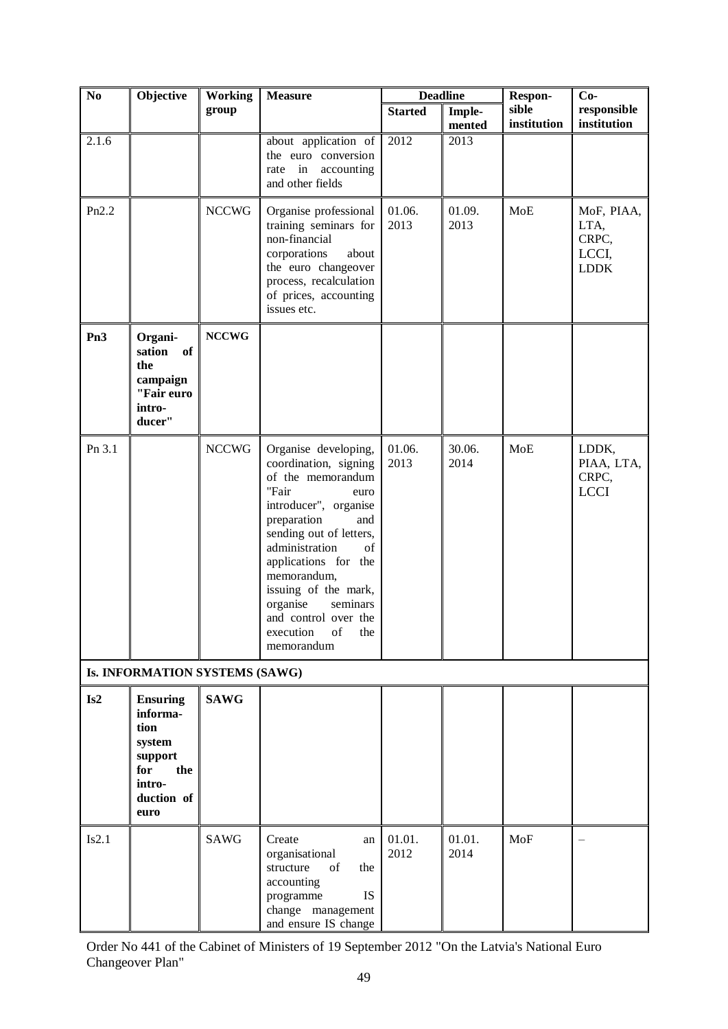| No | Objective | Working group | Measure | Deadline | | Respon-sible institution | Co-responsible institution |
|---|---|---|---|---|---|---|---|
| | | | | Started | Imple-mented | | |
| 2.1.6 | | | about application of the euro conversion rate in accounting and other fields | 2012 | 2013 | | |
| Pn2.2 | | NCCWG | Organise professional training seminars for non-financial corporations about the euro changeover process, recalculation of prices, accounting issues etc. | 01.06. 2013 | 01.09. 2013 | MoE | MoF, PIAA, LTA, CRPC, LCCI, LDDK |
| **Pn3** | **Organi-sation of the campaign "Fair euro intro-ducer"** | **NCCWG** | | | | | |
| Pn 3.1 | | NCCWG | Organise developing, coordination, signing of the memorandum "Fair euro introducer", organise preparation and sending out of letters, administration of applications for the memorandum, issuing of the mark, organise seminars and control over the execution of the memorandum | 01.06. 2013 | 30.06. 2014 | MoE | LDDK, PIAA, LTA, CRPC, LCCI |
| **Is. INFORMATION SYSTEMS (SAWG)** | | | | | | | |
| **Is2** | **Ensuring informa-tion system support for the intro-duction of euro** | **SAWG** | | | | | |
| Is2.1 | | SAWG | Create an organisational structure of the accounting programme IS change management and ensure IS change | 01.01. 2012 | 01.01. 2014 | MoF | – |

Order No 441 of the Cabinet of Ministers of 19 September 2012 "On the Latvia's National Euro Changeover Plan"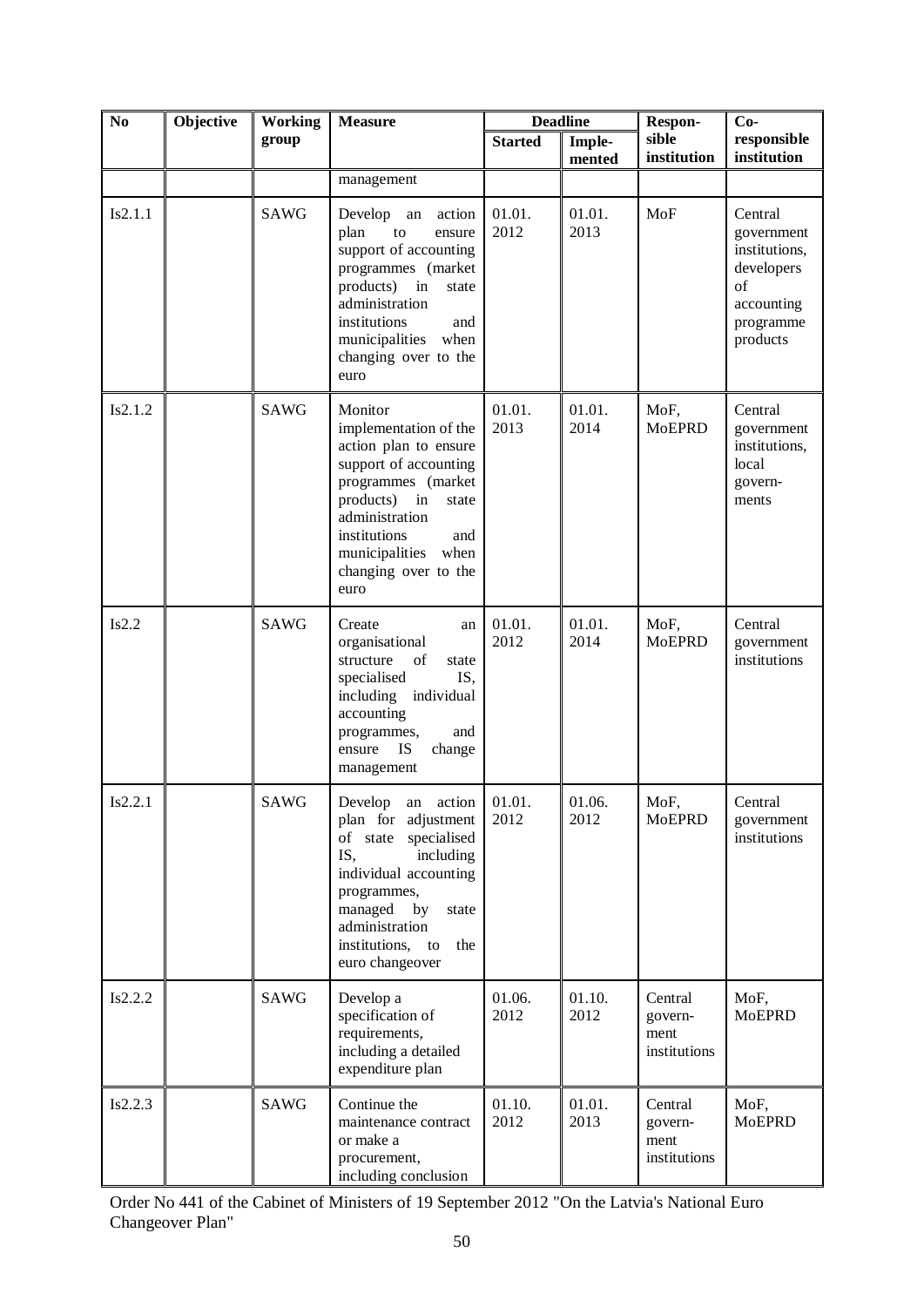| No | Objective | Working group | Measure | Deadline | | Respon-sible institution | Co-responsible institution |
|---|---|---|---|---|---|---|---|
| | | | | Started | Imple-mented | | |
| | | | management | | | | |
| Is2.1.1 | | SAWG | Develop an action plan to ensure support of accounting programmes (market products) in state administration institutions and municipalities when changing over to the euro | 01.01. 2012 | 01.01. 2013 | MoF | Central government institutions, developers of accounting programme products |
| Is2.1.2 | | SAWG | Monitor implementation of the action plan to ensure support of accounting programmes (market products) in state administration institutions and municipalities when changing over to the euro | 01.01. 2013 | 01.01. 2014 | MoF, MoEPRD | Central government institutions, local govern-ments |
| Is2.2 | | SAWG | Create an organisational structure of state specialised IS, including individual accounting programmes, and ensure IS change management | 01.01. 2012 | 01.01. 2014 | MoF, MoEPRD | Central government institutions |
| Is2.2.1 | | SAWG | Develop an action plan for adjustment of state specialised IS, including individual accounting programmes, managed by state administration institutions, to the euro changeover | 01.01. 2012 | 01.06. 2012 | MoF, MoEPRD | Central government institutions |
| Is2.2.2 | | SAWG | Develop a specification of requirements, including a detailed expenditure plan | 01.06. 2012 | 01.10. 2012 | Central govern-ment institutions | MoF, MoEPRD |
| Is2.2.3 | | SAWG | Continue the maintenance contract or make a procurement, including conclusion | 01.10. 2012 | 01.01. 2013 | Central govern-ment institutions | MoF, MoEPRD |

Order No 441 of the Cabinet of Ministers of 19 September 2012 "On the Latvia's National Euro Changeover Plan"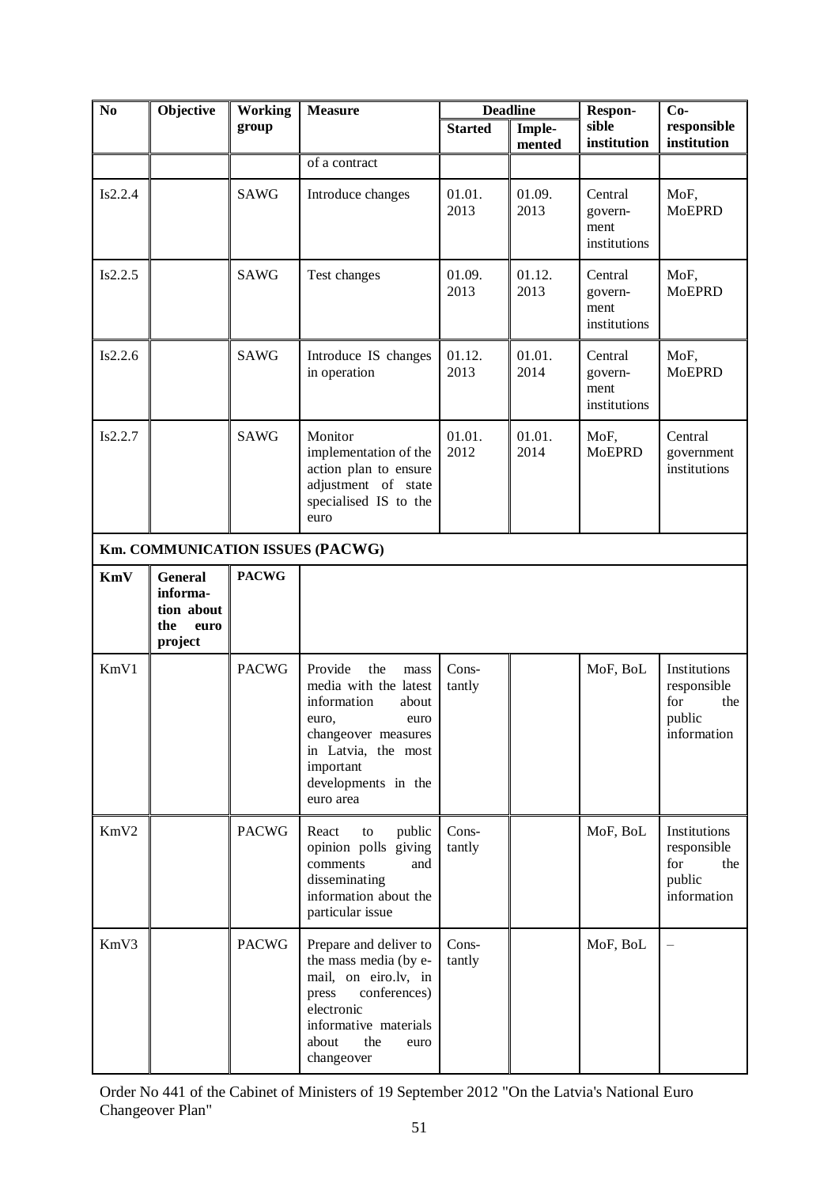| No | Objective | Working group | Measure | Deadline | | Respon-sible institution | Co-responsible institution |
|---|---|---|---|---|---|---|---|
| | | | | Started | Imple-mented | | |
| | | | of a contract | | | | |
| Is2.2.4 | | SAWG | Introduce changes | 01.01. 2013 | 01.09. 2013 | Central govern-ment institutions | MoF, MoEPRD |
| Is2.2.5 | | SAWG | Test changes | 01.09. 2013 | 01.12. 2013 | Central govern-ment institutions | MoF, MoEPRD |
| Is2.2.6 | | SAWG | Introduce IS changes in operation | 01.12. 2013 | 01.01. 2014 | Central govern-ment institutions | MoF, MoEPRD |
| Is2.2.7 | | SAWG | Monitor implementation of the action plan to ensure adjustment of state specialised IS to the euro | 01.01. 2012 | 01.01. 2014 | MoF, MoEPRD | Central government institutions |
| **Km. COMMUNICATION ISSUES (PACWG)** | | | | | | | |
| **KmV** | **General informa-tion about the euro project** | **PACWG** | | | | | |
| KmV1 | | PACWG | Provide the mass media with the latest information about euro, euro changeover measures in Latvia, the most important developments in the euro area | Cons-tantly | | MoF, BoL | Institutions responsible for the public information |
| KmV2 | | PACWG | React to public opinion polls giving comments and disseminating information about the particular issue | Cons-tantly | | MoF, BoL | Institutions responsible for the public information |
| KmV3 | | PACWG | Prepare and deliver to the mass media (by e-mail, on eiro.lv, in press conferences) electronic informative materials about the euro changeover | Cons-tantly | | MoF, BoL | – |

Order No 441 of the Cabinet of Ministers of 19 September 2012 "On the Latvia's National Euro Changeover Plan"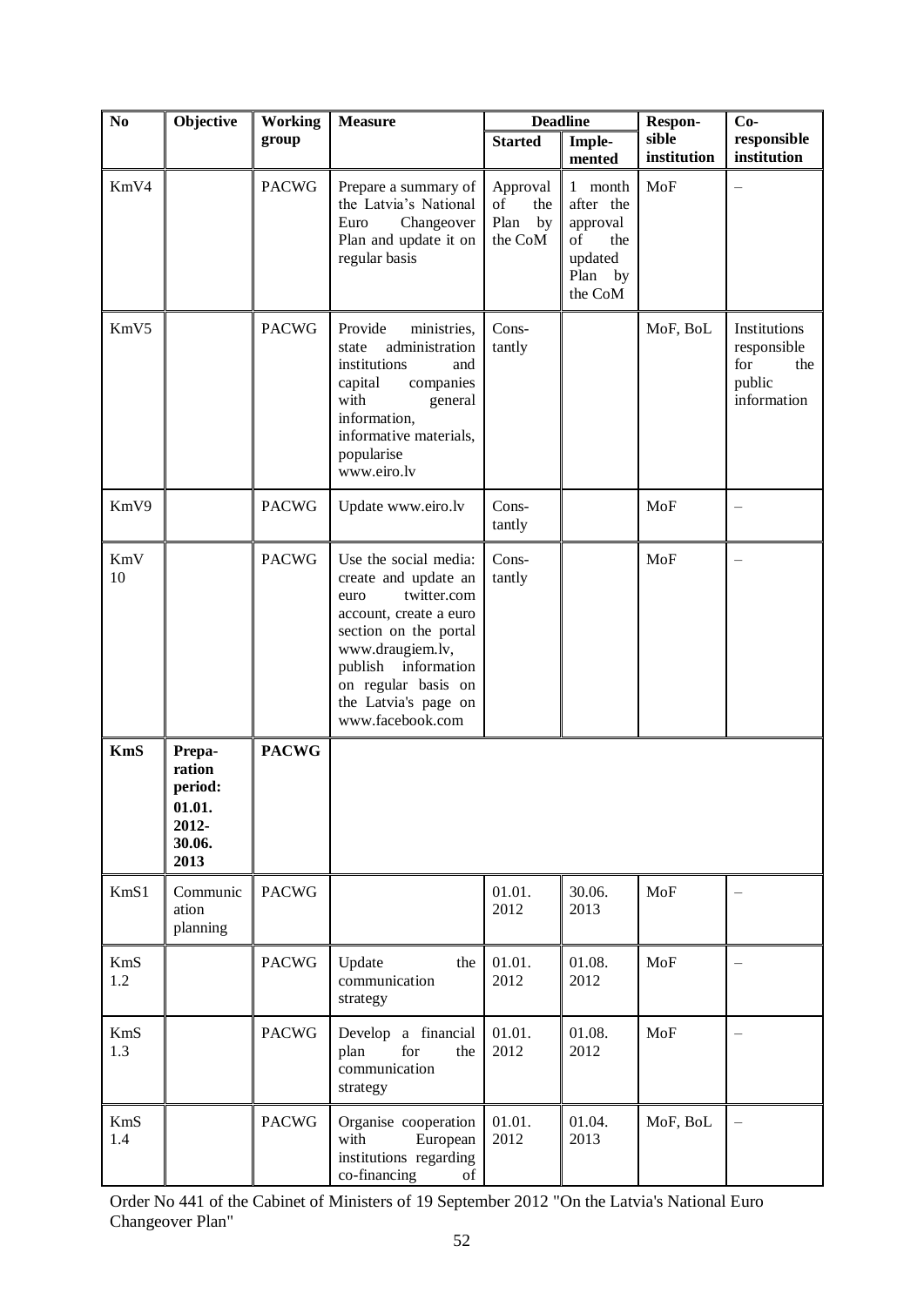| No | Objective | Working group | Measure | Deadline | | Respon-sible institution | Co-responsible institution |
|---|---|---|---|---|---|---|---|
| | | | | Started | Imple-mented | | |
| KmV4 | | PACWG | Prepare a summary of the Latvia's National Euro Changeover Plan and update it on regular basis | Approval of the Plan by the CoM | 1 month after the approval of the updated Plan by the CoM | MoF | – |
| KmV5 | | PACWG | Provide ministries, state administration institutions and capital companies with general information, informative materials, popularise www.eiro.lv | Cons-tantly | | MoF, BoL | Institutions responsible for the public information |
| KmV9 | | PACWG | Update www.eiro.lv | Cons-tantly | | MoF | – |
| KmV 10 | | PACWG | Use the social media: create and update an euro twitter.com account, create a euro section on the portal www.draugiem.lv, publish information on regular basis on the Latvia's page on www.facebook.com | Cons-tantly | | MoF | – |
| **KmS** | **Prepa-ration period: 01.01. 2012-30.06. 2013** | **PACWG** | | | | | |
| KmS1 | Communic ation planning | PACWG | | 01.01. 2012 | 30.06. 2013 | MoF | – |
| KmS 1.2 | | PACWG | Update the communication strategy | 01.01. 2012 | 01.08. 2012 | MoF | – |
| KmS 1.3 | | PACWG | Develop a financial plan for the communication strategy | 01.01. 2012 | 01.08. 2012 | MoF | – |
| KmS 1.4 | | PACWG | Organise cooperation with European institutions regarding co-financing of | 01.01. 2012 | 01.04. 2013 | MoF, BoL | – |

Order No 441 of the Cabinet of Ministers of 19 September 2012 "On the Latvia's National Euro Changeover Plan"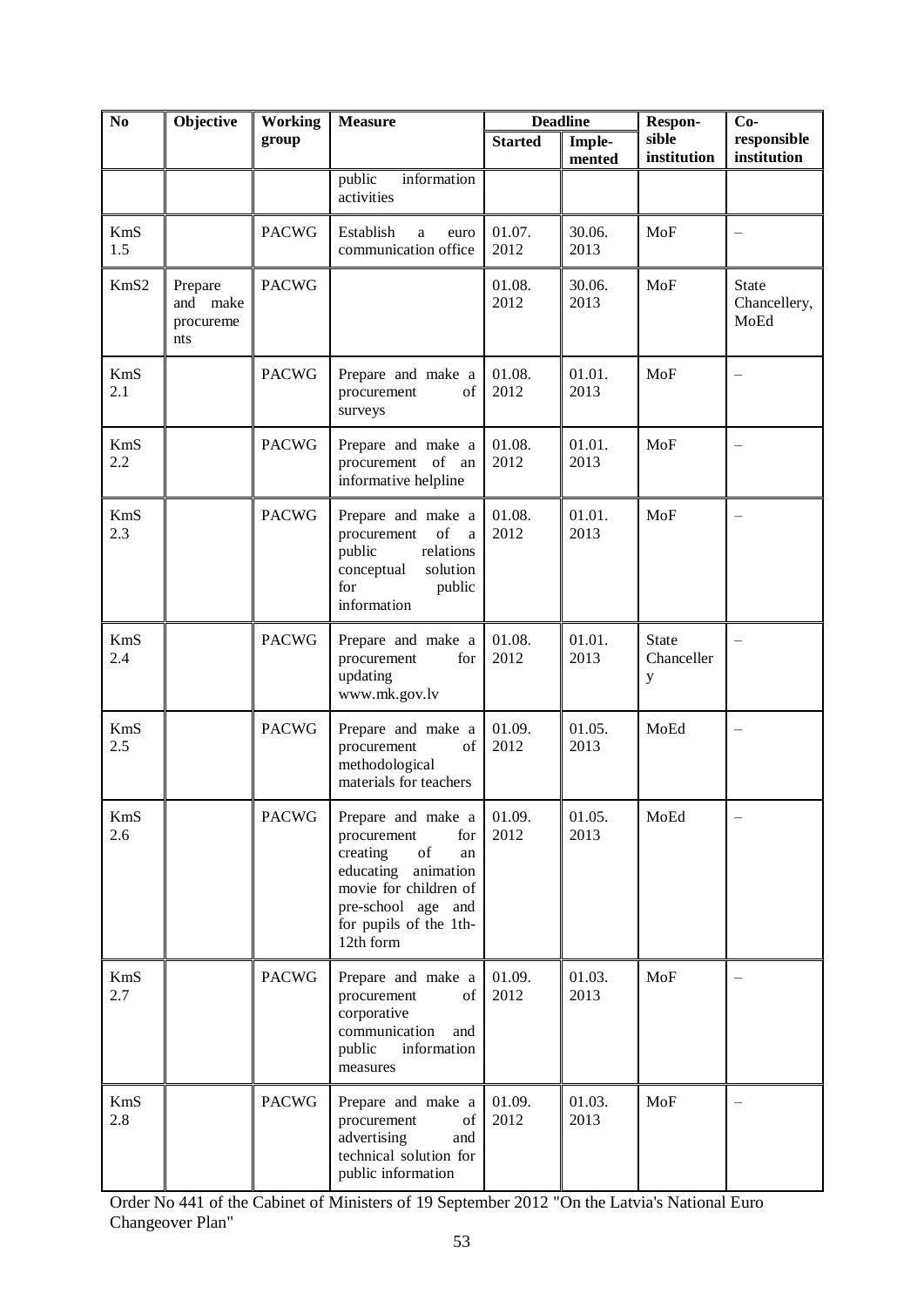| No | Objective | Working group | Measure | Deadline | | Respon-sible institution | Co-responsible institution |
|---|---|---|---|---|---|---|---|
| | | | | Started | Imple-mented | | |
| | | | public information activities | | | | |
| KmS 1.5 | | PACWG | Establish a euro communication office | 01.07. 2012 | 30.06. 2013 | MoF | – |
| KmS2 | Prepare and make procurements | PACWG | | 01.08. 2012 | 30.06. 2013 | MoF | State Chancellery, MoEd |
| KmS 2.1 | | PACWG | Prepare and make a procurement of surveys | 01.08. 2012 | 01.01. 2013 | MoF | – |
| KmS 2.2 | | PACWG | Prepare and make a procurement of an informative helpline | 01.08. 2012 | 01.01. 2013 | MoF | – |
| KmS 2.3 | | PACWG | Prepare and make a procurement of a public relations conceptual solution for public information | 01.08. 2012 | 01.01. 2013 | MoF | – |
| KmS 2.4 | | PACWG | Prepare and make a procurement for updating www.mk.gov.lv | 01.08. 2012 | 01.01. 2013 | State Chancellery | – |
| KmS 2.5 | | PACWG | Prepare and make a procurement of methodological materials for teachers | 01.09. 2012 | 01.05. 2013 | MoEd | – |
| KmS 2.6 | | PACWG | Prepare and make a procurement for creating of an educating animation movie for children of pre-school age and for pupils of the 1th-12th form | 01.09. 2012 | 01.05. 2013 | MoEd | – |
| KmS 2.7 | | PACWG | Prepare and make a procurement of corporative communication and public information measures | 01.09. 2012 | 01.03. 2013 | MoF | – |
| KmS 2.8 | | PACWG | Prepare and make a procurement of advertising and technical solution for public information | 01.09. 2012 | 01.03. 2013 | MoF | – |

Order No 441 of the Cabinet of Ministers of 19 September 2012 "On the Latvia's National Euro Changeover Plan"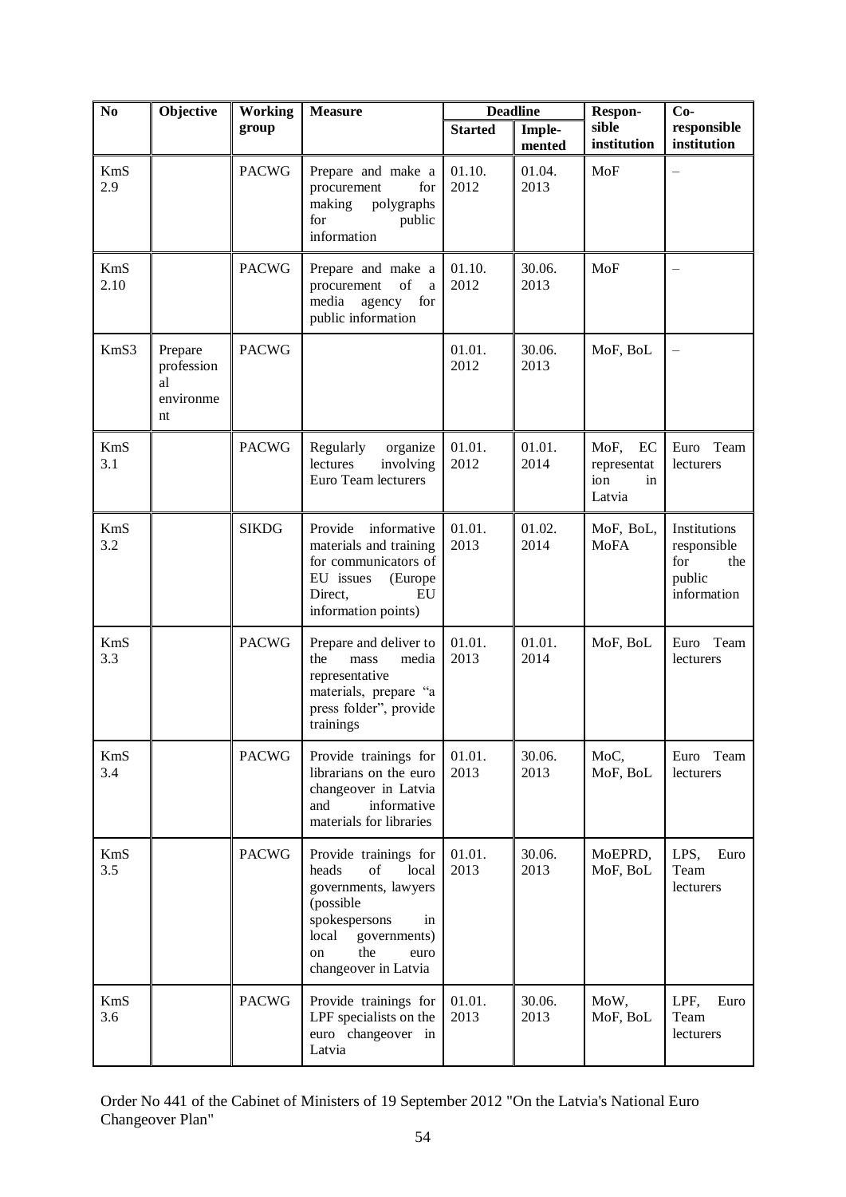| No | Objective | Working group | Measure | Deadline | | Respon-sible institution | Co-responsible institution |
|---|---|---|---|---|---|---|---|
| | | | | Started | Imple-mented | | |
| KmS 2.9 | | PACWG | Prepare and make a procurement for making polygraphs for public information | 01.10. 2012 | 01.04. 2013 | MoF | – |
| KmS 2.10 | | PACWG | Prepare and make a procurement of a media agency for public information | 01.10. 2012 | 30.06. 2013 | MoF | – |
| KmS3 | Prepare professional environment | PACWG | | 01.01. 2012 | 30.06. 2013 | MoF, BoL | – |
| KmS 3.1 | | PACWG | Regularly organize lectures involving Euro Team lecturers | 01.01. 2012 | 01.01. 2014 | MoF, EC representation in Latvia | Euro Team lecturers |
| KmS 3.2 | | SIKDG | Provide informative materials and training for communicators of EU issues (Europe Direct, EU information points) | 01.01. 2013 | 01.02. 2014 | MoF, BoL, MoFA | Institutions responsible for the public information |
| KmS 3.3 | | PACWG | Prepare and deliver to the mass media representative materials, prepare "a press folder", provide trainings | 01.01. 2013 | 01.01. 2014 | MoF, BoL | Euro Team lecturers |
| KmS 3.4 | | PACWG | Provide trainings for librarians on the euro changeover in Latvia and informative materials for libraries | 01.01. 2013 | 30.06. 2013 | MoC, MoF, BoL | Euro Team lecturers |
| KmS 3.5 | | PACWG | Provide trainings for heads of local governments, lawyers (possible spokespersons in local governments) on the euro changeover in Latvia | 01.01. 2013 | 30.06. 2013 | MoEPRD, MoF, BoL | LPS, Euro Team lecturers |
| KmS 3.6 | | PACWG | Provide trainings for LPF specialists on the euro changeover in Latvia | 01.01. 2013 | 30.06. 2013 | MoW, MoF, BoL | LPF, Euro Team lecturers |

Order No 441 of the Cabinet of Ministers of 19 September 2012 "On the Latvia's National Euro Changeover Plan"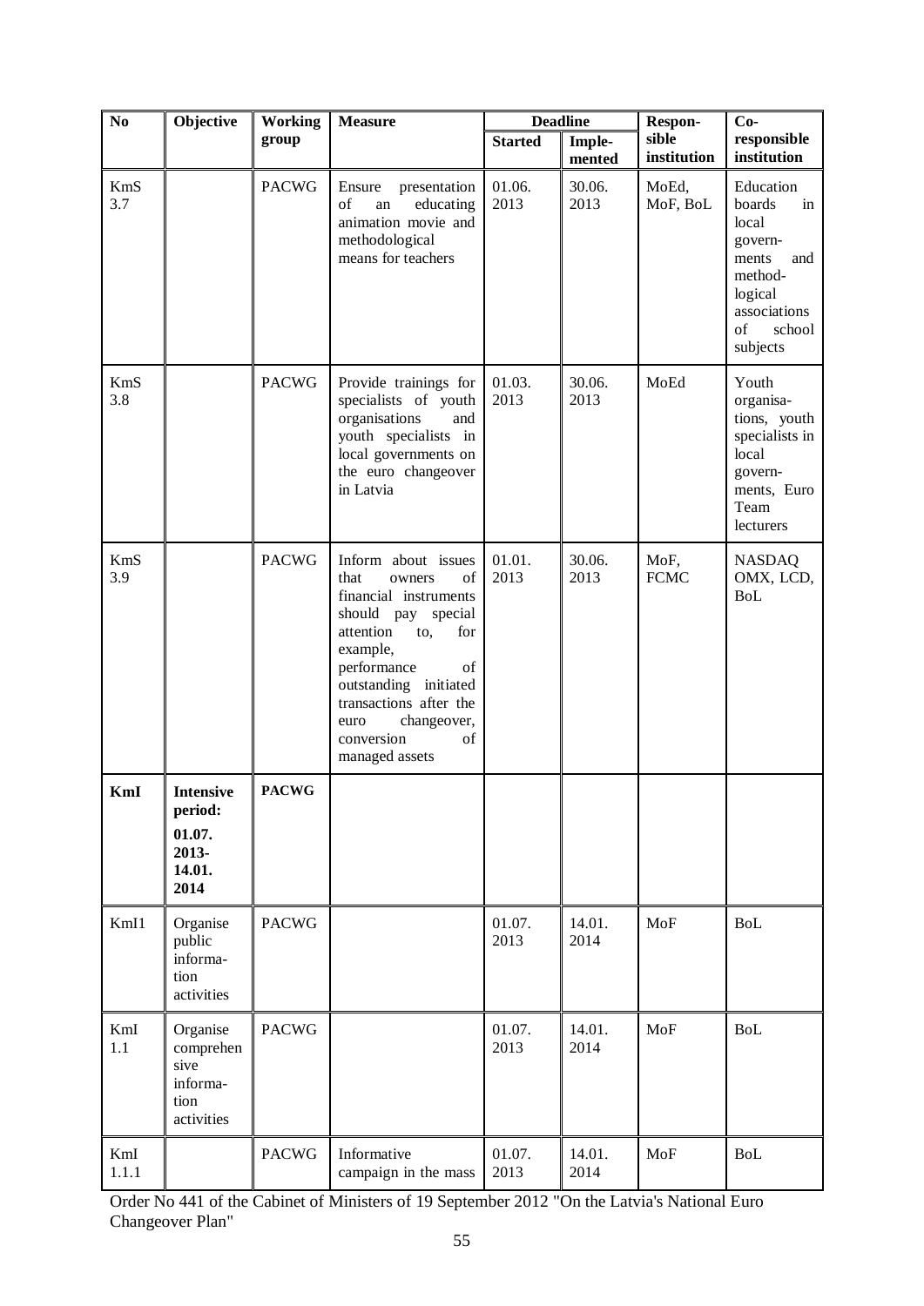| No | Objective | Working group | Measure | Deadline | | Respon-sible institution | Co-responsible institution |
|---|---|---|---|---|---|---|---|
| | | | | Started | Imple-mented | | |
| KmS 3.7 | | PACWG | Ensure presentation of an educating animation movie and methodological means for teachers | 01.06. 2013 | 30.06. 2013 | MoEd, MoF, BoL | Education boards in local govern-ments and method-logical associations of school subjects |
| KmS 3.8 | | PACWG | Provide trainings for specialists of youth organisations and youth specialists in local governments on the euro changeover in Latvia | 01.03. 2013 | 30.06. 2013 | MoEd | Youth organisa-tions, youth specialists in local govern-ments, Euro Team lecturers |
| KmS 3.9 | | PACWG | Inform about issues that owners of financial instruments should pay special attention to, for example, performance of outstanding initiated transactions after the euro changeover, conversion of managed assets | 01.01. 2013 | 30.06. 2013 | MoF, FCMC | NASDAQ OMX, LCD, BoL |
| **KmI** | **Intensive period: 01.07. 2013- 14.01. 2014** | **PACWG** | | | | | |
| KmI1 | Organise public informa-tion activities | PACWG | | 01.07. 2013 | 14.01. 2014 | MoF | BoL |
| KmI 1.1 | Organise comprehen sive informa-tion activities | PACWG | | 01.07. 2013 | 14.01. 2014 | MoF | BoL |
| KmI 1.1.1 | | PACWG | Informative campaign in the mass | 01.07. 2013 | 14.01. 2014 | MoF | BoL |

Order No 441 of the Cabinet of Ministers of 19 September 2012 "On the Latvia's National Euro Changeover Plan"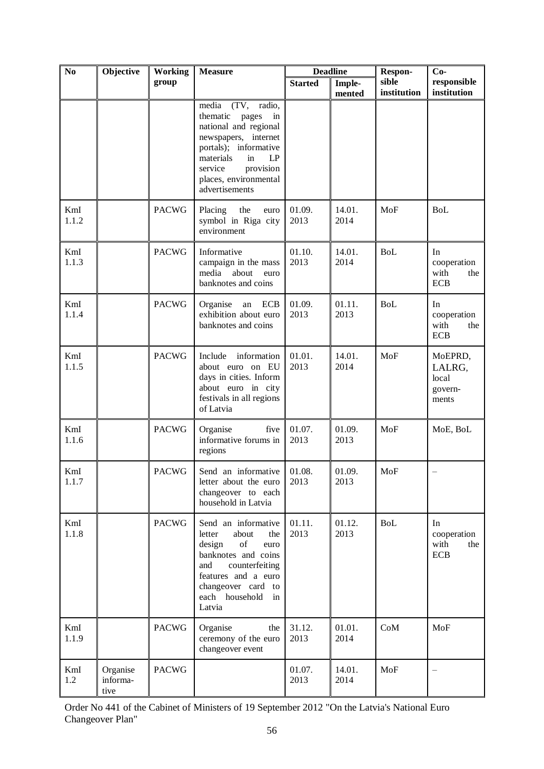| No | Objective | Working group | Measure | Deadline | | Respon-sible institution | Co-responsible institution |
|---|---|---|---|---|---|---|---|
| | | | | Started | Imple-mented | | |
| | | | media (TV, radio, thematic pages in national and regional newspapers, internet portals); informative materials in LP service provision places, environmental advertisements | | | | |
| KmI 1.1.2 | | PACWG | Placing the euro symbol in Riga city environment | 01.09. 2013 | 14.01. 2014 | MoF | BoL |
| KmI 1.1.3 | | PACWG | Informative campaign in the mass media about euro banknotes and coins | 01.10. 2013 | 14.01. 2014 | BoL | In cooperation with the ECB |
| KmI 1.1.4 | | PACWG | Organise an ECB exhibition about euro banknotes and coins | 01.09. 2013 | 01.11. 2013 | BoL | In cooperation with the ECB |
| KmI 1.1.5 | | PACWG | Include information about euro on EU days in cities. Inform about euro in city festivals in all regions of Latvia | 01.01. 2013 | 14.01. 2014 | MoF | MoEPRD, LALRG, local govern-ments |
| KmI 1.1.6 | | PACWG | Organise five informative forums in regions | 01.07. 2013 | 01.09. 2013 | MoF | MoE, BoL |
| KmI 1.1.7 | | PACWG | Send an informative letter about the euro changeover to each household in Latvia | 01.08. 2013 | 01.09. 2013 | MoF | – |
| KmI 1.1.8 | | PACWG | Send an informative letter about the design of euro banknotes and coins and counterfeiting features and a euro changeover card to each household in Latvia | 01.11. 2013 | 01.12. 2013 | BoL | In cooperation with the ECB |
| KmI 1.1.9 | | PACWG | Organise the ceremony of the euro changeover event | 31.12. 2013 | 01.01. 2014 | CoM | MoF |
| KmI 1.2 | Organise informa-tive | PACWG | | 01.07. 2013 | 14.01. 2014 | MoF | – |

Order No 441 of the Cabinet of Ministers of 19 September 2012 "On the Latvia's National Euro Changeover Plan"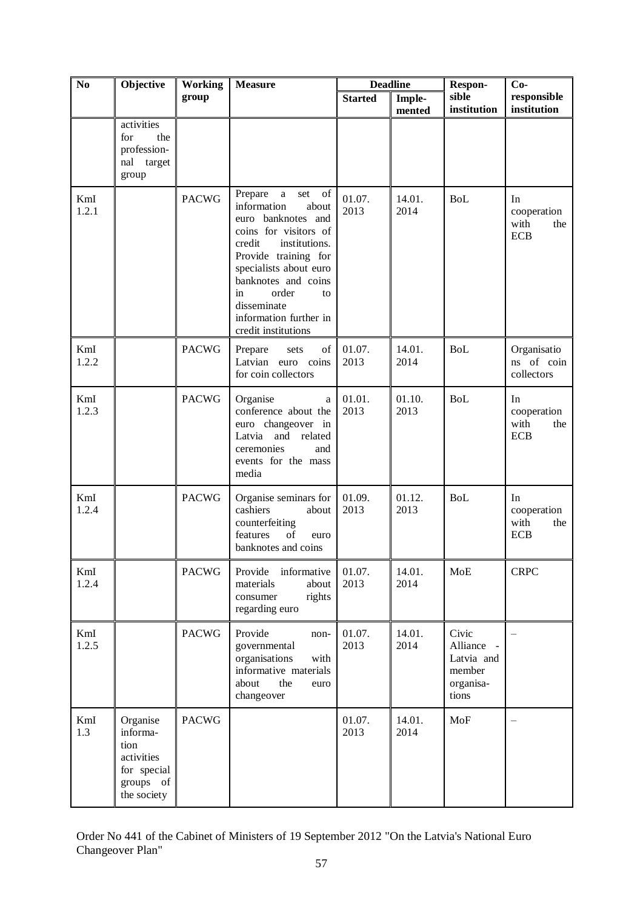| No | Objective | Working group | Measure | Deadline | | Respon-sible institution | Co-responsible institution |
|---|---|---|---|---|---|---|---|
| | | | | Started | Imple-mented | | |
| | activities for the profession-nal target group | | | | | | |
| KmI 1.2.1 | | PACWG | Prepare a set of information about euro banknotes and coins for visitors of credit institutions. Provide training for specialists about euro banknotes and coins in order to disseminate information further in credit institutions | 01.07. 2013 | 14.01. 2014 | BoL | In cooperation with the ECB |
| KmI 1.2.2 | | PACWG | Prepare sets of Latvian euro coins for coin collectors | 01.07. 2013 | 14.01. 2014 | BoL | Organisations of coin collectors |
| KmI 1.2.3 | | PACWG | Organise a conference about the euro changeover in Latvia and related ceremonies and events for the mass media | 01.01. 2013 | 01.10. 2013 | BoL | In cooperation with the ECB |
| KmI 1.2.4 | | PACWG | Organise seminars for cashiers about counterfeiting features of euro banknotes and coins | 01.09. 2013 | 01.12. 2013 | BoL | In cooperation with the ECB |
| KmI 1.2.4 | | PACWG | Provide informative materials about consumer rights regarding euro | 01.07. 2013 | 14.01. 2014 | MoE | CRPC |
| KmI 1.2.5 | | PACWG | Provide non-governmental organisations with informative materials about the euro changeover | 01.07. 2013 | 14.01. 2014 | Civic Alliance - Latvia and member organisa-tions | – |
| KmI 1.3 | Organise informa-tion activities for special groups of the society | PACWG | | 01.07. 2013 | 14.01. 2014 | MoF | – |

Order No 441 of the Cabinet of Ministers of 19 September 2012 "On the Latvia's National Euro Changeover Plan"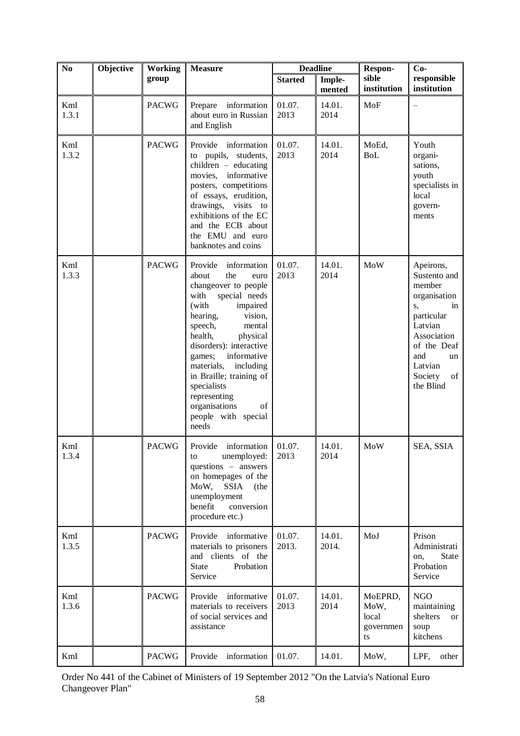| No | Objective | Working group | Measure | Deadline | | Respon-sible institution | Co-responsible institution |
|---|---|---|---|---|---|---|---|
| | | | | Started | Imple-mented | | |
| KmI 1.3.1 | | PACWG | Prepare information about euro in Russian and English | 01.07. 2013 | 14.01. 2014 | MoF | – |
| KmI 1.3.2 | | PACWG | Provide information to pupils, students, children – educating movies, informative posters, competitions of essays, erudition, drawings, visits to exhibitions of the EC and the ECB about the EMU and euro banknotes and coins | 01.07. 2013 | 14.01. 2014 | MoEd, BoL | Youth organi-sations, youth specialists in local govern-ments |
| KmI 1.3.3 | | PACWG | Provide information about the euro changeover to people with special needs (with impaired hearing, vision, speech, mental health, physical disorders): interactive games; informative materials, including in Braille; training of specialists representing organisations of people with special needs | 01.07. 2013 | 14.01. 2014 | MoW | Apeirons, Sustento and member organisations, in particular Latvian Association of the Deaf and un Latvian Society of the Blind |
| KmI 1.3.4 | | PACWG | Provide information to unemployed: questions – answers on homepages of the MoW, SSIA (the unemployment benefit conversion procedure etc.) | 01.07. 2013 | 14.01. 2014 | MoW | SEA, SSIA |
| KmI 1.3.5 | | PACWG | Provide informative materials to prisoners and clients of the State Probation Service | 01.07. 2013. | 14.01. 2014. | MoJ | Prison Administration, State Probation Service |
| KmI 1.3.6 | | PACWG | Provide informative materials to receivers of social services and assistance | 01.07. 2013 | 14.01. 2014 | MoEPRD, MoW, local governments | NGO maintaining shelters or soup kitchens |
| KmI | | PACWG | Provide information | 01.07. | 14.01. | MoW, | LPF, other |

Order No 441 of the Cabinet of Ministers of 19 September 2012 "On the Latvia's National Euro Changeover Plan"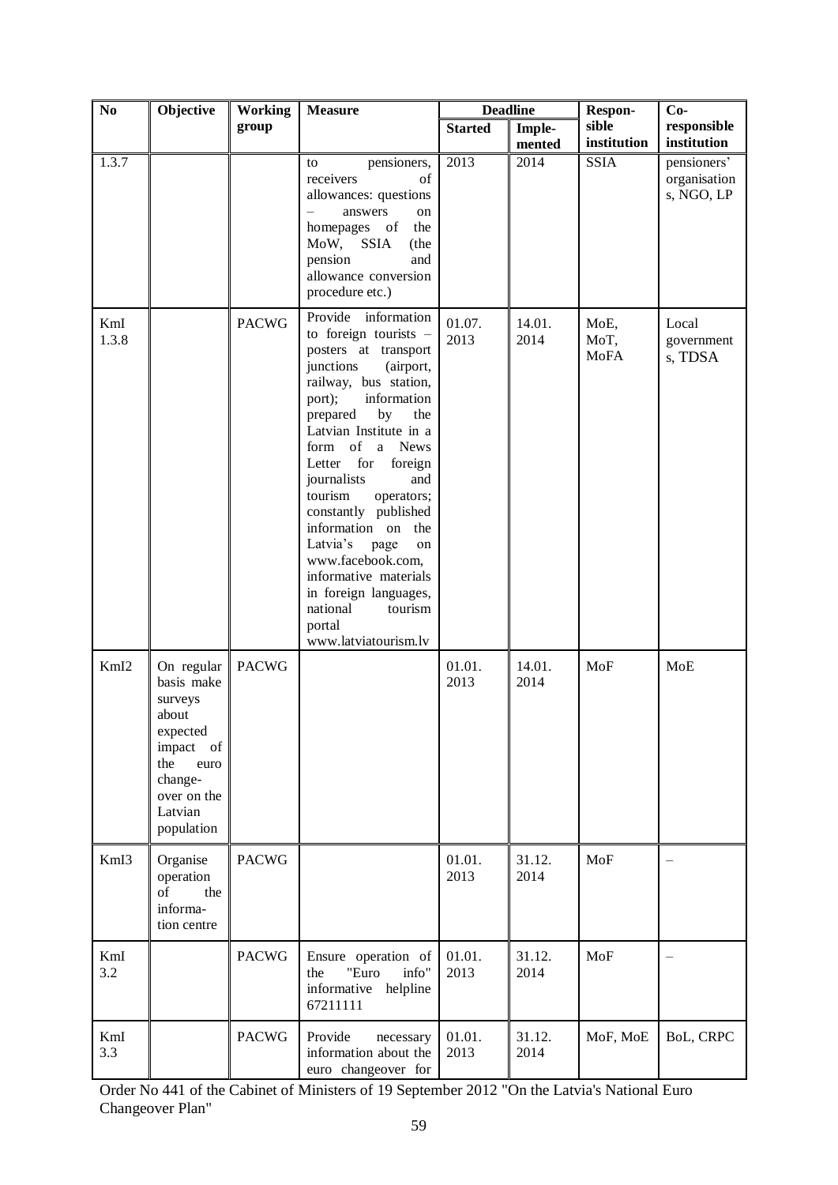| No | Objective | Working group | Measure | Deadline | | Respon-sible institution | Co-responsible institution |
|---|---|---|---|---|---|---|---|
| | | | | Started | Imple-mented | | |
| 1.3.7 | | | to pensioners, receivers of allowances: questions – answers on homepages of the MoW, SSIA (the pension and allowance conversion procedure etc.) | 2013 | 2014 | SSIA | pensioners' organisations, NGO, LP |
| KmI 1.3.8 | | PACWG | Provide information to foreign tourists – posters at transport junctions (airport, railway, bus station, port); information prepared by the Latvian Institute in a form of a News Letter for foreign journalists and tourism operators; constantly published information on the Latvia's page on www.facebook.com, informative materials in foreign languages, national tourism portal www.latviatourism.lv | 01.07. 2013 | 14.01. 2014 | MoE, MoT, MoFA | Local governments, TDSA |
| KmI2 | On regular basis make surveys about expected impact of the euro change-over on the Latvian population | PACWG | | 01.01. 2013 | 14.01. 2014 | MoF | MoE |
| KmI3 | Organise operation of the informa-tion centre | PACWG | | 01.01. 2013 | 31.12. 2014 | MoF | – |
| KmI 3.2 | | PACWG | Ensure operation of the "Euro info" informative helpline 67211111 | 01.01. 2013 | 31.12. 2014 | MoF | – |
| KmI 3.3 | | PACWG | Provide necessary information about the euro changeover for | 01.01. 2013 | 31.12. 2014 | MoF, MoE | BoL, CRPC |

Order No 441 of the Cabinet of Ministers of 19 September 2012 "On the Latvia's National Euro Changeover Plan"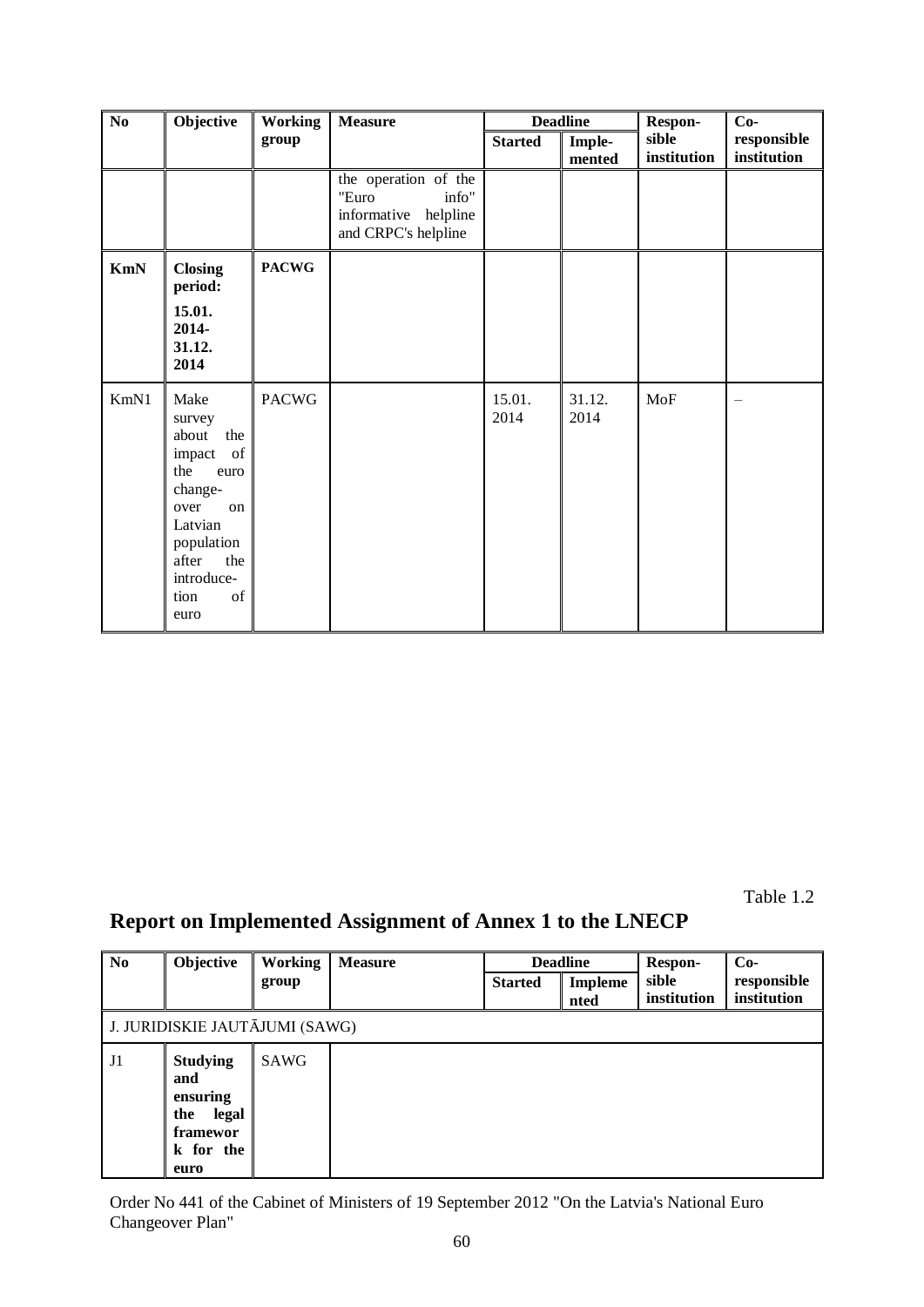| No | Objective | Working group | Measure | Deadline | | Respon-sible institution | Co-responsible institution |
|---|---|---|---|---|---|---|---|
| | | | | Started | Imple-mented | | |
| | | | the operation of the "Euro info" informative helpline and CRPC's helpline | | | | |
| **KmN** | **Closing period: 15.01. 2014- 31.12. 2014** | **PACWG** | | | | | |
| KmN1 | Make survey about the impact of the euro change-over on Latvian population after the introduce-tion of euro | PACWG | | 15.01. 2014 | 31.12. 2014 | MoF | – |

Table 1.2

# Report on Implemented Assignment of Annex 1 to the LNECP

| No | Objective | Working group | Measure | Deadline | | Respon-sible institution | Co-responsible institution |
|---|---|---|---|---|---|---|---|
| | | | | Started | Impleme nted | | |
| J. JURIDISKIE JAUTĀJUMI (SAWG) | | | | | | | |
| J1 | **Studying and ensuring the legal framework for the euro** | SAWG | | | | | |

Order No 441 of the Cabinet of Ministers of 19 September 2012 "On the Latvia's National Euro Changeover Plan"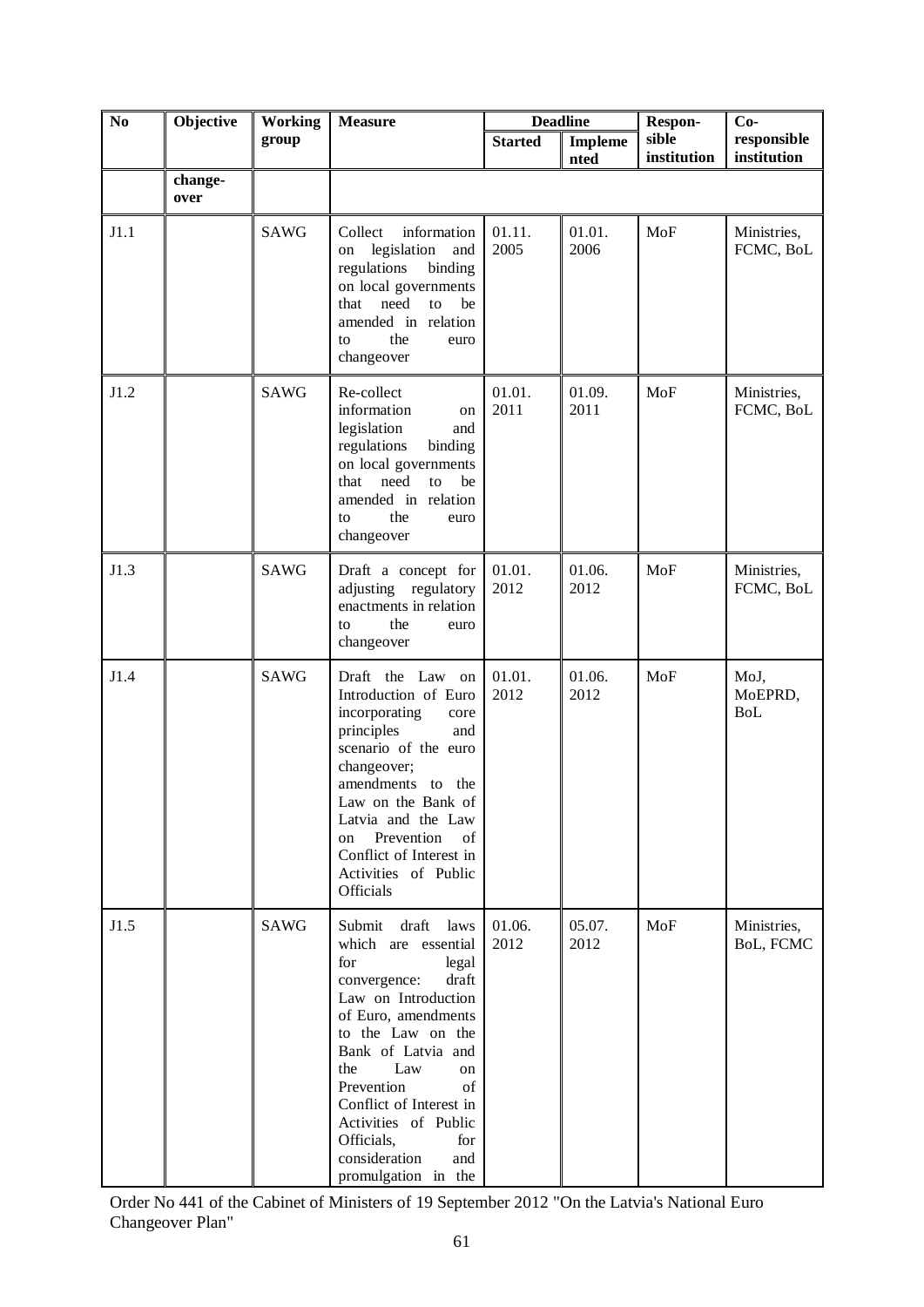| No | Objective | Working group | Measure | Deadline | | Respon-sible institution | Co-responsible institution |
|---|---|---|---|---|---|---|---|
| | | | | Started | Impleme nted | | |
| | change-over | | | | | | |
| J1.1 | | SAWG | Collect information on legislation and regulations binding on local governments that need to be amended in relation to the euro changeover | 01.11. 2005 | 01.01. 2006 | MoF | Ministries, FCMC, BoL |
| J1.2 | | SAWG | Re-collect information on legislation and regulations binding on local governments that need to be amended in relation to the euro changeover | 01.01. 2011 | 01.09. 2011 | MoF | Ministries, FCMC, BoL |
| J1.3 | | SAWG | Draft a concept for adjusting regulatory enactments in relation to the euro changeover | 01.01. 2012 | 01.06. 2012 | MoF | Ministries, FCMC, BoL |
| J1.4 | | SAWG | Draft the Law on Introduction of Euro incorporating core principles and scenario of the euro changeover; amendments to the Law on the Bank of Latvia and the Law on Prevention of Conflict of Interest in Activities of Public Officials | 01.01. 2012 | 01.06. 2012 | MoF | MoJ, MoEPRD, BoL |
| J1.5 | | SAWG | Submit draft laws which are essential for legal convergence: draft Law on Introduction of Euro, amendments to the Law on the Bank of Latvia and the Law on Prevention of Conflict of Interest in Activities of Public Officials, for consideration and promulgation in the | 01.06. 2012 | 05.07. 2012 | MoF | Ministries, BoL, FCMC |

Order No 441 of the Cabinet of Ministers of 19 September 2012 "On the Latvia's National Euro Changeover Plan"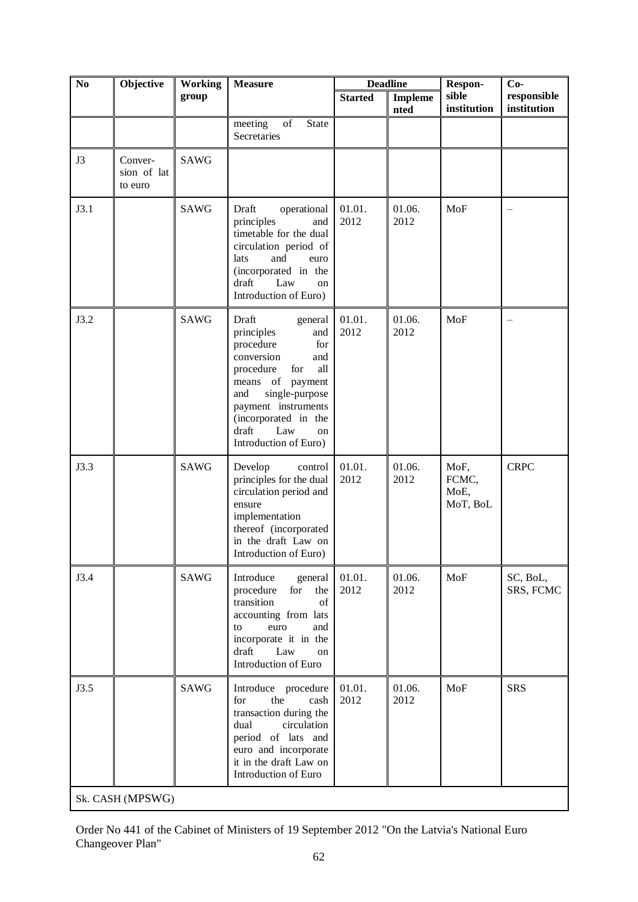| No | Objective | Working group | Measure | Deadline | | Respon-sible institution | Co-responsible institution |
|---|---|---|---|---|---|---|---|
| | | | | Started | Impleme nted | | |
| | | | meeting of State Secretaries | | | | |
| J3 | Conver-sion of lat to euro | SAWG | | | | | |
| J3.1 | | SAWG | Draft operational principles and timetable for the dual circulation period of lats and euro (incorporated in the draft Law on Introduction of Euro) | 01.01. 2012 | 01.06. 2012 | MoF | – |
| J3.2 | | SAWG | Draft general principles and procedure for conversion and procedure for all means of payment and single-purpose payment instruments (incorporated in the draft Law on Introduction of Euro) | 01.01. 2012 | 01.06. 2012 | MoF | – |
| J3.3 | | SAWG | Develop control principles for the dual circulation period and ensure implementation thereof (incorporated in the draft Law on Introduction of Euro) | 01.01. 2012 | 01.06. 2012 | MoF, FCMC, MoE, MoT, BoL | CRPC |
| J3.4 | | SAWG | Introduce general procedure for the transition of accounting from lats to euro and incorporate it in the draft Law on Introduction of Euro | 01.01. 2012 | 01.06. 2012 | MoF | SC, BoL, SRS, FCMC |
| J3.5 | | SAWG | Introduce procedure for the cash transaction during the dual circulation period of lats and euro and incorporate it in the draft Law on Introduction of Euro | 01.01. 2012 | 01.06. 2012 | MoF | SRS |
| Sk. CASH (MPSWG) | | | | | | | |

Order No 441 of the Cabinet of Ministers of 19 September 2012 "On the Latvia's National Euro Changeover Plan"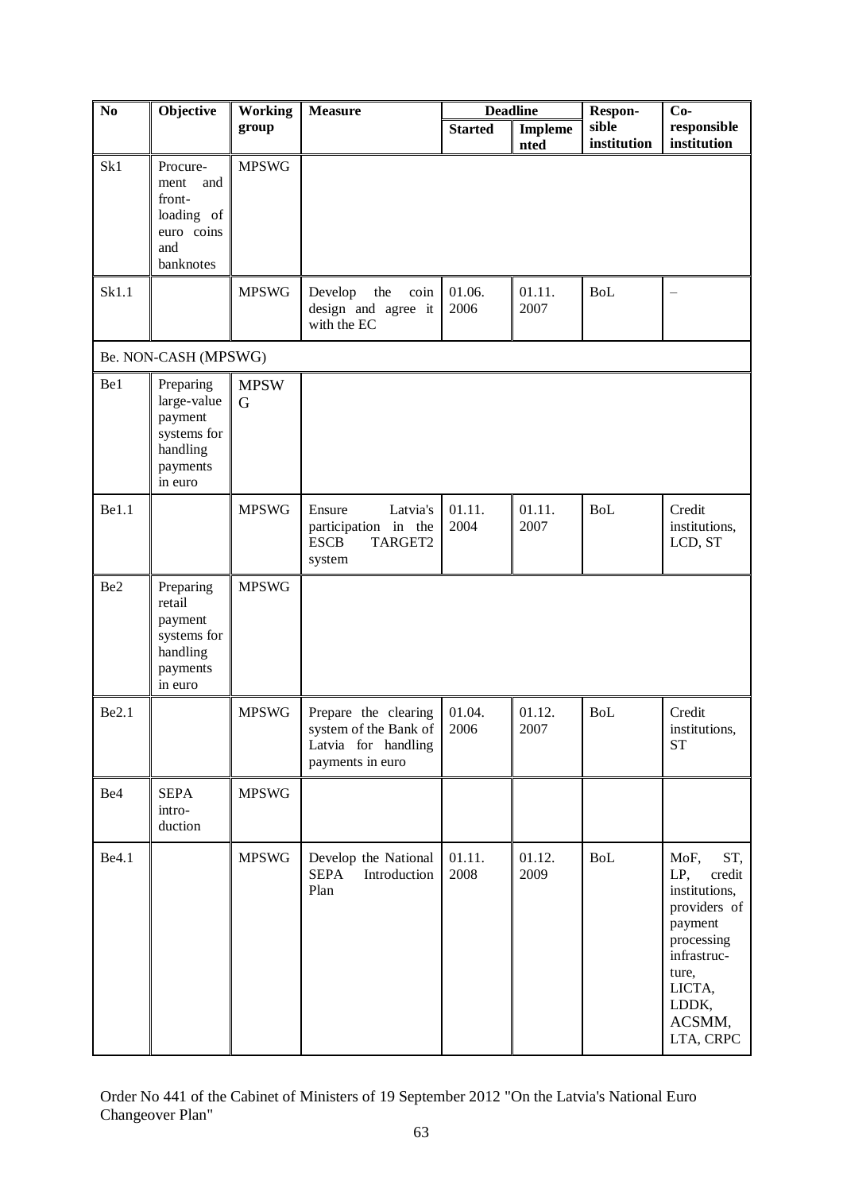| No | Objective | Working group | Measure | Deadline | | Respon-sible institution | Co-responsible institution |
|---|---|---|---|---|---|---|---|
| | | | | Started | Implemented | | |
| Sk1 | Procure-ment and front-loading of euro coins and banknotes | MPSWG | | | | | |
| Sk1.1 | | MPSWG | Develop the coin design and agree it with the EC | 01.06. 2006 | 01.11. 2007 | BoL | – |
| Be. NON-CASH (MPSWG) | | | | | | | |
| Be1 | Preparing large-value payment systems for handling payments in euro | MPSWG | | | | | |
| Be1.1 | | MPSWG | Ensure Latvia's participation in the ESCB TARGET2 system | 01.11. 2004 | 01.11. 2007 | BoL | Credit institutions, LCD, ST |
| Be2 | Preparing retail payment systems for handling payments in euro | MPSWG | | | | | |
| Be2.1 | | MPSWG | Prepare the clearing system of the Bank of Latvia for handling payments in euro | 01.04. 2006 | 01.12. 2007 | BoL | Credit institutions, ST |
| Be4 | SEPA intro-duction | MPSWG | | | | | |
| Be4.1 | | MPSWG | Develop the National SEPA Introduction Plan | 01.11. 2008 | 01.12. 2009 | BoL | MoF, ST, LP, credit institutions, providers of payment processing infrastruc-ture, LICTA, LDDK, ACSMM, LTA, CRPC |

Order No 441 of the Cabinet of Ministers of 19 September 2012 "On the Latvia's National Euro Changeover Plan"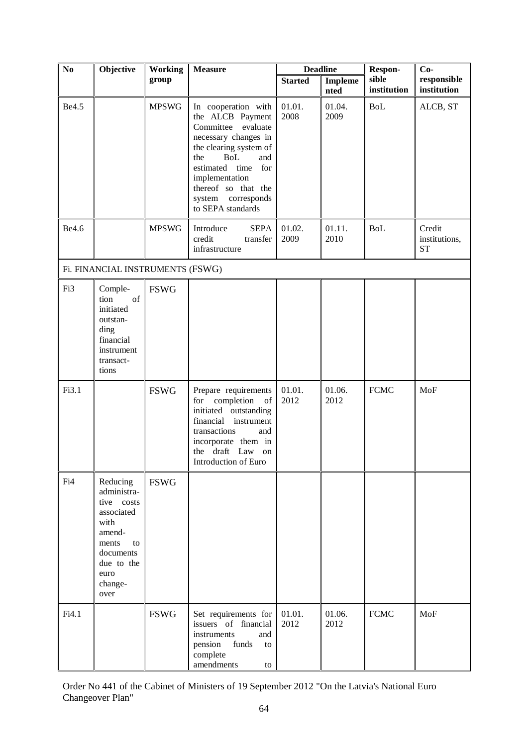| No | Objective | Working group | Measure | Deadline | | Respon-sible institution | Co-responsible institution |
|---|---|---|---|---|---|---|---|
| | | | | Started | Impleme nted | | |
| Be4.5 | | MPSWG | In cooperation with the ALCB Payment Committee evaluate necessary changes in the clearing system of the BoL and estimated time for implementation thereof so that the system corresponds to SEPA standards | 01.01. 2008 | 01.04. 2009 | BoL | ALCB, ST |
| Be4.6 | | MPSWG | Introduce SEPA credit transfer infrastructure | 01.02. 2009 | 01.11. 2010 | BoL | Credit institutions, ST |
| Fi. FINANCIAL INSTRUMENTS (FSWG) | | | | | | | |
| Fi3 | Comple-tion of initiated outstan-ding financial instrument transact-tions | FSWG | | | | | |
| Fi3.1 | | FSWG | Prepare requirements for completion of initiated outstanding financial instrument transactions and incorporate them in the draft Law on Introduction of Euro | 01.01. 2012 | 01.06. 2012 | FCMC | MoF |
| Fi4 | Reducing administra-tive costs associated with amend-ments to documents due to the euro change-over | FSWG | | | | | |
| Fi4.1 | | FSWG | Set requirements for issuers of financial instruments and pension funds to complete amendments to | 01.01. 2012 | 01.06. 2012 | FCMC | MoF |

Order No 441 of the Cabinet of Ministers of 19 September 2012 "On the Latvia's National Euro Changeover Plan"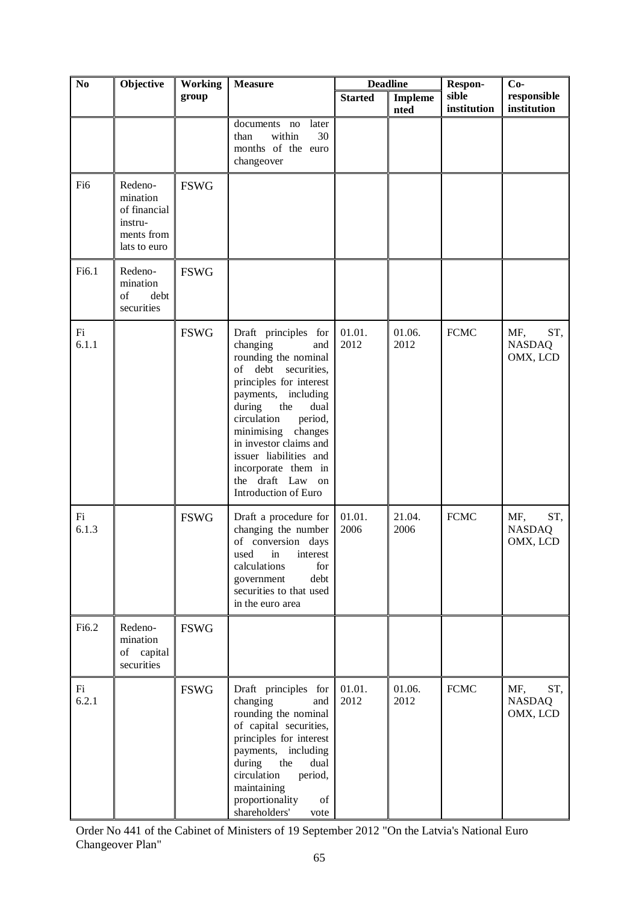| No | Objective | Working group | Measure | Deadline | | Respon-sible institution | Co-responsible institution |
|---|---|---|---|---|---|---|---|
| | | | | Started | Impleme nted | | |
| | | | documents no later than within 30 months of the euro changeover | | | | |
| Fi6 | Redeno-mination of financial instru-ments from lats to euro | FSWG | | | | | |
| Fi6.1 | Redeno-mination of debt securities | FSWG | | | | | |
| Fi 6.1.1 | | FSWG | Draft principles for changing and rounding the nominal of debt securities, principles for interest payments, including during the dual circulation period, minimising changes in investor claims and issuer liabilities and incorporate them in the draft Law on Introduction of Euro | 01.01. 2012 | 01.06. 2012 | FCMC | MF, ST, NASDAQ OMX, LCD |
| Fi 6.1.3 | | FSWG | Draft a procedure for changing the number of conversion days used in interest calculations for government debt securities to that used in the euro area | 01.01. 2006 | 21.04. 2006 | FCMC | MF, ST, NASDAQ OMX, LCD |
| Fi6.2 | Redeno-mination of capital securities | FSWG | | | | | |
| Fi 6.2.1 | | FSWG | Draft principles for changing and rounding the nominal of capital securities, principles for interest payments, including during the dual circulation period, maintaining proportionality of shareholders' vote | 01.01. 2012 | 01.06. 2012 | FCMC | MF, ST, NASDAQ OMX, LCD |

Order No 441 of the Cabinet of Ministers of 19 September 2012 "On the Latvia's National Euro Changeover Plan"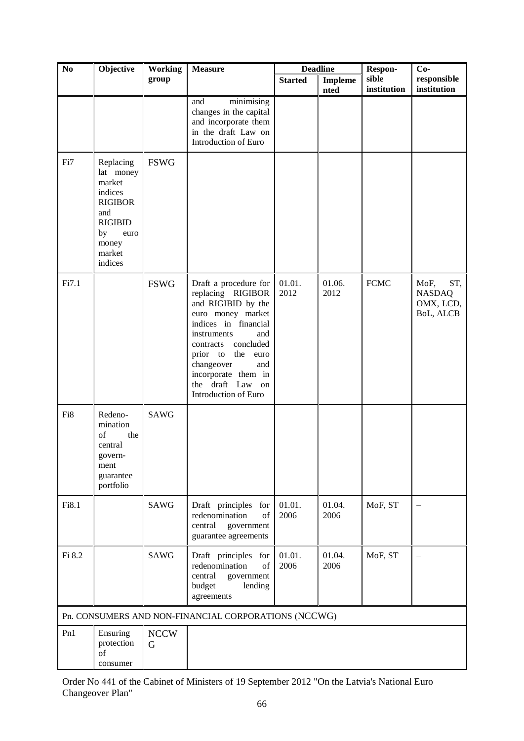| No | Objective | Working group | Measure | Deadline | | Respon-sible institution | Co-responsible institution |
|---|---|---|---|---|---|---|---|
| | | | | Started | Impleme nted | | |
| | | | and minimising changes in the capital and incorporate them in the draft Law on Introduction of Euro | | | | |
| Fi7 | Replacing lat money market indices RIGIBOR and RIGIBID by euro money market indices | FSWG | | | | | |
| Fi7.1 | | FSWG | Draft a procedure for replacing RIGIBOR and RIGIBID by the euro money market indices in financial instruments and contracts concluded prior to the euro changeover and incorporate them in the draft Law on Introduction of Euro | 01.01. 2012 | 01.06. 2012 | FCMC | MoF, ST, NASDAQ OMX, LCD, BoL, ALCB |
| Fi8 | Redeno-mination of the central govern-ment guarantee portfolio | SAWG | | | | | |
| Fi8.1 | | SAWG | Draft principles for redenomination of central government guarantee agreements | 01.01. 2006 | 01.04. 2006 | MoF, ST | – |
| Fi 8.2 | | SAWG | Draft principles for redenomination of central government budget lending agreements | 01.01. 2006 | 01.04. 2006 | MoF, ST | – |
| Pn. CONSUMERS AND NON-FINANCIAL CORPORATIONS (NCCWG) | | | | | | | |
| Pn1 | Ensuring protection of consumer | NCCWG | | | | | |

Order No 441 of the Cabinet of Ministers of 19 September 2012 "On the Latvia's National Euro Changeover Plan"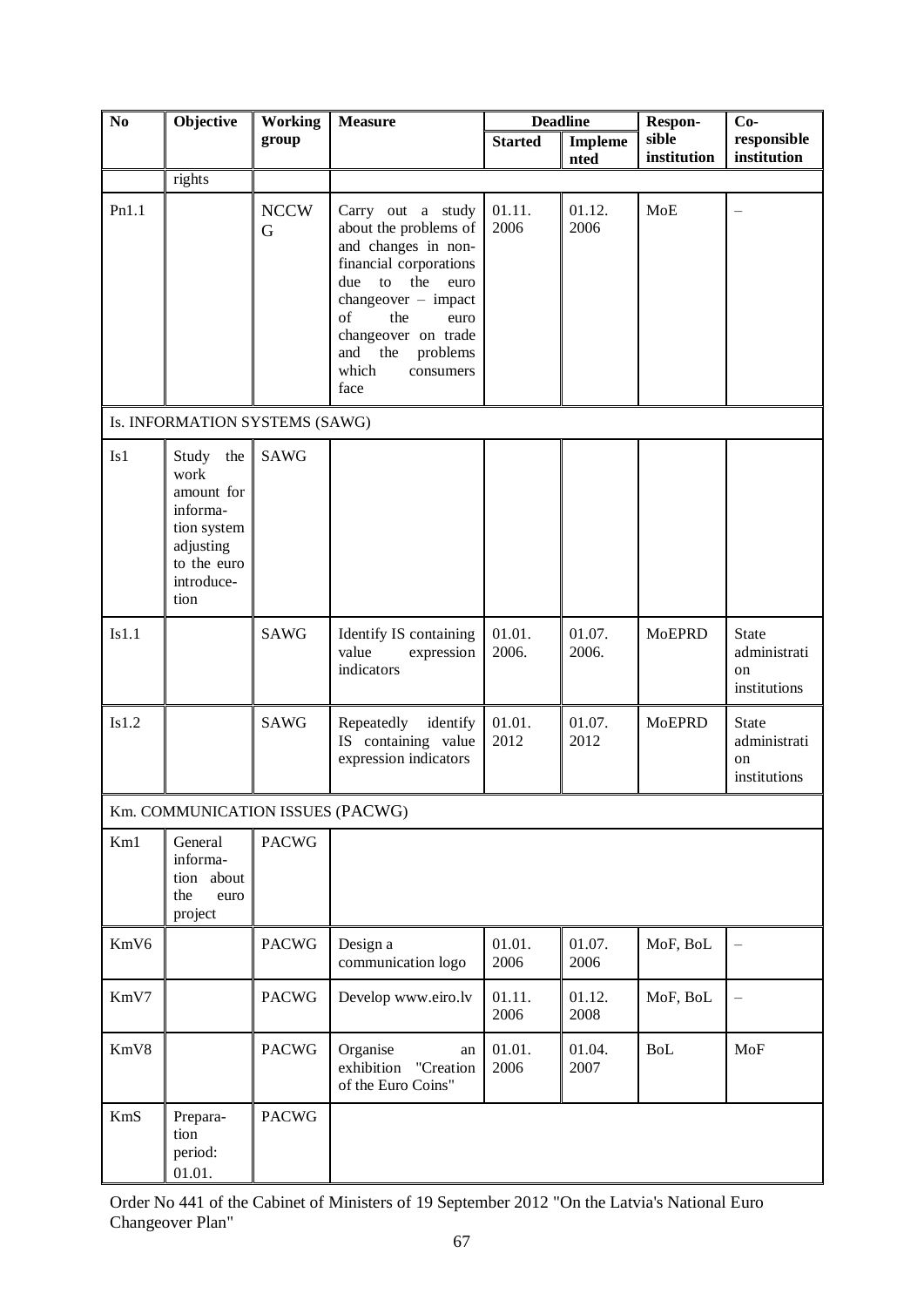| No | Objective | Working group | Measure | Deadline | | Respon-sible institution | Co-responsible institution |
|---|---|---|---|---|---|---|---|
| | | | | Started | Impleme nted | | |
| | rights | | | | | | |
| Pn1.1 | | NCCWG | Carry out a study about the problems of and changes in non-financial corporations due to the euro changeover – impact of the euro changeover on trade and the problems which consumers face | 01.11. 2006 | 01.12. 2006 | MoE | – |
| Is. INFORMATION SYSTEMS (SAWG) | | | | | | | |
| Is1 | Study the work amount for informa-tion system adjusting to the euro introduce-tion | SAWG | | | | | |
| Is1.1 | | SAWG | Identify IS containing value expression indicators | 01.01. 2006. | 01.07. 2006. | MoEPRD | State administration institutions |
| Is1.2 | | SAWG | Repeatedly identify IS containing value expression indicators | 01.01. 2012 | 01.07. 2012 | MoEPRD | State administration institutions |
| Km. COMMUNICATION ISSUES (PACWG) | | | | | | | |
| Km1 | General informa-tion about the euro project | PACWG | | | | | |
| KmV6 | | PACWG | Design a communication logo | 01.01. 2006 | 01.07. 2006 | MoF, BoL | – |
| KmV7 | | PACWG | Develop www.eiro.lv | 01.11. 2006 | 01.12. 2008 | MoF, BoL | – |
| KmV8 | | PACWG | Organise an exhibition "Creation of the Euro Coins" | 01.01. 2006 | 01.04. 2007 | BoL | MoF |
| KmS | Prepara-tion period: 01.01. | PACWG | | | | | |

Order No 441 of the Cabinet of Ministers of 19 September 2012 "On the Latvia's National Euro Changeover Plan"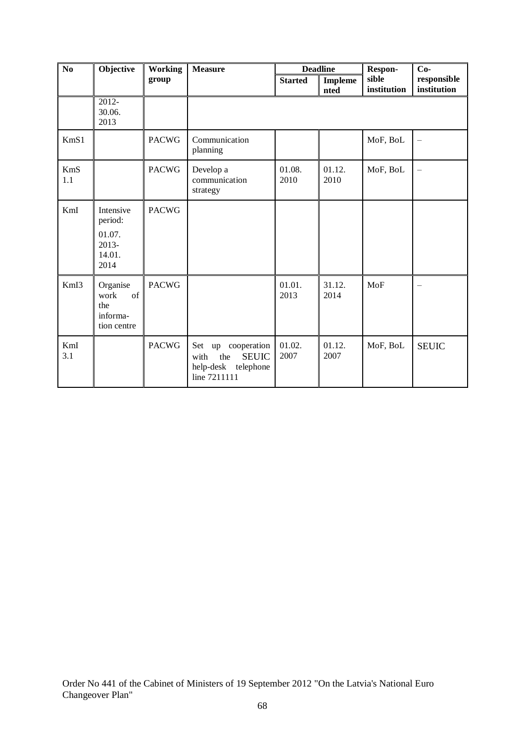| No | Objective | Working group | Measure | Deadline | | Respon-sible institution | Co-responsible institution |
|---|---|---|---|---|---|---|---|
| | | | | Started | Impleme nted | | |
| | 2012-30.06. 2013 | | | | | | |
| KmS1 | | PACWG | Communication planning | | | MoF, BoL | – |
| KmS 1.1 | | PACWG | Develop a communication strategy | 01.08. 2010 | 01.12. 2010 | MoF, BoL | – |
| KmI | Intensive period: 01.07. 2013-14.01. 2014 | PACWG | | | | | |
| KmI3 | Organise work of the informa-tion centre | PACWG | | 01.01. 2013 | 31.12. 2014 | MoF | – |
| KmI 3.1 | | PACWG | Set up cooperation with the SEUIC help-desk telephone line 7211111 | 01.02. 2007 | 01.12. 2007 | MoF, BoL | SEUIC |

Order No 441 of the Cabinet of Ministers of 19 September 2012 "On the Latvia's National Euro Changeover Plan"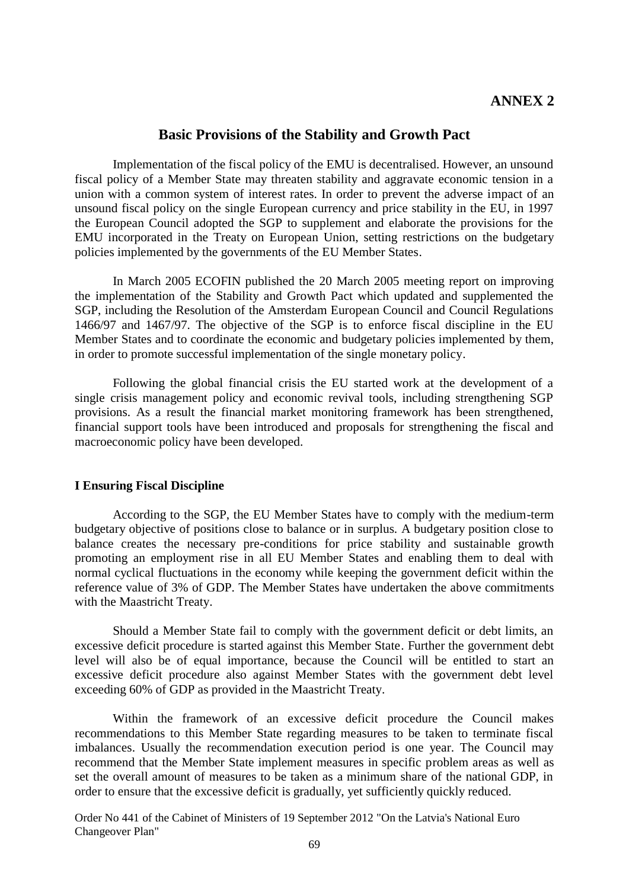**ANNEX 2**

## Basic Provisions of the Stability and Growth Pact

Implementation of the fiscal policy of the EMU is decentralised. However, an unsound fiscal policy of a Member State may threaten stability and aggravate economic tension in a union with a common system of interest rates. In order to prevent the adverse impact of an unsound fiscal policy on the single European currency and price stability in the EU, in 1997 the European Council adopted the SGP to supplement and elaborate the provisions for the EMU incorporated in the Treaty on European Union, setting restrictions on the budgetary policies implemented by the governments of the EU Member States.

In March 2005 ECOFIN published the 20 March 2005 meeting report on improving the implementation of the Stability and Growth Pact which updated and supplemented the SGP, including the Resolution of the Amsterdam European Council and Council Regulations 1466/97 and 1467/97. The objective of the SGP is to enforce fiscal discipline in the EU Member States and to coordinate the economic and budgetary policies implemented by them, in order to promote successful implementation of the single monetary policy.

Following the global financial crisis the EU started work at the development of a single crisis management policy and economic revival tools, including strengthening SGP provisions. As a result the financial market monitoring framework has been strengthened, financial support tools have been introduced and proposals for strengthening the fiscal and macroeconomic policy have been developed.

### I Ensuring Fiscal Discipline

According to the SGP, the EU Member States have to comply with the medium-term budgetary objective of positions close to balance or in surplus. A budgetary position close to balance creates the necessary pre-conditions for price stability and sustainable growth promoting an employment rise in all EU Member States and enabling them to deal with normal cyclical fluctuations in the economy while keeping the government deficit within the reference value of 3% of GDP. The Member States have undertaken the above commitments with the Maastricht Treaty.

Should a Member State fail to comply with the government deficit or debt limits, an excessive deficit procedure is started against this Member State. Further the government debt level will also be of equal importance, because the Council will be entitled to start an excessive deficit procedure also against Member States with the government debt level exceeding 60% of GDP as provided in the Maastricht Treaty.

Within the framework of an excessive deficit procedure the Council makes recommendations to this Member State regarding measures to be taken to terminate fiscal imbalances. Usually the recommendation execution period is one year. The Council may recommend that the Member State implement measures in specific problem areas as well as set the overall amount of measures to be taken as a minimum share of the national GDP, in order to ensure that the excessive deficit is gradually, yet sufficiently quickly reduced.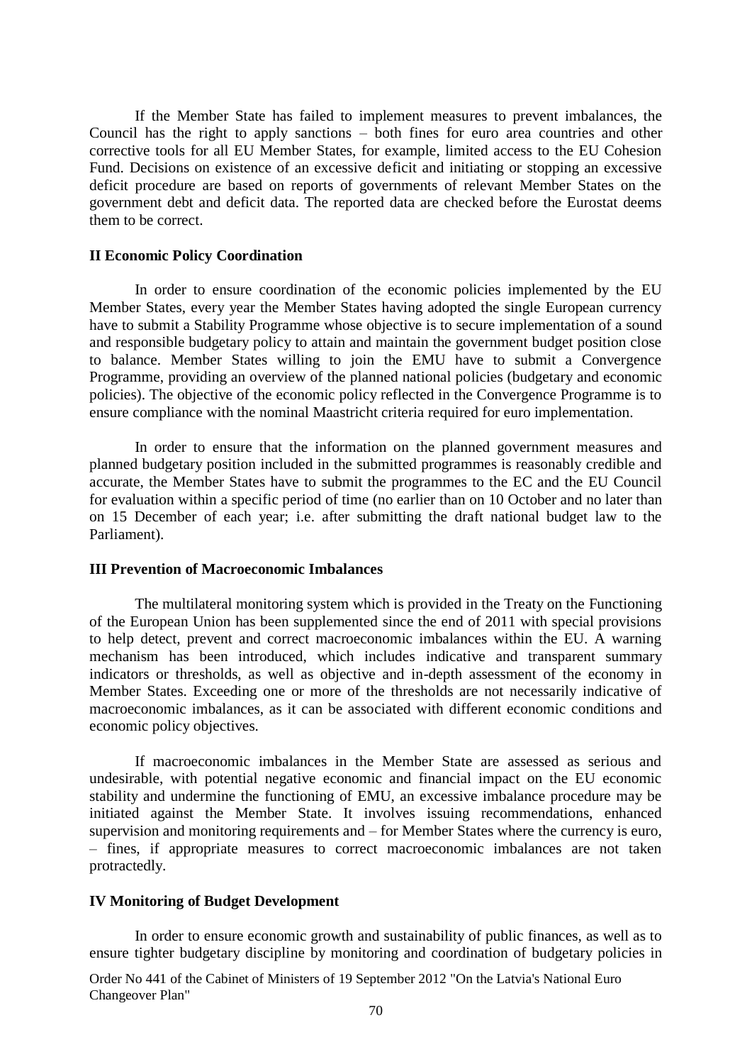If the Member State has failed to implement measures to prevent imbalances, the Council has the right to apply sanctions – both fines for euro area countries and other corrective tools for all EU Member States, for example, limited access to the EU Cohesion Fund. Decisions on existence of an excessive deficit and initiating or stopping an excessive deficit procedure are based on reports of governments of relevant Member States on the government debt and deficit data. The reported data are checked before the Eurostat deems them to be correct.

**II Economic Policy Coordination**

In order to ensure coordination of the economic policies implemented by the EU Member States, every year the Member States having adopted the single European currency have to submit a Stability Programme whose objective is to secure implementation of a sound and responsible budgetary policy to attain and maintain the government budget position close to balance. Member States willing to join the EMU have to submit a Convergence Programme, providing an overview of the planned national policies (budgetary and economic policies). The objective of the economic policy reflected in the Convergence Programme is to ensure compliance with the nominal Maastricht criteria required for euro implementation.

In order to ensure that the information on the planned government measures and planned budgetary position included in the submitted programmes is reasonably credible and accurate, the Member States have to submit the programmes to the EC and the EU Council for evaluation within a specific period of time (no earlier than on 10 October and no later than on 15 December of each year; i.e. after submitting the draft national budget law to the Parliament).

**III Prevention of Macroeconomic Imbalances**

The multilateral monitoring system which is provided in the Treaty on the Functioning of the European Union has been supplemented since the end of 2011 with special provisions to help detect, prevent and correct macroeconomic imbalances within the EU. A warning mechanism has been introduced, which includes indicative and transparent summary indicators or thresholds, as well as objective and in-depth assessment of the economy in Member States. Exceeding one or more of the thresholds are not necessarily indicative of macroeconomic imbalances, as it can be associated with different economic conditions and economic policy objectives.

If macroeconomic imbalances in the Member State are assessed as serious and undesirable, with potential negative economic and financial impact on the EU economic stability and undermine the functioning of EMU, an excessive imbalance procedure may be initiated against the Member State. It involves issuing recommendations, enhanced supervision and monitoring requirements and – for Member States where the currency is euro, – fines, if appropriate measures to correct macroeconomic imbalances are not taken protractedly.

**IV Monitoring of Budget Development**

In order to ensure economic growth and sustainability of public finances, as well as to ensure tighter budgetary discipline by monitoring and coordination of budgetary policies in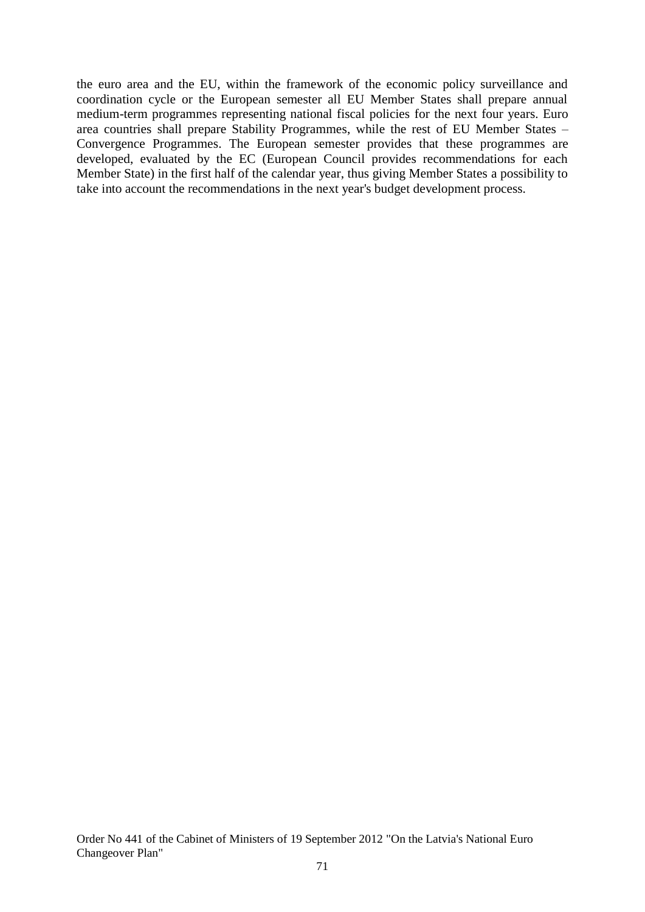the euro area and the EU, within the framework of the economic policy surveillance and coordination cycle or the European semester all EU Member States shall prepare annual medium-term programmes representing national fiscal policies for the next four years. Euro area countries shall prepare Stability Programmes, while the rest of EU Member States – Convergence Programmes. The European semester provides that these programmes are developed, evaluated by the EC (European Council provides recommendations for each Member State) in the first half of the calendar year, thus giving Member States a possibility to take into account the recommendations in the next year's budget development process.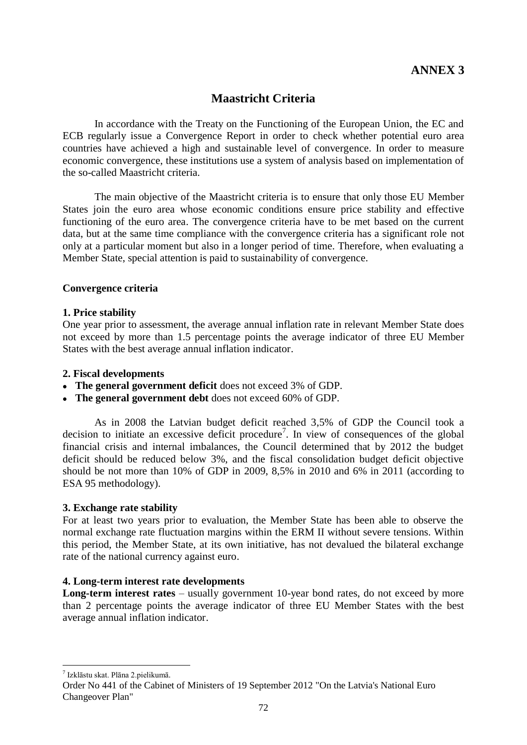# ANNEX 3

## Maastricht Criteria

In accordance with the Treaty on the Functioning of the European Union, the EC and ECB regularly issue a Convergence Report in order to check whether potential euro area countries have achieved a high and sustainable level of convergence. In order to measure economic convergence, these institutions use a system of analysis based on implementation of the so-called Maastricht criteria.

The main objective of the Maastricht criteria is to ensure that only those EU Member States join the euro area whose economic conditions ensure price stability and effective functioning of the euro area. The convergence criteria have to be met based on the current data, but at the same time compliance with the convergence criteria has a significant role not only at a particular moment but also in a longer period of time. Therefore, when evaluating a Member State, special attention is paid to sustainability of convergence.

**Convergence criteria**

**1. Price stability**

One year prior to assessment, the average annual inflation rate in relevant Member State does not exceed by more than 1.5 percentage points the average indicator of three EU Member States with the best average annual inflation indicator.

**2. Fiscal developments**

- **The general government deficit** does not exceed 3% of GDP.
- **The general government debt** does not exceed 60% of GDP.

As in 2008 the Latvian budget deficit reached 3,5% of GDP the Council took a decision to initiate an excessive deficit procedure[7]. In view of consequences of the global financial crisis and internal imbalances, the Council determined that by 2012 the budget deficit should be reduced below 3%, and the fiscal consolidation budget deficit objective should be not more than 10% of GDP in 2009, 8,5% in 2010 and 6% in 2011 (according to ESA 95 methodology).

**3. Exchange rate stability**

For at least two years prior to evaluation, the Member State has been able to observe the normal exchange rate fluctuation margins within the ERM II without severe tensions. Within this period, the Member State, at its own initiative, has not devalued the bilateral exchange rate of the national currency against euro.

**4. Long-term interest rate developments**

**Long-term interest rates** – usually government 10-year bond rates, do not exceed by more than 2 percentage points the average indicator of three EU Member States with the best average annual inflation indicator.

---

[7] Izklāstu skat. Plāna 2.pielikumā.

Order No 441 of the Cabinet of Ministers of 19 September 2012 "On the Latvia's National Euro Changeover Plan"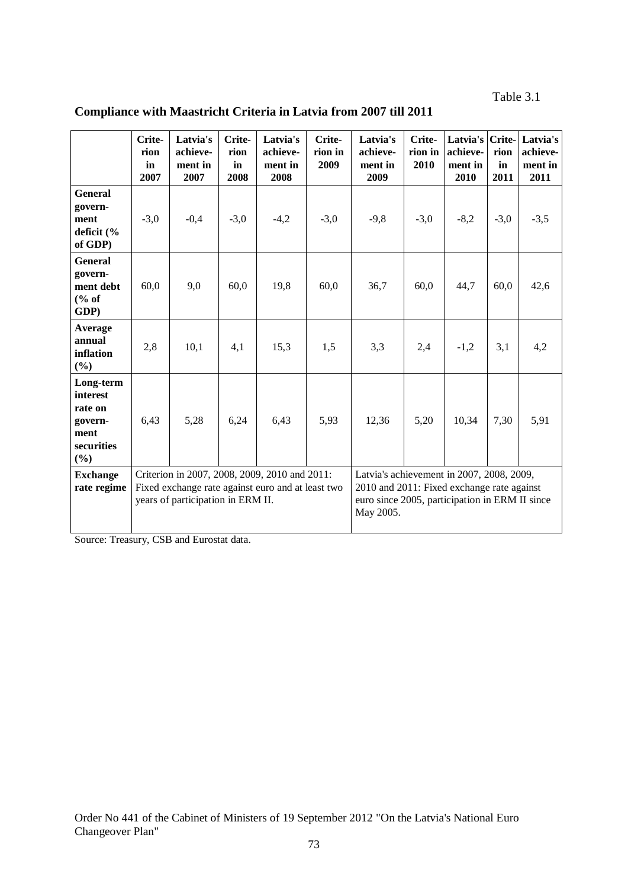Table 3.1

**Compliance with Maastricht Criteria in Latvia from 2007 till 2011**

| | Criterion in 2007 | Latvia's achievement in 2007 | Criterion in 2008 | Latvia's achievement in 2008 | Criterion in 2009 | Latvia's achievement in 2009 | Criterion in 2010 | Latvia's achievement in 2010 | Criterion in 2011 | Latvia's achievement in 2011 |
|---|---|---|---|---|---|---|---|---|---|---|
| **General government deficit (% of GDP)** | -3,0 | -0,4 | -3,0 | -4,2 | -3,0 | -9,8 | -3,0 | -8,2 | -3,0 | -3,5 |
| **General government debt (% of GDP)** | 60,0 | 9,0 | 60,0 | 19,8 | 60,0 | 36,7 | 60,0 | 44,7 | 60,0 | 42,6 |
| **Average annual inflation (%)** | 2,8 | 10,1 | 4,1 | 15,3 | 1,5 | 3,3 | 2,4 | -1,2 | 3,1 | 4,2 |
| **Long-term interest rate on government securities (%)** | 6,43 | 5,28 | 6,24 | 6,43 | 5,93 | 12,36 | 5,20 | 10,34 | 7,30 | 5,91 |
| **Exchange rate regime** | Criterion in 2007, 2008, 2009, 2010 and 2011: Fixed exchange rate against euro and at least two years of participation in ERM II. | | | | | Latvia's achievement in 2007, 2008, 2009, 2010 and 2011: Fixed exchange rate against euro since 2005, participation in ERM II since May 2005. | | | | |

Source: Treasury, CSB and Eurostat data.

Order No 441 of the Cabinet of Ministers of 19 September 2012 "On the Latvia's National Euro Changeover Plan"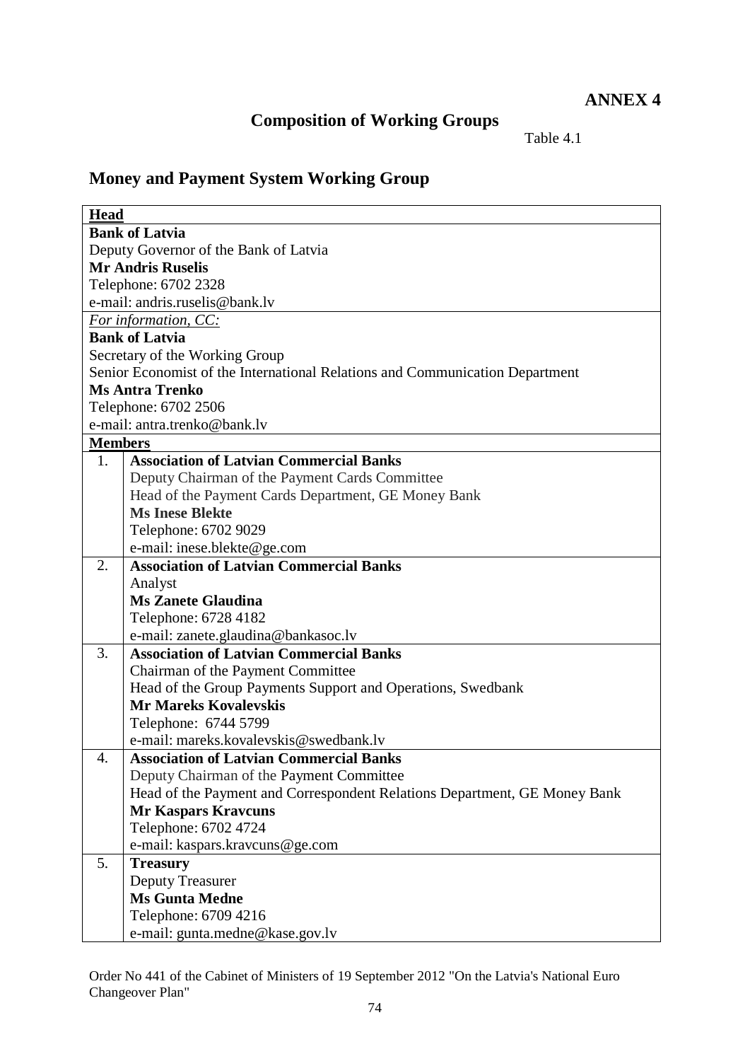**ANNEX 4**

## Composition of Working Groups

Table 4.1

## Money and Payment System Working Group

| | |
|---|---|
| **Head** | |
| **Bank of Latvia**<br>Deputy Governor of the Bank of Latvia<br>**Mr Andris Ruselis**<br>Telephone: 6702 2328<br>e-mail: andris.ruselis@bank.lv | |
| *For information, CC:*<br>**Bank of Latvia**<br>Secretary of the Working Group<br>Senior Economist of the International Relations and Communication Department<br>**Ms Antra Trenko**<br>Telephone: 6702 2506<br>e-mail: antra.trenko@bank.lv | |
| **Members** | |
| 1. | **Association of Latvian Commercial Banks**<br>Deputy Chairman of the Payment Cards Committee<br>Head of the Payment Cards Department, GE Money Bank<br>**Ms Inese Blekte**<br>Telephone: 6702 9029<br>e-mail: inese.blekte@ge.com |
| 2. | **Association of Latvian Commercial Banks**<br>Analyst<br>**Ms Zanete Glaudina**<br>Telephone: 6728 4182<br>e-mail: zanete.glaudina@bankasoc.lv |
| 3. | **Association of Latvian Commercial Banks**<br>Chairman of the Payment Committee<br>Head of the Group Payments Support and Operations, Swedbank<br>**Mr Mareks Kovalevskis**<br>Telephone: 6744 5799<br>e-mail: mareks.kovalevskis@swedbank.lv |
| 4. | **Association of Latvian Commercial Banks**<br>Deputy Chairman of the Payment Committee<br>Head of the Payment and Correspondent Relations Department, GE Money Bank<br>**Mr Kaspars Kravcuns**<br>Telephone: 6702 4724<br>e-mail: kaspars.kravcuns@ge.com |
| 5. | **Treasury**<br>Deputy Treasurer<br>**Ms Gunta Medne**<br>Telephone: 6709 4216<br>e-mail: gunta.medne@kase.gov.lv |

Order No 441 of the Cabinet of Ministers of 19 September 2012 "On the Latvia's National Euro Changeover Plan"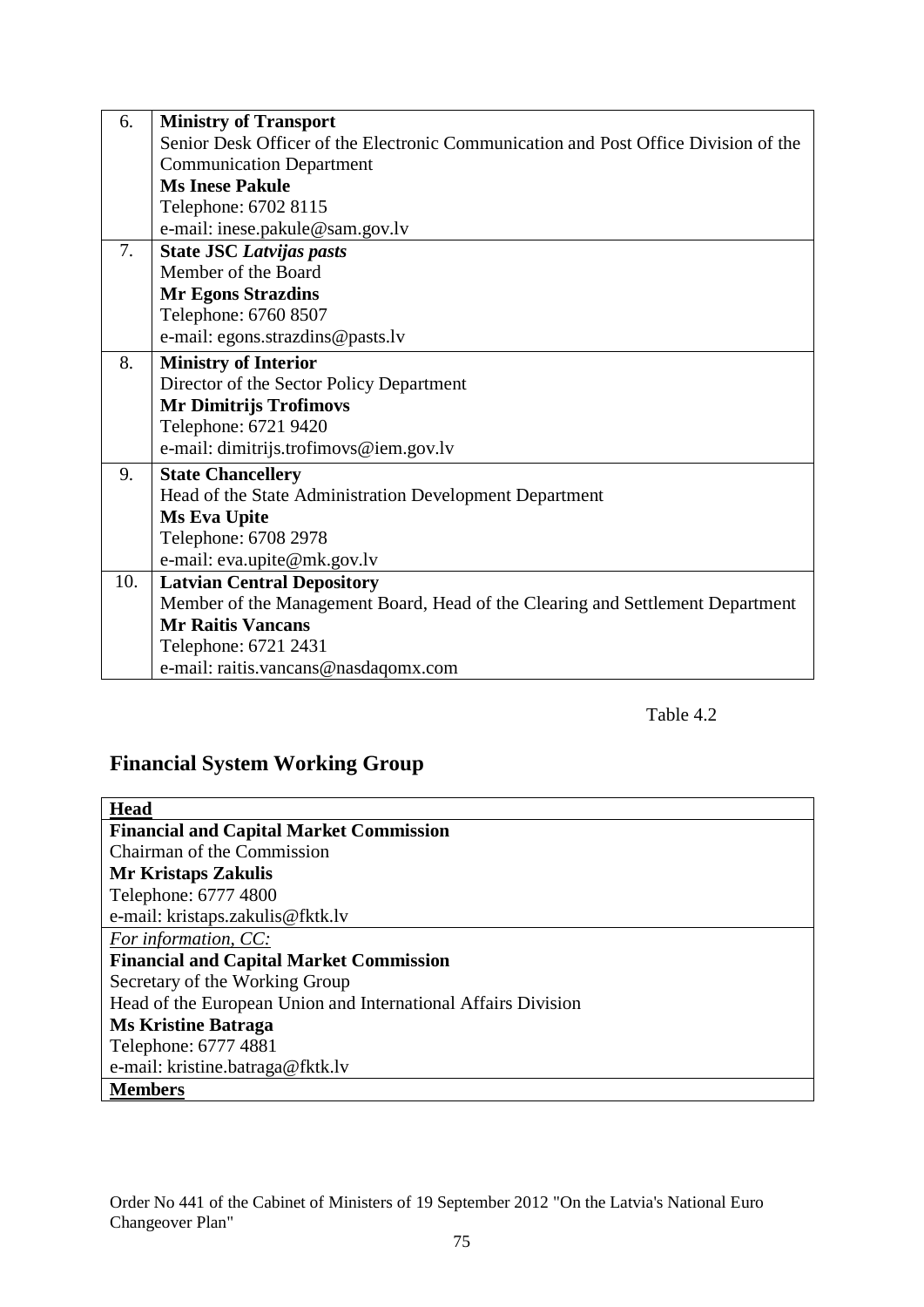| | |
|---|---|
| 6. | **Ministry of Transport**<br>Senior Desk Officer of the Electronic Communication and Post Office Division of the Communication Department<br>**Ms Inese Pakule**<br>Telephone: 6702 8115<br>e-mail: inese.pakule@sam.gov.lv |
| 7. | **State JSC *Latvijas pasts***<br>Member of the Board<br>**Mr Egons Strazdins**<br>Telephone: 6760 8507<br>e-mail: egons.strazdins@pasts.lv |
| 8. | **Ministry of Interior**<br>Director of the Sector Policy Department<br>**Mr Dimitrijs Trofimovs**<br>Telephone: 6721 9420<br>e-mail: dimitrijs.trofimovs@iem.gov.lv |
| 9. | **State Chancellery**<br>Head of the State Administration Development Department<br>**Ms Eva Upite**<br>Telephone: 6708 2978<br>e-mail: eva.upite@mk.gov.lv |
| 10. | **Latvian Central Depository**<br>Member of the Management Board, Head of the Clearing and Settlement Department<br>**Mr Raitis Vancans**<br>Telephone: 6721 2431<br>e-mail: raitis.vancans@nasdaqomx.com |

Table 4.2

## Financial System Working Group

| |
|---|
| **Head** |
| **Financial and Capital Market Commission**<br>Chairman of the Commission<br>**Mr Kristaps Zakulis**<br>Telephone: 6777 4800<br>e-mail: kristaps.zakulis@fktk.lv |
| *For information, CC:*<br>**Financial and Capital Market Commission**<br>Secretary of the Working Group<br>Head of the European Union and International Affairs Division<br>**Ms Kristine Batraga**<br>Telephone: 6777 4881<br>e-mail: kristine.batraga@fktk.lv |
| **Members** |

Order No 441 of the Cabinet of Ministers of 19 September 2012 "On the Latvia's National Euro Changeover Plan"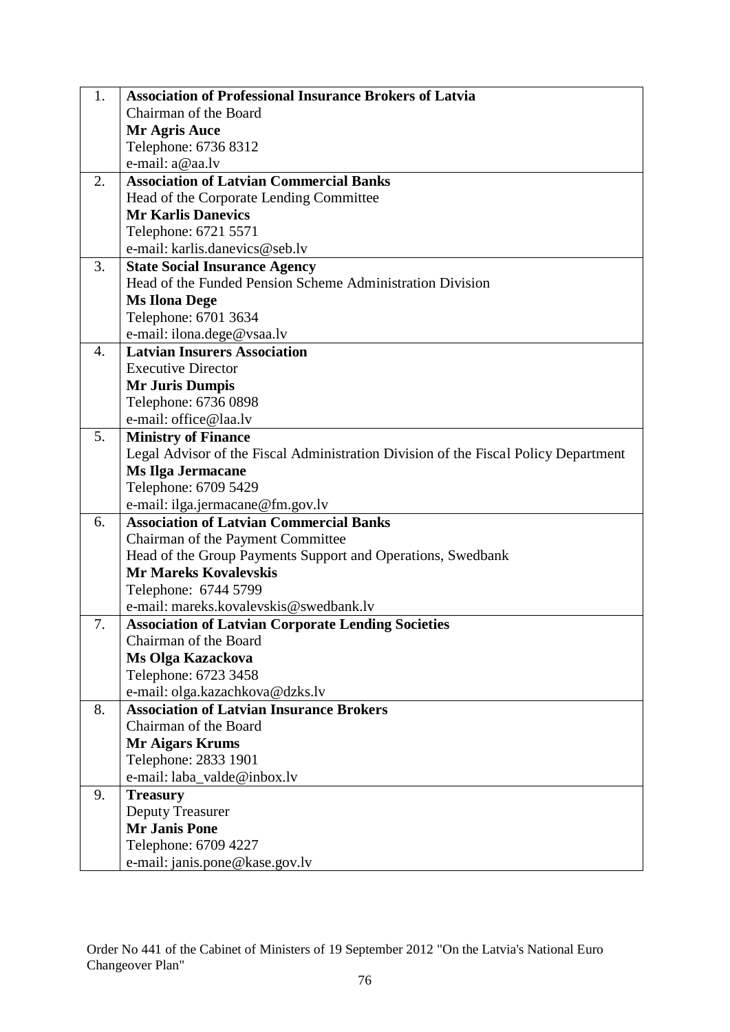| | |
|---|---|
| 1. | **Association of Professional Insurance Brokers of Latvia**<br>Chairman of the Board<br>**Mr Agris Auce**<br>Telephone: 6736 8312<br>e-mail: a@aa.lv |
| 2. | **Association of Latvian Commercial Banks**<br>Head of the Corporate Lending Committee<br>**Mr Karlis Danevics**<br>Telephone: 6721 5571<br>e-mail: karlis.danevics@seb.lv |
| 3. | **State Social Insurance Agency**<br>Head of the Funded Pension Scheme Administration Division<br>**Ms Ilona Dege**<br>Telephone: 6701 3634<br>e-mail: ilona.dege@vsaa.lv |
| 4. | **Latvian Insurers Association**<br>Executive Director<br>**Mr Juris Dumpis**<br>Telephone: 6736 0898<br>e-mail: office@laa.lv |
| 5. | **Ministry of Finance**<br>Legal Advisor of the Fiscal Administration Division of the Fiscal Policy Department<br>**Ms Ilga Jermacane**<br>Telephone: 6709 5429<br>e-mail: ilga.jermacane@fm.gov.lv |
| 6. | **Association of Latvian Commercial Banks**<br>Chairman of the Payment Committee<br>Head of the Group Payments Support and Operations, Swedbank<br>**Mr Mareks Kovalevskis**<br>Telephone: 6744 5799<br>e-mail: mareks.kovalevskis@swedbank.lv |
| 7. | **Association of Latvian Corporate Lending Societies**<br>Chairman of the Board<br>**Ms Olga Kazackova**<br>Telephone: 6723 3458<br>e-mail: olga.kazachkova@dzks.lv |
| 8. | **Association of Latvian Insurance Brokers**<br>Chairman of the Board<br>**Mr Aigars Krums**<br>Telephone: 2833 1901<br>e-mail: laba_valde@inbox.lv |
| 9. | **Treasury**<br>Deputy Treasurer<br>**Mr Janis Pone**<br>Telephone: 6709 4227<br>e-mail: janis.pone@kase.gov.lv |

Order No 441 of the Cabinet of Ministers of 19 September 2012 "On the Latvia's National Euro Changeover Plan"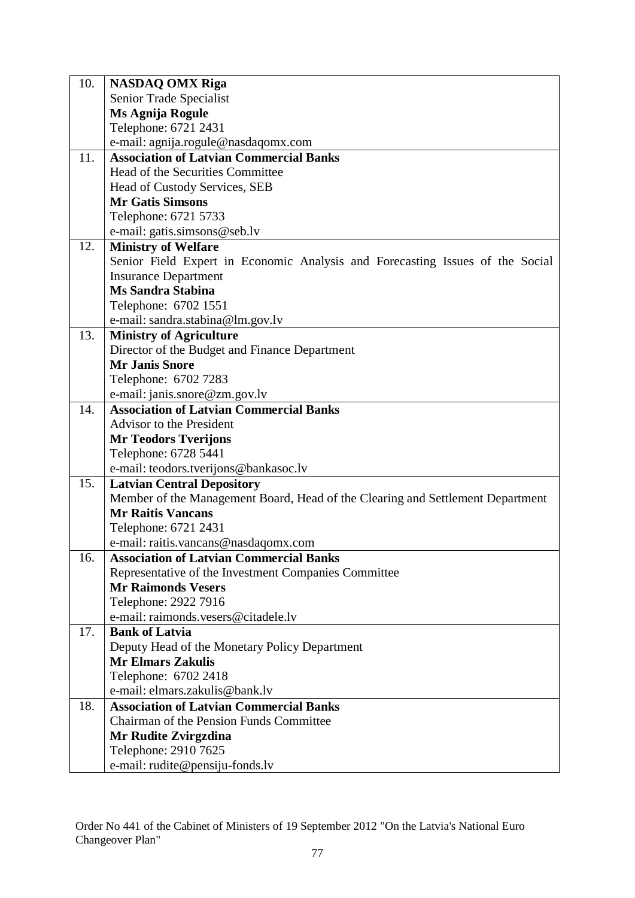| | |
|---|---|
| 10. | **NASDAQ OMX Riga**<br>Senior Trade Specialist<br>**Ms Agnija Rogule**<br>Telephone: 6721 2431<br>e-mail: agnija.rogule@nasdaqomx.com |
| 11. | **Association of Latvian Commercial Banks**<br>Head of the Securities Committee<br>Head of Custody Services, SEB<br>**Mr Gatis Simsons**<br>Telephone: 6721 5733<br>e-mail: gatis.simsons@seb.lv |
| 12. | **Ministry of Welfare**<br>Senior Field Expert in Economic Analysis and Forecasting Issues of the Social Insurance Department<br>**Ms Sandra Stabina**<br>Telephone: 6702 1551<br>e-mail: sandra.stabina@lm.gov.lv |
| 13. | **Ministry of Agriculture**<br>Director of the Budget and Finance Department<br>**Mr Janis Snore**<br>Telephone: 6702 7283<br>e-mail: janis.snore@zm.gov.lv |
| 14. | **Association of Latvian Commercial Banks**<br>Advisor to the President<br>**Mr Teodors Tverijons**<br>Telephone: 6728 5441<br>e-mail: teodors.tverijons@bankasoc.lv |
| 15. | **Latvian Central Depository**<br>Member of the Management Board, Head of the Clearing and Settlement Department<br>**Mr Raitis Vancans**<br>Telephone: 6721 2431<br>e-mail: raitis.vancans@nasdaqomx.com |
| 16. | **Association of Latvian Commercial Banks**<br>Representative of the Investment Companies Committee<br>**Mr Raimonds Vesers**<br>Telephone: 2922 7916<br>e-mail: raimonds.vesers@citadele.lv |
| 17. | **Bank of Latvia**<br>Deputy Head of the Monetary Policy Department<br>**Mr Elmars Zakulis**<br>Telephone: 6702 2418<br>e-mail: elmars.zakulis@bank.lv |
| 18. | **Association of Latvian Commercial Banks**<br>Chairman of the Pension Funds Committee<br>**Mr Rudite Zvirgzdina**<br>Telephone: 2910 7625<br>e-mail: rudite@pensiju-fonds.lv |

Order No 441 of the Cabinet of Ministers of 19 September 2012 "On the Latvia's National Euro Changeover Plan"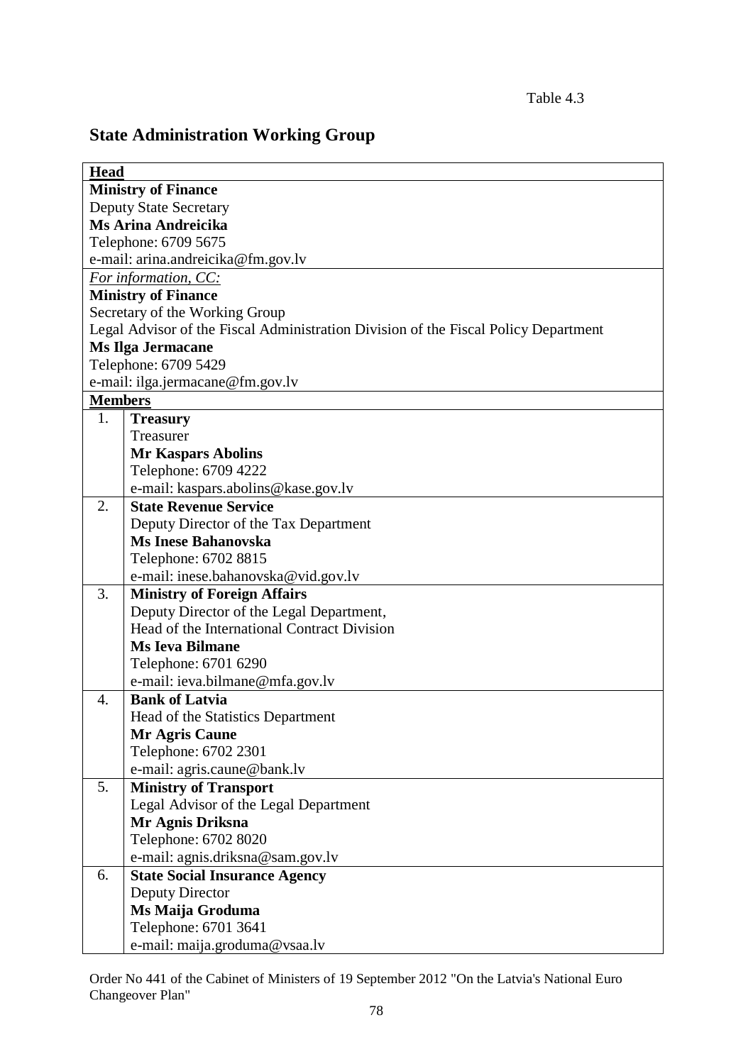Table 4.3

## State Administration Working Group

| | |
|---|---|
| **Head** | |
| **Ministry of Finance**<br>Deputy State Secretary<br>**Ms Arina Andreicika**<br>Telephone: 6709 5675<br>e-mail: arina.andreicika@fm.gov.lv | |
| *For information, CC:*<br>**Ministry of Finance**<br>Secretary of the Working Group<br>Legal Advisor of the Fiscal Administration Division of the Fiscal Policy Department<br>**Ms Ilga Jermacane**<br>Telephone: 6709 5429<br>e-mail: ilga.jermacane@fm.gov.lv | |
| **Members** | |
| 1. | **Treasury**<br>Treasurer<br>**Mr Kaspars Abolins**<br>Telephone: 6709 4222<br>e-mail: kaspars.abolins@kase.gov.lv |
| 2. | **State Revenue Service**<br>Deputy Director of the Tax Department<br>**Ms Inese Bahanovska**<br>Telephone: 6702 8815<br>e-mail: inese.bahanovska@vid.gov.lv |
| 3. | **Ministry of Foreign Affairs**<br>Deputy Director of the Legal Department,<br>Head of the International Contract Division<br>**Ms Ieva Bilmane**<br>Telephone: 6701 6290<br>e-mail: ieva.bilmane@mfa.gov.lv |
| 4. | **Bank of Latvia**<br>Head of the Statistics Department<br>**Mr Agris Caune**<br>Telephone: 6702 2301<br>e-mail: agris.caune@bank.lv |
| 5. | **Ministry of Transport**<br>Legal Advisor of the Legal Department<br>**Mr Agnis Driksna**<br>Telephone: 6702 8020<br>e-mail: agnis.driksna@sam.gov.lv |
| 6. | **State Social Insurance Agency**<br>Deputy Director<br>**Ms Maija Groduma**<br>Telephone: 6701 3641<br>e-mail: maija.groduma@vsaa.lv |

Order No 441 of the Cabinet of Ministers of 19 September 2012 "On the Latvia's National Euro Changeover Plan"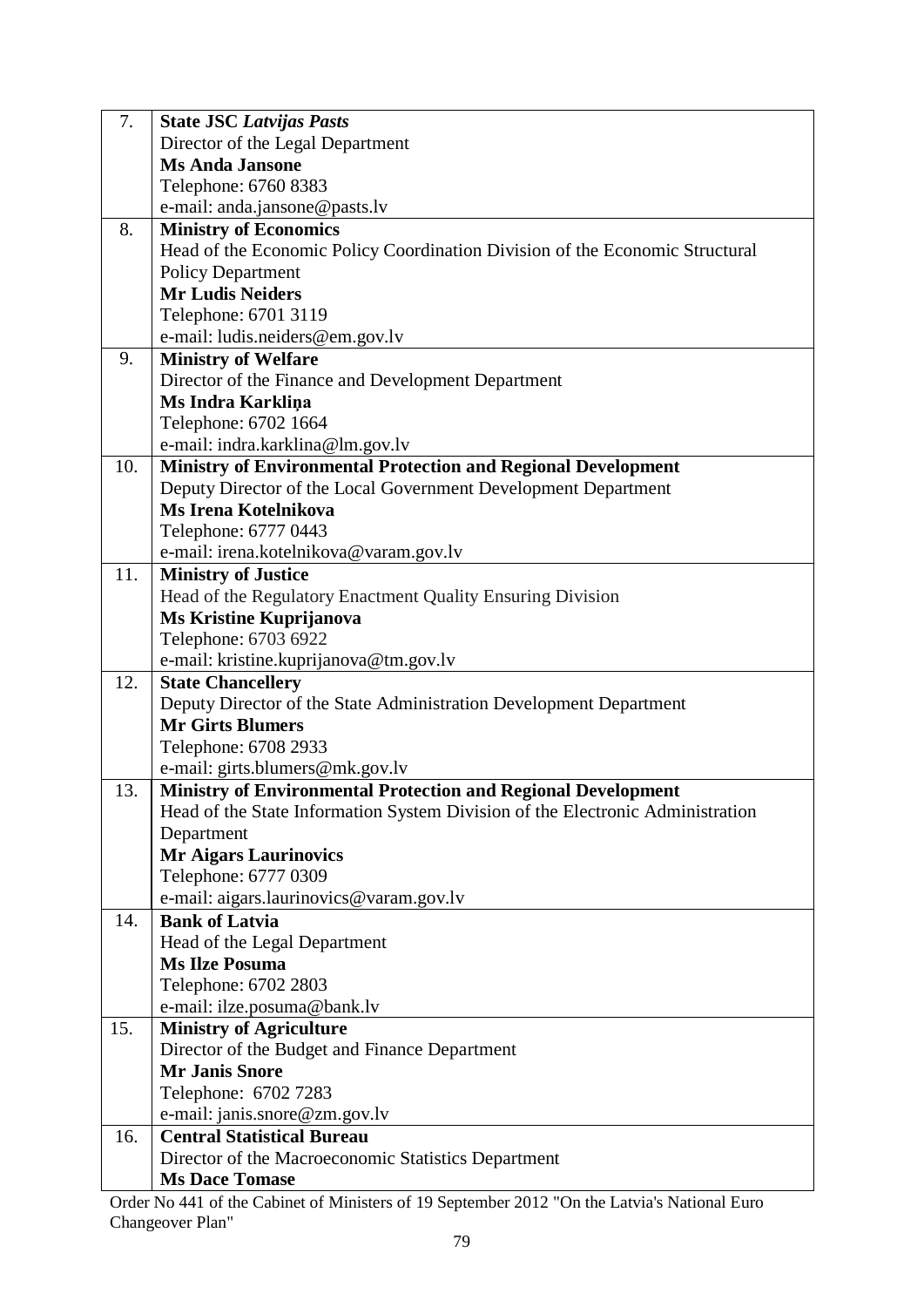| | |
|---|---|
| 7. | **State JSC *Latvijas Pasts***<br>Director of the Legal Department<br>**Ms Anda Jansone**<br>Telephone: 6760 8383<br>e-mail: anda.jansone@pasts.lv |
| 8. | **Ministry of Economics**<br>Head of the Economic Policy Coordination Division of the Economic Structural Policy Department<br>**Mr Ludis Neiders**<br>Telephone: 6701 3119<br>e-mail: ludis.neiders@em.gov.lv |
| 9. | **Ministry of Welfare**<br>Director of the Finance and Development Department<br>**Ms Indra Karkliņa**<br>Telephone: 6702 1664<br>e-mail: indra.karklina@lm.gov.lv |
| 10. | **Ministry of Environmental Protection and Regional Development**<br>Deputy Director of the Local Government Development Department<br>**Ms Irena Kotelnikova**<br>Telephone: 6777 0443<br>e-mail: irena.kotelnikova@varam.gov.lv |
| 11. | **Ministry of Justice**<br>Head of the Regulatory Enactment Quality Ensuring Division<br>**Ms Kristine Kuprijanova**<br>Telephone: 6703 6922<br>e-mail: kristine.kuprijanova@tm.gov.lv |
| 12. | **State Chancellery**<br>Deputy Director of the State Administration Development Department<br>**Mr Girts Blumers**<br>Telephone: 6708 2933<br>e-mail: girts.blumers@mk.gov.lv |
| 13. | **Ministry of Environmental Protection and Regional Development**<br>Head of the State Information System Division of the Electronic Administration Department<br>**Mr Aigars Laurinovics**<br>Telephone: 6777 0309<br>e-mail: aigars.laurinovics@varam.gov.lv |
| 14. | **Bank of Latvia**<br>Head of the Legal Department<br>**Ms Ilze Posuma**<br>Telephone: 6702 2803<br>e-mail: ilze.posuma@bank.lv |
| 15. | **Ministry of Agriculture**<br>Director of the Budget and Finance Department<br>**Mr Janis Snore**<br>Telephone: 6702 7283<br>e-mail: janis.snore@zm.gov.lv |
| 16. | **Central Statistical Bureau**<br>Director of the Macroeconomic Statistics Department<br>**Ms Dace Tomase** |

Order No 441 of the Cabinet of Ministers of 19 September 2012 "On the Latvia's National Euro Changeover Plan"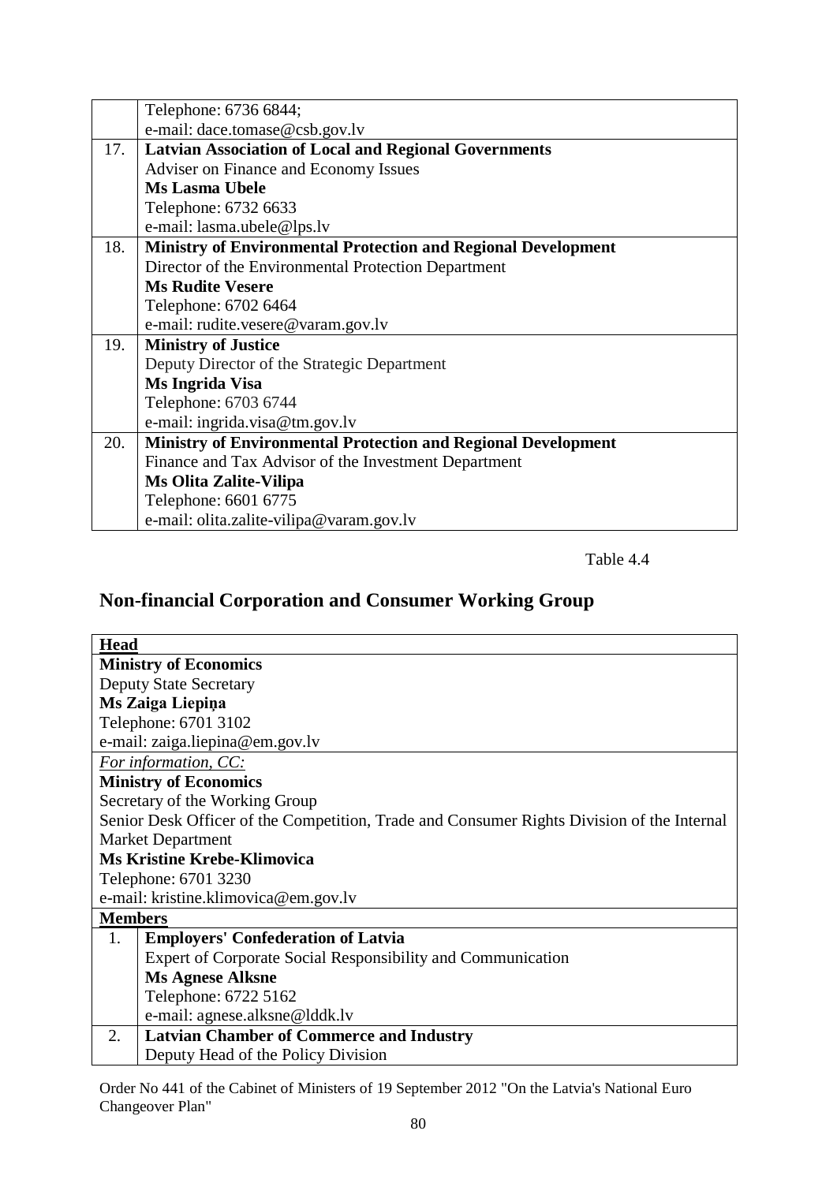| | |
|---|---|
| | Telephone: 6736 6844;<br>e-mail: dace.tomase@csb.gov.lv |
| 17. | **Latvian Association of Local and Regional Governments**<br>Adviser on Finance and Economy Issues<br>**Ms Lasma Ubele**<br>Telephone: 6732 6633<br>e-mail: lasma.ubele@lps.lv |
| 18. | **Ministry of Environmental Protection and Regional Development**<br>Director of the Environmental Protection Department<br>**Ms Rudite Vesere**<br>Telephone: 6702 6464<br>e-mail: rudite.vesere@varam.gov.lv |
| 19. | **Ministry of Justice**<br>Deputy Director of the Strategic Department<br>**Ms Ingrida Visa**<br>Telephone: 6703 6744<br>e-mail: ingrida.visa@tm.gov.lv |
| 20. | **Ministry of Environmental Protection and Regional Development**<br>Finance and Tax Advisor of the Investment Department<br>**Ms Olita Zalite-Vilipa**<br>Telephone: 6601 6775<br>e-mail: olita.zalite-vilipa@varam.gov.lv |

Table 4.4

## Non-financial Corporation and Consumer Working Group

| | |
|---|---|
| **Head** | |
| **Ministry of Economics**<br>Deputy State Secretary<br>**Ms Zaiga Liepiņa**<br>Telephone: 6701 3102<br>e-mail: zaiga.liepina@em.gov.lv | |
| *For information, CC:*<br>**Ministry of Economics**<br>Secretary of the Working Group<br>Senior Desk Officer of the Competition, Trade and Consumer Rights Division of the Internal Market Department<br>**Ms Kristine Krebe-Klimovica**<br>Telephone: 6701 3230<br>e-mail: kristine.klimovica@em.gov.lv | |
| **Members** | |
| 1. | **Employers' Confederation of Latvia**<br>Expert of Corporate Social Responsibility and Communication<br>**Ms Agnese Alksne**<br>Telephone: 6722 5162<br>e-mail: agnese.alksne@lddk.lv |
| 2. | **Latvian Chamber of Commerce and Industry**<br>Deputy Head of the Policy Division |

Order No 441 of the Cabinet of Ministers of 19 September 2012 "On the Latvia's National Euro Changeover Plan"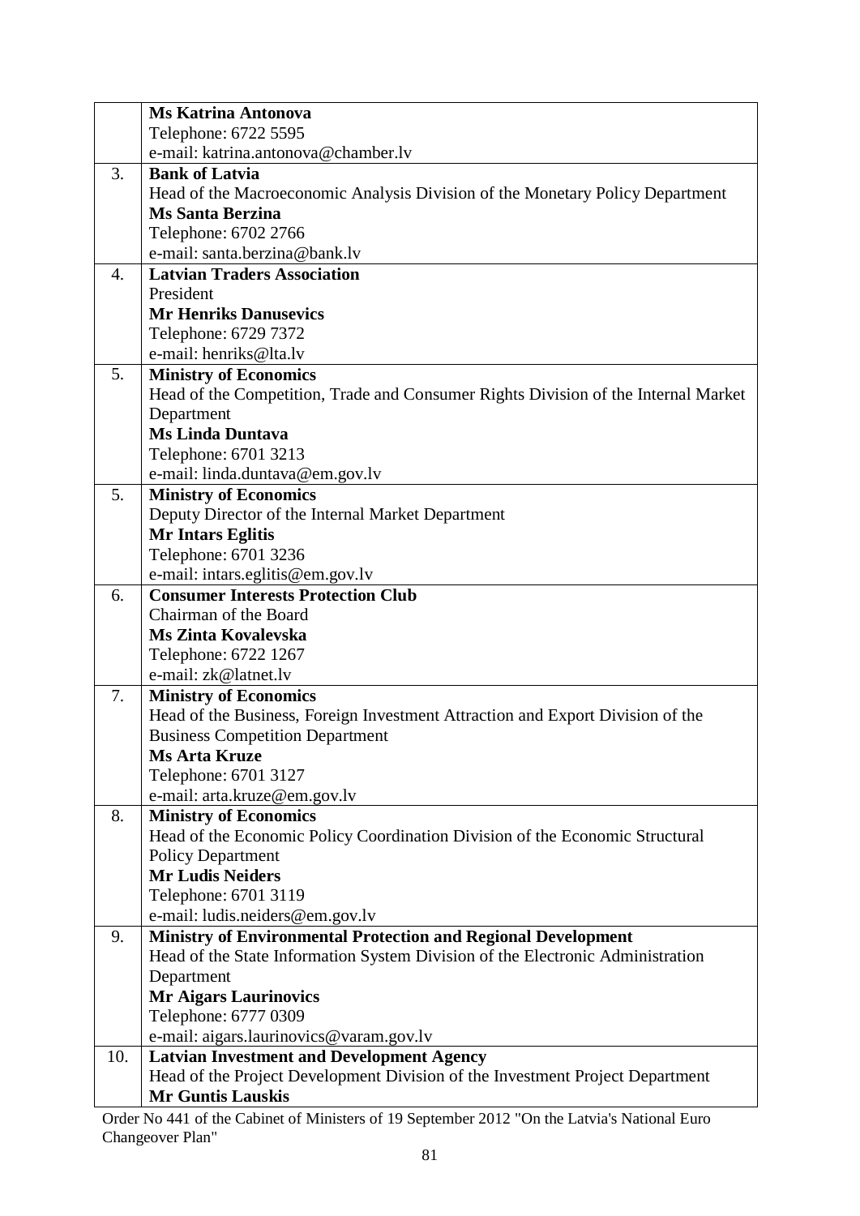| | |
|---|---|
| | **Ms Katrina Antonova**<br>Telephone: 6722 5595<br>e-mail: katrina.antonova@chamber.lv |
| 3. | **Bank of Latvia**<br>Head of the Macroeconomic Analysis Division of the Monetary Policy Department<br>**Ms Santa Berzina**<br>Telephone: 6702 2766<br>e-mail: santa.berzina@bank.lv |
| 4. | **Latvian Traders Association**<br>President<br>**Mr Henriks Danusevics**<br>Telephone: 6729 7372<br>e-mail: henriks@lta.lv |
| 5. | **Ministry of Economics**<br>Head of the Competition, Trade and Consumer Rights Division of the Internal Market Department<br>**Ms Linda Duntava**<br>Telephone: 6701 3213<br>e-mail: linda.duntava@em.gov.lv |
| 5. | **Ministry of Economics**<br>Deputy Director of the Internal Market Department<br>**Mr Intars Eglitis**<br>Telephone: 6701 3236<br>e-mail: intars.eglitis@em.gov.lv |
| 6. | **Consumer Interests Protection Club**<br>Chairman of the Board<br>**Ms Zinta Kovalevska**<br>Telephone: 6722 1267<br>e-mail: zk@latnet.lv |
| 7. | **Ministry of Economics**<br>Head of the Business, Foreign Investment Attraction and Export Division of the Business Competition Department<br>**Ms Arta Kruze**<br>Telephone: 6701 3127<br>e-mail: arta.kruze@em.gov.lv |
| 8. | **Ministry of Economics**<br>Head of the Economic Policy Coordination Division of the Economic Structural Policy Department<br>**Mr Ludis Neiders**<br>Telephone: 6701 3119<br>e-mail: ludis.neiders@em.gov.lv |
| 9. | **Ministry of Environmental Protection and Regional Development**<br>Head of the State Information System Division of the Electronic Administration Department<br>**Mr Aigars Laurinovics**<br>Telephone: 6777 0309<br>e-mail: aigars.laurinovics@varam.gov.lv |
| 10. | **Latvian Investment and Development Agency**<br>Head of the Project Development Division of the Investment Project Department<br>**Mr Guntis Lauskis** |

Order No 441 of the Cabinet of Ministers of 19 September 2012 "On the Latvia's National Euro Changeover Plan"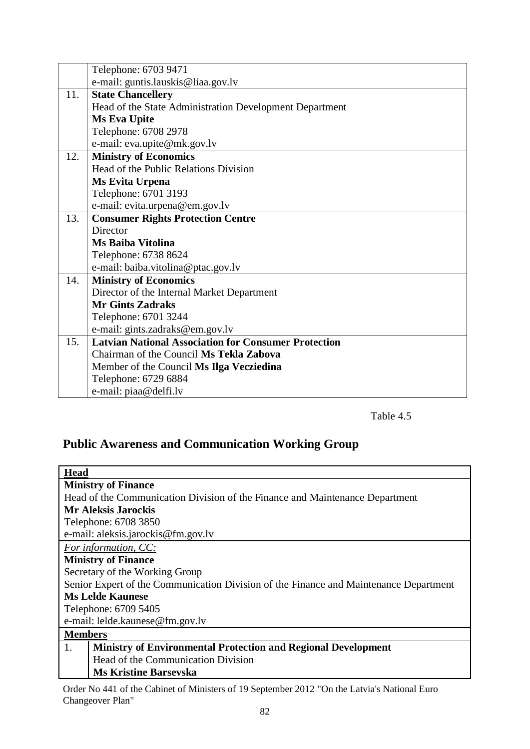| | |
|---|---|
| | Telephone: 6703 9471<br>e-mail: guntis.lauskis@liaa.gov.lv |
| 11. | **State Chancellery**<br>Head of the State Administration Development Department<br>**Ms Eva Upite**<br>Telephone: 6708 2978<br>e-mail: eva.upite@mk.gov.lv |
| 12. | **Ministry of Economics**<br>Head of the Public Relations Division<br>**Ms Evita Urpena**<br>Telephone: 6701 3193<br>e-mail: evita.urpena@em.gov.lv |
| 13. | **Consumer Rights Protection Centre**<br>Director<br>**Ms Baiba Vitolina**<br>Telephone: 6738 8624<br>e-mail: baiba.vitolina@ptac.gov.lv |
| 14. | **Ministry of Economics**<br>Director of the Internal Market Department<br>**Mr Gints Zadraks**<br>Telephone: 6701 3244<br>e-mail: gints.zadraks@em.gov.lv |
| 15. | **Latvian National Association for Consumer Protection**<br>Chairman of the Council **Ms Tekla Zabova**<br>Member of the Council **Ms Ilga Vecziedina**<br>Telephone: 6729 6884<br>e-mail: piaa@delfi.lv |

Table 4.5

## Public Awareness and Communication Working Group

| | |
|---|---|
| **Head** | |
| **Ministry of Finance**<br>Head of the Communication Division of the Finance and Maintenance Department<br>**Mr Aleksis Jarockis**<br>Telephone: 6708 3850<br>e-mail: aleksis.jarockis@fm.gov.lv | |
| *For information, CC:*<br>**Ministry of Finance**<br>Secretary of the Working Group<br>Senior Expert of the Communication Division of the Finance and Maintenance Department<br>**Ms Lelde Kaunese**<br>Telephone: 6709 5405<br>e-mail: lelde.kaunese@fm.gov.lv | |
| **Members** | |
| 1. | **Ministry of Environmental Protection and Regional Development**<br>Head of the Communication Division<br>**Ms Kristine Barsevska** |

Order No 441 of the Cabinet of Ministers of 19 September 2012 "On the Latvia's National Euro Changeover Plan"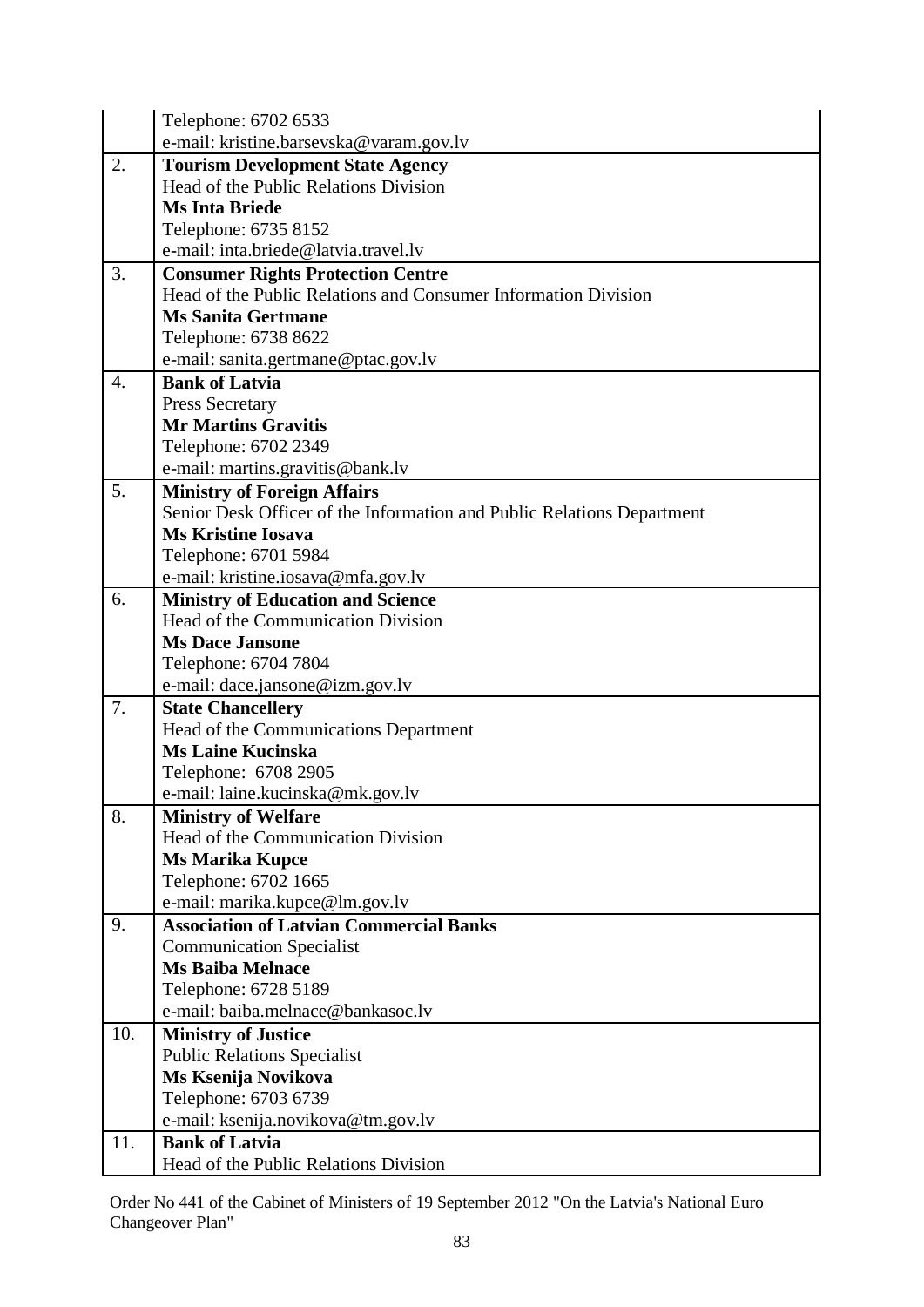| | |
|---|---|
| | Telephone: 6702 6533<br>e-mail: kristine.barsevska@varam.gov.lv |
| 2. | **Tourism Development State Agency**<br>Head of the Public Relations Division<br>**Ms Inta Briede**<br>Telephone: 6735 8152<br>e-mail: inta.briede@latvia.travel.lv |
| 3. | **Consumer Rights Protection Centre**<br>Head of the Public Relations and Consumer Information Division<br>**Ms Sanita Gertmane**<br>Telephone: 6738 8622<br>e-mail: sanita.gertmane@ptac.gov.lv |
| 4. | **Bank of Latvia**<br>Press Secretary<br>**Mr Martins Gravitis**<br>Telephone: 6702 2349<br>e-mail: martins.gravitis@bank.lv |
| 5. | **Ministry of Foreign Affairs**<br>Senior Desk Officer of the Information and Public Relations Department<br>**Ms Kristine Iosava**<br>Telephone: 6701 5984<br>e-mail: kristine.iosava@mfa.gov.lv |
| 6. | **Ministry of Education and Science**<br>Head of the Communication Division<br>**Ms Dace Jansone**<br>Telephone: 6704 7804<br>e-mail: dace.jansone@izm.gov.lv |
| 7. | **State Chancellery**<br>Head of the Communications Department<br>**Ms Laine Kucinska**<br>Telephone: 6708 2905<br>e-mail: laine.kucinska@mk.gov.lv |
| 8. | **Ministry of Welfare**<br>Head of the Communication Division<br>**Ms Marika Kupce**<br>Telephone: 6702 1665<br>e-mail: marika.kupce@lm.gov.lv |
| 9. | **Association of Latvian Commercial Banks**<br>Communication Specialist<br>**Ms Baiba Melnace**<br>Telephone: 6728 5189<br>e-mail: baiba.melnace@bankasoc.lv |
| 10. | **Ministry of Justice**<br>Public Relations Specialist<br>**Ms Ksenija Novikova**<br>Telephone: 6703 6739<br>e-mail: ksenija.novikova@tm.gov.lv |
| 11. | **Bank of Latvia**<br>Head of the Public Relations Division |

Order No 441 of the Cabinet of Ministers of 19 September 2012 "On the Latvia's National Euro Changeover Plan"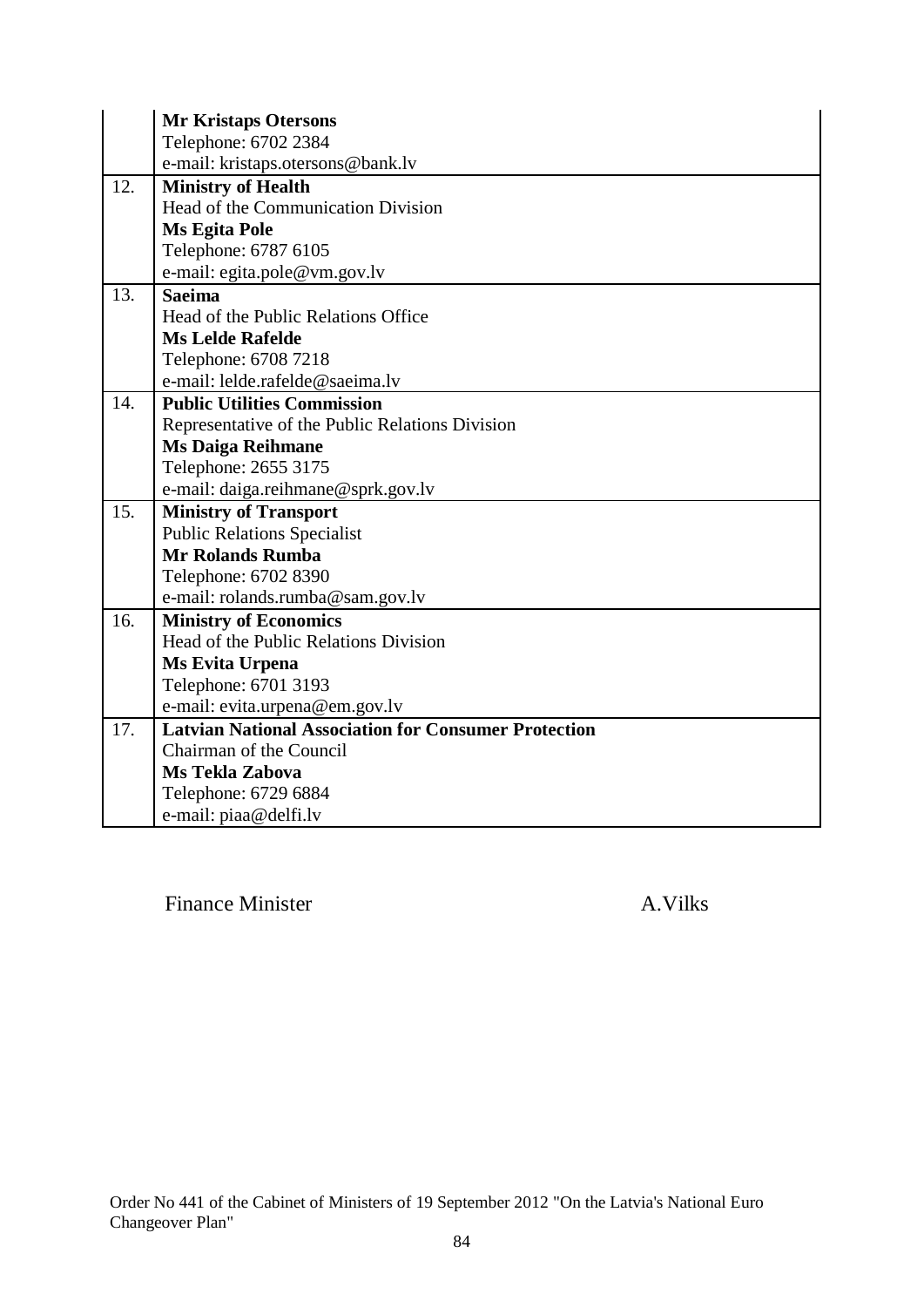| | |
|---|---|
| | **Mr Kristaps Otersons**<br>Telephone: 6702 2384<br>e-mail: kristaps.otersons@bank.lv |
| 12. | **Ministry of Health**<br>Head of the Communication Division<br>**Ms Egita Pole**<br>Telephone: 6787 6105<br>e-mail: egita.pole@vm.gov.lv |
| 13. | **Saeima**<br>Head of the Public Relations Office<br>**Ms Lelde Rafelde**<br>Telephone: 6708 7218<br>e-mail: lelde.rafelde@saeima.lv |
| 14. | **Public Utilities Commission**<br>Representative of the Public Relations Division<br>**Ms Daiga Reihmane**<br>Telephone: 2655 3175<br>e-mail: daiga.reihmane@sprk.gov.lv |
| 15. | **Ministry of Transport**<br>Public Relations Specialist<br>**Mr Rolands Rumba**<br>Telephone: 6702 8390<br>e-mail: rolands.rumba@sam.gov.lv |
| 16. | **Ministry of Economics**<br>Head of the Public Relations Division<br>**Ms Evita Urpena**<br>Telephone: 6701 3193<br>e-mail: evita.urpena@em.gov.lv |
| 17. | **Latvian National Association for Consumer Protection**<br>Chairman of the Council<br>**Ms Tekla Zabova**<br>Telephone: 6729 6884<br>e-mail: piaa@delfi.lv |

Finance Minister A.Vilks

Order No 441 of the Cabinet of Ministers of 19 September 2012 "On the Latvia's National Euro Changeover Plan"